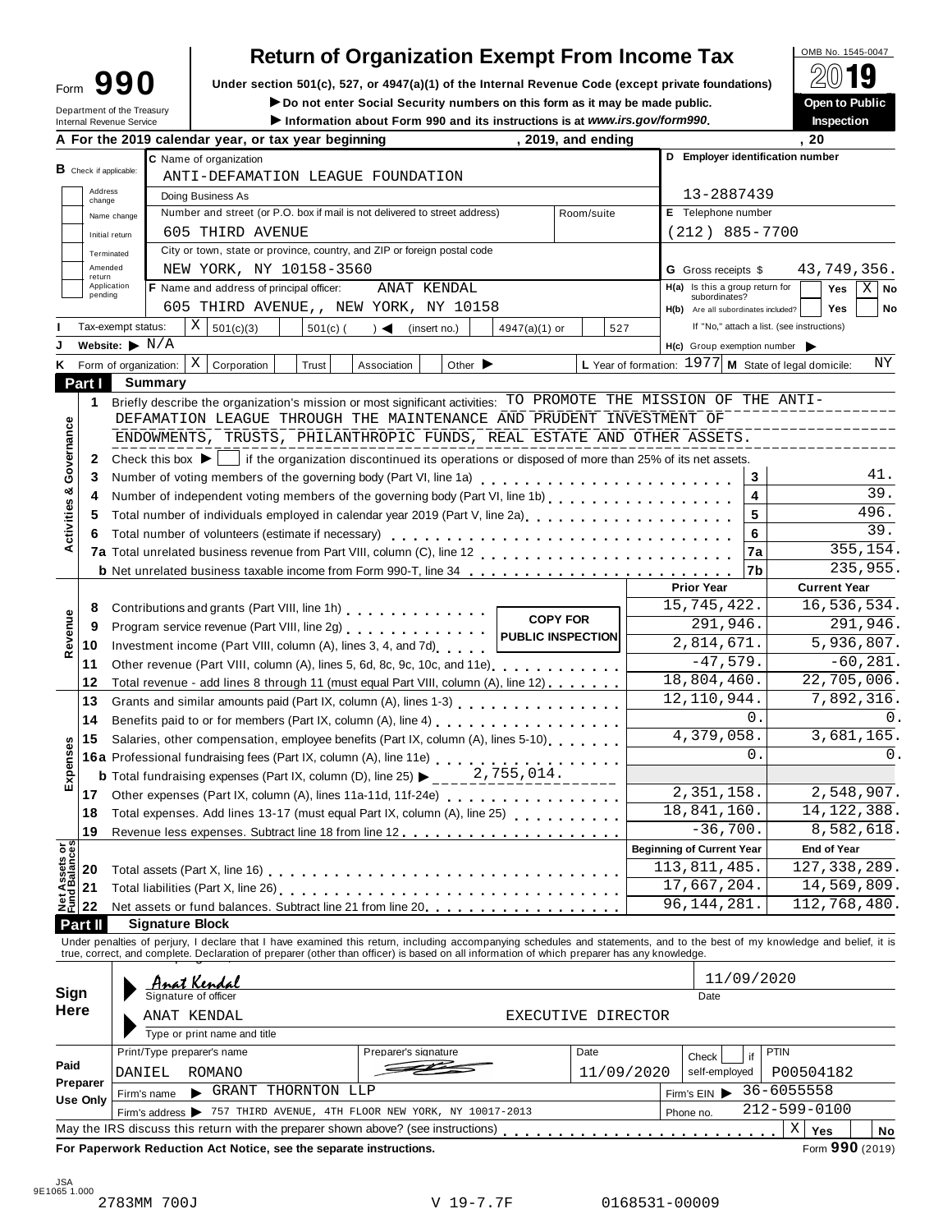# Form 990 — Return of Organization Exempt From Income Tax

**Under section 501(c), 527, or 4947(a)(1) of the Internal Revenue Code (except private foundations)**

▶ Do not enter Social Security numbers on this form as it may be made public.

▶ Information about Form 990 and its instructions is at *www.irs.gov/form990*.

Department of the Treasury
Internal Revenue Service

OMB No. 1545-0047

**2019**

**Open to Public Inspection**

**A** For the 2019 calendar year, or tax year beginning , 2019, and ending , 20

**B** Check if applicable: Address change / Name change / Initial return / Terminated / Amended return / Application pending

**C** Name of organization: ANTI-DEFAMATION LEAGUE FOUNDATION

Doing Business As

Number and street (or P.O. box if mail is not delivered to street address): 605 THIRD AVENUE — Room/suite

City or town, state or province, country, and ZIP or foreign postal code: NEW YORK, NY 10158-3560

**D** Employer identification number: 13-2887439

**E** Telephone number: (212) 885-7700

**G** Gross receipts $ 43,749,356.

**F** Name and address of principal officer: ANAT KENDAL, 605 THIRD AVENUE,, NEW YORK, NY 10158

**H(a)** Is this a group return for subordinates? Yes [ ] No [X]

**H(b)** Are all subordinates included? Yes [ ] No [ ]
If "No," attach a list. (see instructions)

**I** Tax-exempt status: [X] 501(c)(3) [ ] 501(c) ( ) ◀ (insert no.) [ ] 4947(a)(1) or [ ] 527

**J** Website: ▶ N/A

**H(c)** Group exemption number ▶

**K** Form of organization: [X] Corporation [ ] Trust [ ] Association [ ] Other ▶

**L** Year of formation: 1977 **M** State of legal domicile: NY

## Part I Summary

**Activities & Governance**

1. Briefly describe the organization's mission or most significant activities: TO PROMOTE THE MISSION OF THE ANTI-DEFAMATION LEAGUE THROUGH THE MAINTENANCE AND PRUDENT INVESTMENT OF ENDOWMENTS, TRUSTS, PHILANTHROPIC FUNDS, REAL ESTATE AND OTHER ASSETS.
2. Check this box ▶ [ ] if the organization discontinued its operations or disposed of more than 25% of its net assets.

| | | | |
|---|---|---|---|
| 3 | Number of voting members of the governing body (Part VI, line 1a) | 3 | 41. |
| 4 | Number of independent voting members of the governing body (Part VI, line 1b) | 4 | 39. |
| 5 | Total number of individuals employed in calendar year 2019 (Part V, line 2a) | 5 | 496. |
| 6 | Total number of volunteers (estimate if necessary) | 6 | 39. |
| 7a | Total unrelated business revenue from Part VIII, column (C), line 12 | 7a | 355,154. |
| b | Net unrelated business taxable income from Form 990-T, line 34 | 7b | 235,955. |

**COPY FOR PUBLIC INSPECTION**

| | | | Prior Year | Current Year |
|---|---|---|---|---|
| **Revenue** | 8 | Contributions and grants (Part VIII, line 1h) | 15,745,422. | 16,536,534. |
| | 9 | Program service revenue (Part VIII, line 2g) | 291,946. | 291,946. |
| | 10 | Investment income (Part VIII, column (A), lines 3, 4, and 7d) | 2,814,671. | 5,936,807. |
| | 11 | Other revenue (Part VIII, column (A), lines 5, 6d, 8c, 9c, 10c, and 11e) | -47,579. | -60,281. |
| | 12 | Total revenue - add lines 8 through 11 (must equal Part VIII, column (A), line 12) | 18,804,460. | 22,705,006. |
| **Expenses** | 13 | Grants and similar amounts paid (Part IX, column (A), lines 1-3) | 12,110,944. | 7,892,316. |
| | 14 | Benefits paid to or for members (Part IX, column (A), line 4) | 0. | 0. |
| | 15 | Salaries, other compensation, employee benefits (Part IX, column (A), lines 5-10) | 4,379,058. | 3,681,165. |
| | 16a | Professional fundraising fees (Part IX, column (A), line 11e) | 0. | 0. |
| | b | Total fundraising expenses (Part IX, column (D), line 25) ▶ 2,755,014. | | |
| | 17 | Other expenses (Part IX, column (A), lines 11a-11d, 11f-24e) | 2,351,158. | 2,548,907. |
| | 18 | Total expenses. Add lines 13-17 (must equal Part IX, column (A), line 25) | 18,841,160. | 14,122,388. |
| | 19 | Revenue less expenses. Subtract line 18 from line 12 | -36,700. | 8,582,618. |
| | | | **Beginning of Current Year** | **End of Year** |
| **Net Assets or Fund Balances** | 20 | Total assets (Part X, line 16) | 113,811,485. | 127,338,289. |
| | 21 | Total liabilities (Part X, line 26) | 17,667,204. | 14,569,809. |
| | 22 | Net assets or fund balances. Subtract line 21 from line 20 | 96,144,281. | 112,768,480. |

## Part II Signature Block

Under penalties of perjury, I declare that I have examined this return, including accompanying schedules and statements, and to the best of my knowledge and belief, it is true, correct, and complete. Declaration of preparer (other than officer) is based on all information of which preparer has any knowledge.

**Sign Here**

Signature of officer: *Anat Kendal* — Date: 11/09/2020

Type or print name and title: ANAT KENDAL, EXECUTIVE DIRECTOR

**Paid Preparer Use Only**

| Print/Type preparer's name | Preparer's signature | Date | Check [ ] if self-employed | PTIN |
|---|---|---|---|---|
| DANIEL ROMANO | [signature] | 11/09/2020 | | P00504182 |

Firm's name ▶ GRANT THORNTON LLP — Firm's EIN ▶ 36-6055558

Firm's address ▶ 757 THIRD AVENUE, 4TH FLOOR NEW YORK, NY 10017-2013 — Phone no. 212-599-0100

May the IRS discuss this return with the preparer shown above? (see instructions) [X] Yes [ ] No

**For Paperwork Reduction Act Notice, see the separate instructions.** Form **990** (2019)

JSA
9E1065 1.000
2783MM 700J V 19-7.7F 0168531-00009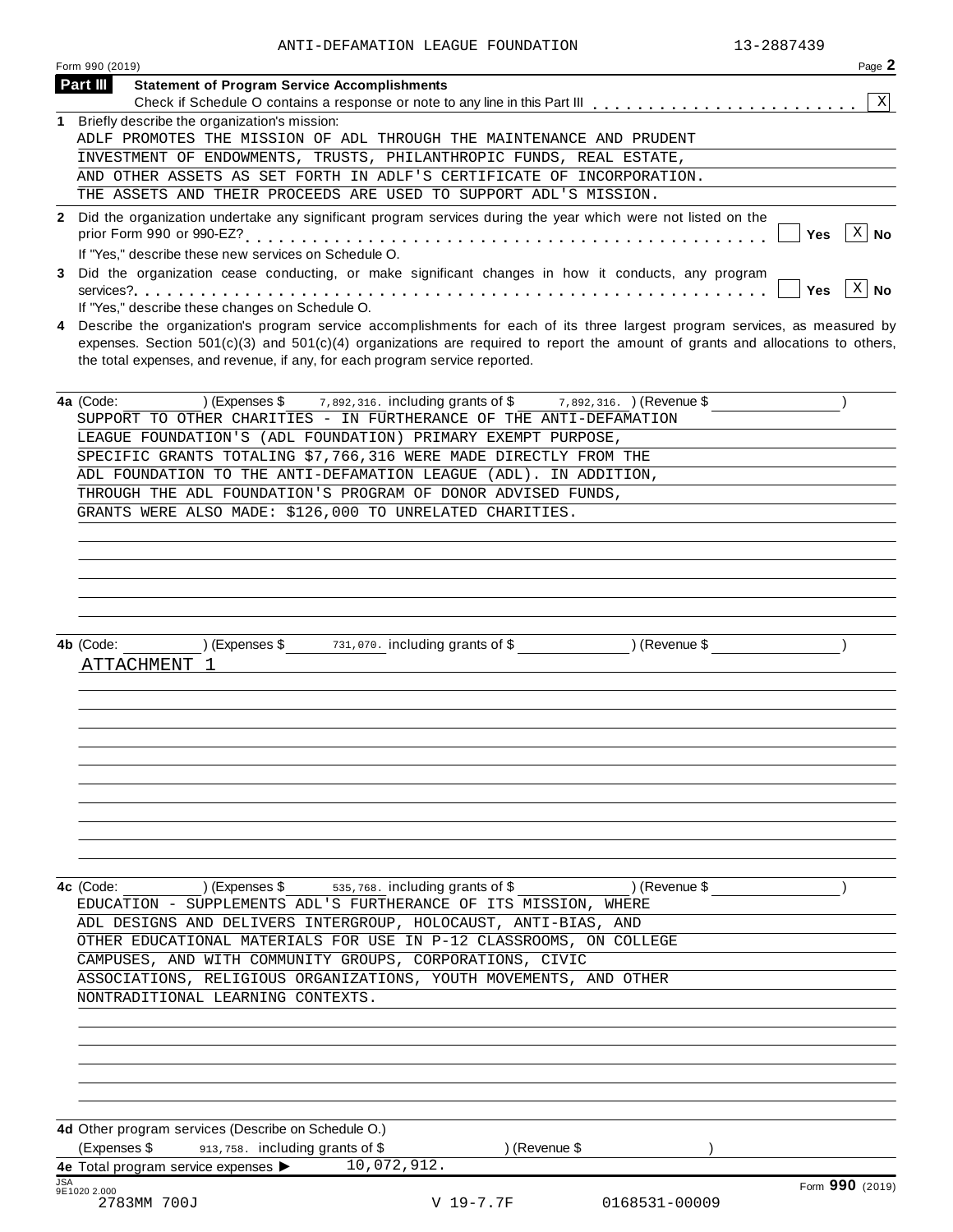ANTI-DEFAMATION LEAGUE FOUNDATION 13-2887439

Form 990 (2019) Page 2

## Part III Statement of Program Service Accomplishments

Check if Schedule O contains a response or note to any line in this Part III . . . . . . . . . . . . . . . . . . . . . . . [X]

**1** Briefly describe the organization's mission:

ADLF PROMOTES THE MISSION OF ADL THROUGH THE MAINTENANCE AND PRUDENT INVESTMENT OF ENDOWMENTS, TRUSTS, PHILANTHROPIC FUNDS, REAL ESTATE, AND OTHER ASSETS AS SET FORTH IN ADLF'S CERTIFICATE OF INCORPORATION. THE ASSETS AND THEIR PROCEEDS ARE USED TO SUPPORT ADL'S MISSION.

**2** Did the organization undertake any significant program services during the year which were not listed on the prior Form 990 or 990-EZ? . . . . . . . . . . . . . . . . . . . . . . . . . . . . . . . . . . . . . . . . . . . [ ] Yes [X] No

If "Yes," describe these new services on Schedule O.

**3** Did the organization cease conducting, or make significant changes in how it conducts, any program services? . . . . . . . . . . . . . . . . . . . . . . . . . . . . . . . . . . . . . . . . . . . . . . . . . . . [ ] Yes [X] No

If "Yes," describe these changes on Schedule O.

**4** Describe the organization's program service accomplishments for each of its three largest program services, as measured by expenses. Section 501(c)(3) and 501(c)(4) organizations are required to report the amount of grants and allocations to others, the total expenses, and revenue, if any, for each program service reported.

**4a** (Code: ) (Expenses $ 7,892,316. including grants of $ 7,892,316. ) (Revenue $ )

SUPPORT TO OTHER CHARITIES - IN FURTHERANCE OF THE ANTI-DEFAMATION LEAGUE FOUNDATION'S (ADL FOUNDATION) PRIMARY EXEMPT PURPOSE, SPECIFIC GRANTS TOTALING $7,766,316 WERE MADE DIRECTLY FROM THE ADL FOUNDATION TO THE ANTI-DEFAMATION LEAGUE (ADL). IN ADDITION, THROUGH THE ADL FOUNDATION'S PROGRAM OF DONOR ADVISED FUNDS, GRANTS WERE ALSO MADE: $126,000 TO UNRELATED CHARITIES.

**4b** (Code: ) (Expenses $ 731,070. including grants of $ ) (Revenue $ )

ATTACHMENT 1

**4c** (Code: ) (Expenses $ 535,768. including grants of $ ) (Revenue $ )

EDUCATION - SUPPLEMENTS ADL'S FURTHERANCE OF ITS MISSION, WHERE ADL DESIGNS AND DELIVERS INTERGROUP, HOLOCAUST, ANTI-BIAS, AND OTHER EDUCATIONAL MATERIALS FOR USE IN P-12 CLASSROOMS, ON COLLEGE CAMPUSES, AND WITH COMMUNITY GROUPS, CORPORATIONS, CIVIC ASSOCIATIONS, RELIGIOUS ORGANIZATIONS, YOUTH MOVEMENTS, AND OTHER NONTRADITIONAL LEARNING CONTEXTS.

**4d** Other program services (Describe on Schedule O.)

(Expenses $ 913,758. including grants of $ ) (Revenue $ )

**4e** Total program service expenses ▶ 10,072,912.

Form 990 (2019)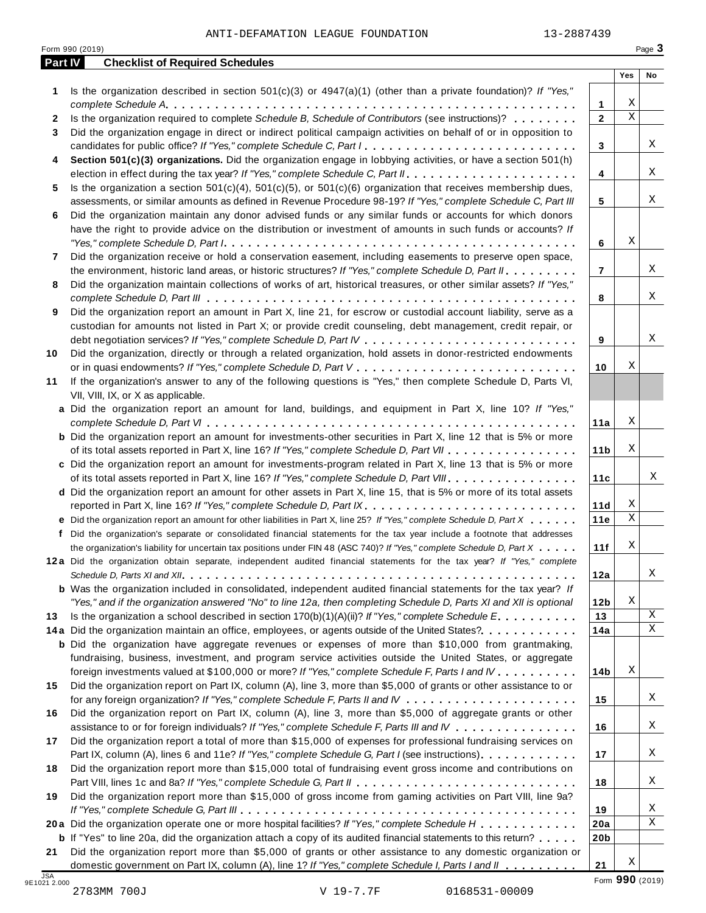ANTI-DEFAMATION LEAGUE FOUNDATION 13-2887439

Form 990 (2019) Page **3**

## Part IV Checklist of Required Schedules

| | | | Yes | No |
|---|---|---|---|---|
| **1** | Is the organization described in section 501(c)(3) or 4947(a)(1) (other than a private foundation)? *If "Yes," complete Schedule A* | **1** | X | |
| **2** | Is the organization required to complete *Schedule B, Schedule of Contributors* (see instructions)? | **2** | X | |
| **3** | Did the organization engage in direct or indirect political campaign activities on behalf of or in opposition to candidates for public office? *If "Yes," complete Schedule C, Part I* | **3** | | X |
| **4** | **Section 501(c)(3) organizations.** Did the organization engage in lobbying activities, or have a section 501(h) election in effect during the tax year? *If "Yes," complete Schedule C, Part II* | **4** | | X |
| **5** | Is the organization a section 501(c)(4), 501(c)(5), or 501(c)(6) organization that receives membership dues, assessments, or similar amounts as defined in Revenue Procedure 98-19? *If "Yes," complete Schedule C, Part III* | **5** | | X |
| **6** | Did the organization maintain any donor advised funds or any similar funds or accounts for which donors have the right to provide advice on the distribution or investment of amounts in such funds or accounts? *If "Yes," complete Schedule D, Part I* | **6** | X | |
| **7** | Did the organization receive or hold a conservation easement, including easements to preserve open space, the environment, historic land areas, or historic structures? *If "Yes," complete Schedule D, Part II* | **7** | | X |
| **8** | Did the organization maintain collections of works of art, historical treasures, or other similar assets? *If "Yes," complete Schedule D, Part III* | **8** | | X |
| **9** | Did the organization report an amount in Part X, line 21, for escrow or custodial account liability, serve as a custodian for amounts not listed in Part X; or provide credit counseling, debt management, credit repair, or debt negotiation services? *If "Yes," complete Schedule D, Part IV* | **9** | | X |
| **10** | Did the organization, directly or through a related organization, hold assets in donor-restricted endowments or in quasi endowments? *If "Yes," complete Schedule D, Part V* | **10** | X | |
| **11** | If the organization's answer to any of the following questions is "Yes," then complete Schedule D, Parts VI, VII, VIII, IX, or X as applicable. | | | |
| **a** | Did the organization report an amount for land, buildings, and equipment in Part X, line 10? *If "Yes," complete Schedule D, Part VI* | **11a** | X | |
| **b** | Did the organization report an amount for investments-other securities in Part X, line 12 that is 5% or more of its total assets reported in Part X, line 16? *If "Yes," complete Schedule D, Part VII* | **11b** | X | |
| **c** | Did the organization report an amount for investments-program related in Part X, line 13 that is 5% or more of its total assets reported in Part X, line 16? *If "Yes," complete Schedule D, Part VIII* | **11c** | | X |
| **d** | Did the organization report an amount for other assets in Part X, line 15, that is 5% or more of its total assets reported in Part X, line 16? *If "Yes," complete Schedule D, Part IX* | **11d** | X | |
| **e** | Did the organization report an amount for other liabilities in Part X, line 25? *If "Yes," complete Schedule D, Part X* | **11e** | X | |
| **f** | Did the organization's separate or consolidated financial statements for the tax year include a footnote that addresses the organization's liability for uncertain tax positions under FIN 48 (ASC 740)? *If "Yes," complete Schedule D, Part X* | **11f** | X | |
| **12a** | Did the organization obtain separate, independent audited financial statements for the tax year? *If "Yes," complete Schedule D, Parts XI and XII* | **12a** | | X |
| **b** | Was the organization included in consolidated, independent audited financial statements for the tax year? *If "Yes," and if the organization answered "No" to line 12a, then completing Schedule D, Parts XI and XII is optional* | **12b** | X | |
| **13** | Is the organization a school described in section 170(b)(1)(A)(ii)? *If "Yes," complete Schedule E* | **13** | | X |
| **14a** | Did the organization maintain an office, employees, or agents outside of the United States? | **14a** | | X |
| **b** | Did the organization have aggregate revenues or expenses of more than $10,000 from grantmaking, fundraising, business, investment, and program service activities outside the United States, or aggregate foreign investments valued at $100,000 or more? *If "Yes," complete Schedule F, Parts I and IV* | **14b** | X | |
| **15** | Did the organization report on Part IX, column (A), line 3, more than $5,000 of grants or other assistance to or for any foreign organization? *If "Yes," complete Schedule F, Parts II and IV* | **15** | | X |
| **16** | Did the organization report on Part IX, column (A), line 3, more than $5,000 of aggregate grants or other assistance to or for foreign individuals? *If "Yes," complete Schedule F, Parts III and IV* | **16** | | X |
| **17** | Did the organization report a total of more than $15,000 of expenses for professional fundraising services on Part IX, column (A), lines 6 and 11e? *If "Yes," complete Schedule G, Part I* (see instructions) | **17** | | X |
| **18** | Did the organization report more than $15,000 total of fundraising event gross income and contributions on Part VIII, lines 1c and 8a? *If "Yes," complete Schedule G, Part II* | **18** | | X |
| **19** | Did the organization report more than $15,000 of gross income from gaming activities on Part VIII, line 9a? *If "Yes," complete Schedule G, Part III* | **19** | | X |
| **20a** | Did the organization operate one or more hospital facilities? *If "Yes," complete Schedule H* | **20a** | | X |
| **b** | If "Yes" to line 20a, did the organization attach a copy of its audited financial statements to this return? | **20b** | | |
| **21** | Did the organization report more than $5,000 of grants or other assistance to any domestic organization or domestic government on Part IX, column (A), line 1? *If "Yes," complete Schedule I, Parts I and II* | **21** | X | |

JSA 9E1021 2.000

Form **990** (2019)

2783MM 700J V 19-7.7F 0168531-00009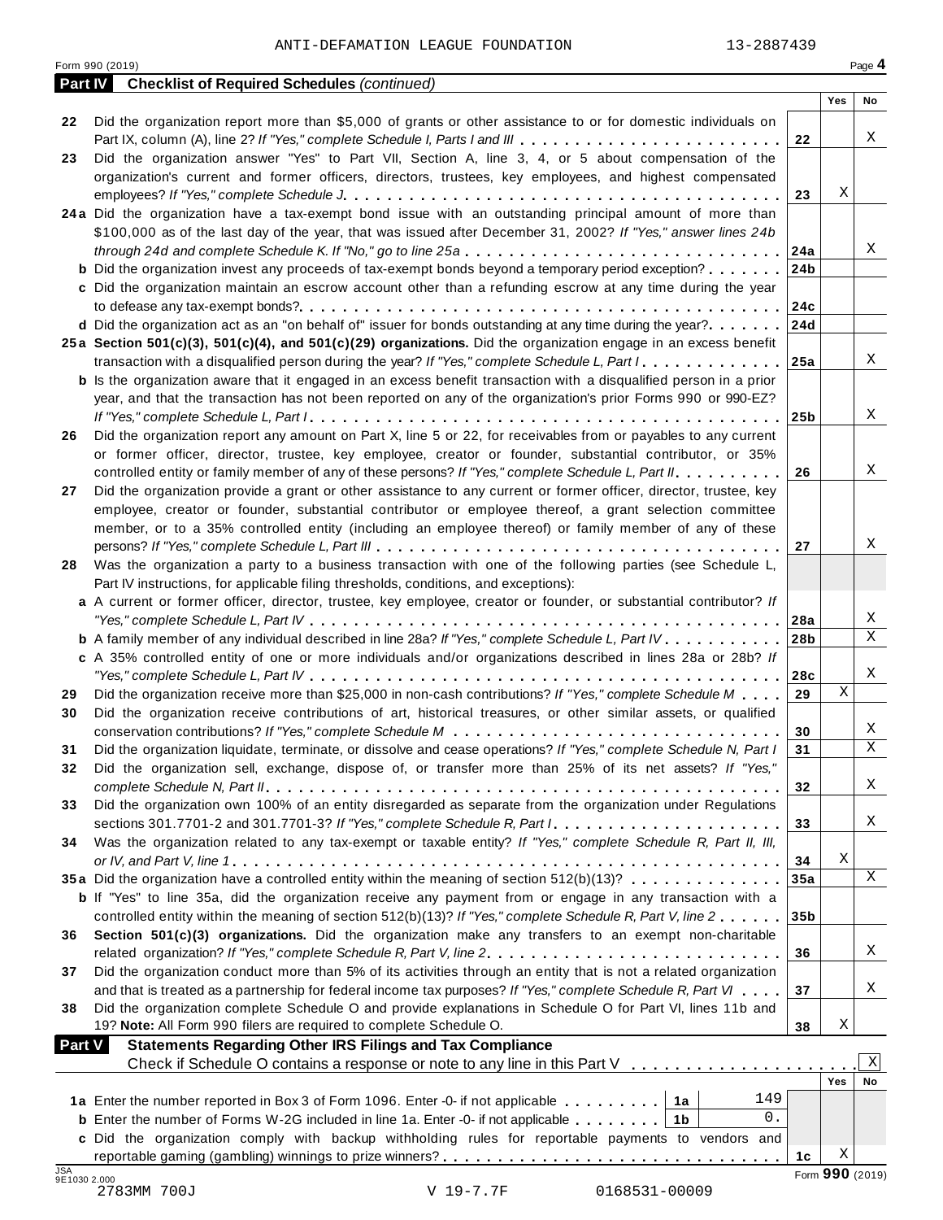ANTI-DEFAMATION LEAGUE FOUNDATION 13-2887439

Form 990 (2019) Page 4

**Part IV Checklist of Required Schedules** *(continued)*

| | | | Yes | No |
|---|---|---|---|---|
| 22 | Did the organization report more than $5,000 of grants or other assistance to or for domestic individuals on Part IX, column (A), line 2? *If "Yes," complete Schedule I, Parts I and III* | 22 | | X |
| 23 | Did the organization answer "Yes" to Part VII, Section A, line 3, 4, or 5 about compensation of the organization's current and former officers, directors, trustees, key employees, and highest compensated employees? *If "Yes," complete Schedule J* | 23 | X | |
| 24a | Did the organization have a tax-exempt bond issue with an outstanding principal amount of more than $100,000 as of the last day of the year, that was issued after December 31, 2002? *If "Yes," answer lines 24b through 24d and complete Schedule K. If "No," go to line 25a* | 24a | | X |
| b | Did the organization invest any proceeds of tax-exempt bonds beyond a temporary period exception? | 24b | | |
| c | Did the organization maintain an escrow account other than a refunding escrow at any time during the year to defease any tax-exempt bonds? | 24c | | |
| d | Did the organization act as an "on behalf of" issuer for bonds outstanding at any time during the year? | 24d | | |
| 25a | **Section 501(c)(3), 501(c)(4), and 501(c)(29) organizations.** Did the organization engage in an excess benefit transaction with a disqualified person during the year? *If "Yes," complete Schedule L, Part I* | 25a | | X |
| b | Is the organization aware that it engaged in an excess benefit transaction with a disqualified person in a prior year, and that the transaction has not been reported on any of the organization's prior Forms 990 or 990-EZ? *If "Yes," complete Schedule L, Part I* | 25b | | X |
| 26 | Did the organization report any amount on Part X, line 5 or 22, for receivables from or payables to any current or former officer, director, trustee, key employee, creator or founder, substantial contributor, or 35% controlled entity or family member of any of these persons? *If "Yes," complete Schedule L, Part II* | 26 | | X |
| 27 | Did the organization provide a grant or other assistance to any current or former officer, director, trustee, key employee, creator or founder, substantial contributor or employee thereof, a grant selection committee member, or to a 35% controlled entity (including an employee thereof) or family member of any of these persons? *If "Yes," complete Schedule L, Part III* | 27 | | X |
| 28 | Was the organization a party to a business transaction with one of the following parties (see Schedule L, Part IV instructions, for applicable filing thresholds, conditions, and exceptions): | | | |
| a | A current or former officer, director, trustee, key employee, creator or founder, or substantial contributor? *If "Yes," complete Schedule L, Part IV* | 28a | | X |
| b | A family member of any individual described in line 28a? *If "Yes," complete Schedule L, Part IV* | 28b | | X |
| c | A 35% controlled entity of one or more individuals and/or organizations described in lines 28a or 28b? *If "Yes," complete Schedule L, Part IV* | 28c | | X |
| 29 | Did the organization receive more than $25,000 in non-cash contributions? *If "Yes," complete Schedule M* | 29 | X | |
| 30 | Did the organization receive contributions of art, historical treasures, or other similar assets, or qualified conservation contributions? *If "Yes," complete Schedule M* | 30 | | X |
| 31 | Did the organization liquidate, terminate, or dissolve and cease operations? *If "Yes," complete Schedule N, Part I* | 31 | | X |
| 32 | Did the organization sell, exchange, dispose of, or transfer more than 25% of its net assets? *If "Yes," complete Schedule N, Part II* | 32 | | X |
| 33 | Did the organization own 100% of an entity disregarded as separate from the organization under Regulations sections 301.7701-2 and 301.7701-3? *If "Yes," complete Schedule R, Part I* | 33 | | X |
| 34 | Was the organization related to any tax-exempt or taxable entity? *If "Yes," complete Schedule R, Part II, III, or IV, and Part V, line 1* | 34 | X | |
| 35a | Did the organization have a controlled entity within the meaning of section 512(b)(13)? | 35a | | X |
| b | If "Yes" to line 35a, did the organization receive any payment from or engage in any transaction with a controlled entity within the meaning of section 512(b)(13)? *If "Yes," complete Schedule R, Part V, line 2* | 35b | | |
| 36 | **Section 501(c)(3) organizations.** Did the organization make any transfers to an exempt non-charitable related organization? *If "Yes," complete Schedule R, Part V, line 2* | 36 | | X |
| 37 | Did the organization conduct more than 5% of its activities through an entity that is not a related organization and that is treated as a partnership for federal income tax purposes? *If "Yes," complete Schedule R, Part VI* | 37 | | X |
| 38 | Did the organization complete Schedule O and provide explanations in Schedule O for Part VI, lines 11b and 19? **Note:** All Form 990 filers are required to complete Schedule O. | 38 | X | |

**Part V Statements Regarding Other IRS Filings and Tax Compliance**

Check if Schedule O contains a response or note to any line in this Part V [X]

| | | | | | Yes | No |
|---|---|---|---|---|---|---|
| 1a | Enter the number reported in Box 3 of Form 1096. Enter -0- if not applicable | 1a | 149 | | | |
| b | Enter the number of Forms W-2G included in line 1a. Enter -0- if not applicable | 1b | 0. | | | |
| c | Did the organization comply with backup withholding rules for reportable payments to vendors and reportable gaming (gambling) winnings to prize winners? | | | 1c | X | |

JSA 9E1030 2.000 2783MM 700J V 19-7.7F 0168531-00009

Form **990** (2019)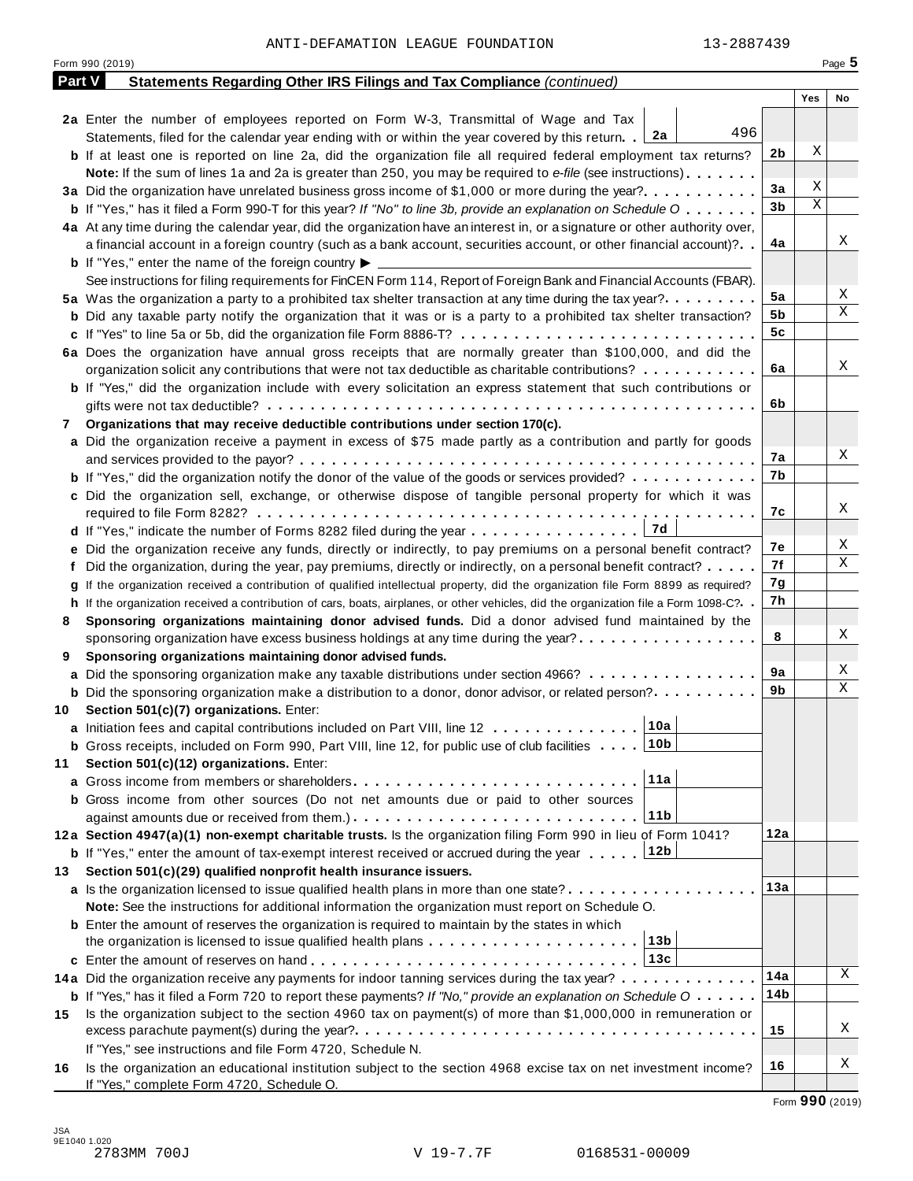ANTI-DEFAMATION LEAGUE FOUNDATION 13-2887439

Form 990 (2019)

## Part V Statements Regarding Other IRS Filings and Tax Compliance *(continued)*

| | | | Yes | No |
|---|---|---|---|---|
| **2a** | Enter the number of employees reported on Form W-3, Transmittal of Wage and Tax Statements, filed for the calendar year ending with or within the year covered by this return . . **2a** 496 | | | |
| **b** | If at least one is reported on line 2a, did the organization file all required federal employment tax returns? | 2b | X | |
| | **Note:** If the sum of lines 1a and 2a is greater than 250, you may be required to *e-file* (see instructions) | | | |
| **3a** | Did the organization have unrelated business gross income of $1,000 or more during the year? | 3a | X | |
| **b** | If "Yes," has it filed a Form 990-T for this year? *If "No" to line 3b, provide an explanation on Schedule O* | 3b | X | |
| **4a** | At any time during the calendar year, did the organization have an interest in, or a signature or other authority over, a financial account in a foreign country (such as a bank account, securities account, or other financial account)? | 4a | | X |
| **b** | If "Yes," enter the name of the foreign country ▶ | | | |
| | See instructions for filing requirements for FinCEN Form 114, Report of Foreign Bank and Financial Accounts (FBAR). | | | |
| **5a** | Was the organization a party to a prohibited tax shelter transaction at any time during the tax year? | 5a | | X |
| **b** | Did any taxable party notify the organization that it was or is a party to a prohibited tax shelter transaction? | 5b | | X |
| **c** | If "Yes" to line 5a or 5b, did the organization file Form 8886-T? | 5c | | |
| **6a** | Does the organization have annual gross receipts that are normally greater than $100,000, and did the organization solicit any contributions that were not tax deductible as charitable contributions? | 6a | | X |
| **b** | If "Yes," did the organization include with every solicitation an express statement that such contributions or gifts were not tax deductible? | 6b | | |
| **7** | **Organizations that may receive deductible contributions under section 170(c).** | | | |
| **a** | Did the organization receive a payment in excess of $75 made partly as a contribution and partly for goods and services provided to the payor? | 7a | | X |
| **b** | If "Yes," did the organization notify the donor of the value of the goods or services provided? | 7b | | |
| **c** | Did the organization sell, exchange, or otherwise dispose of tangible personal property for which it was required to file Form 8282? | 7c | | X |
| **d** | If "Yes," indicate the number of Forms 8282 filed during the year . . . **7d** | | | |
| **e** | Did the organization receive any funds, directly or indirectly, to pay premiums on a personal benefit contract? | 7e | | X |
| **f** | Did the organization, during the year, pay premiums, directly or indirectly, on a personal benefit contract? | 7f | | X |
| **g** | If the organization received a contribution of qualified intellectual property, did the organization file Form 8899 as required? | 7g | | |
| **h** | If the organization received a contribution of cars, boats, airplanes, or other vehicles, did the organization file a Form 1098-C? | 7h | | |
| **8** | **Sponsoring organizations maintaining donor advised funds.** Did a donor advised fund maintained by the sponsoring organization have excess business holdings at any time during the year? | 8 | | X |
| **9** | **Sponsoring organizations maintaining donor advised funds.** | | | |
| **a** | Did the sponsoring organization make any taxable distributions under section 4966? | 9a | | X |
| **b** | Did the sponsoring organization make a distribution to a donor, donor advisor, or related person? | 9b | | X |
| **10** | **Section 501(c)(7) organizations.** Enter: | | | |
| **a** | Initiation fees and capital contributions included on Part VIII, line 12 . . . **10a** | | | |
| **b** | Gross receipts, included on Form 990, Part VIII, line 12, for public use of club facilities . . . **10b** | | | |
| **11** | **Section 501(c)(12) organizations.** Enter: | | | |
| **a** | Gross income from members or shareholders . . . **11a** | | | |
| **b** | Gross income from other sources (Do not net amounts due or paid to other sources against amounts due or received from them.) . . . **11b** | | | |
| **12a** | **Section 4947(a)(1) non-exempt charitable trusts.** Is the organization filing Form 990 in lieu of Form 1041? | 12a | | |
| **b** | If "Yes," enter the amount of tax-exempt interest received or accrued during the year . . . **12b** | | | |
| **13** | **Section 501(c)(29) qualified nonprofit health insurance issuers.** | | | |
| **a** | Is the organization licensed to issue qualified health plans in more than one state? | 13a | | |
| | **Note:** See the instructions for additional information the organization must report on Schedule O. | | | |
| **b** | Enter the amount of reserves the organization is required to maintain by the states in which the organization is licensed to issue qualified health plans . . . **13b** | | | |
| **c** | Enter the amount of reserves on hand . . . **13c** | | | |
| **14a** | Did the organization receive any payments for indoor tanning services during the tax year? | 14a | | X |
| **b** | If "Yes," has it filed a Form 720 to report these payments? *If "No," provide an explanation on Schedule O* | 14b | | |
| **15** | Is the organization subject to the section 4960 tax on payment(s) of more than $1,000,000 in remuneration or excess parachute payment(s) during the year? | 15 | | X |
| | If "Yes," see instructions and file Form 4720, Schedule N. | | | |
| **16** | Is the organization an educational institution subject to the section 4968 excise tax on net investment income? | 16 | | X |
| | If "Yes," complete Form 4720, Schedule O. | | | |

Form **990** (2019)

JSA 9E1040 1.020
2783MM 700J V 19-7.7F 0168531-00009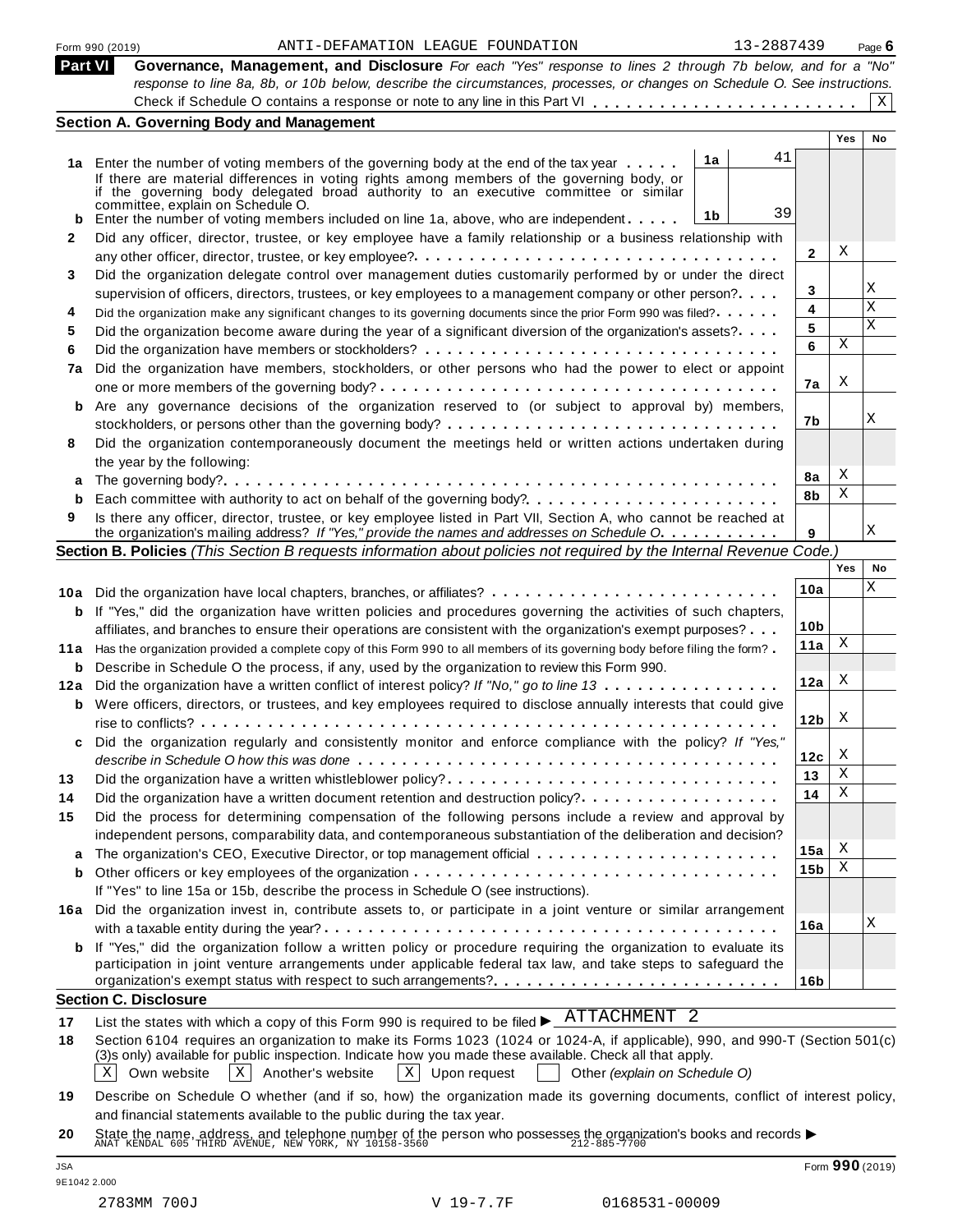Form 990 (2019) ANTI-DEFAMATION LEAGUE FOUNDATION 13-2887439 Page 6

## Part VI Governance, Management, and Disclosure

*For each "Yes" response to lines 2 through 7b below, and for a "No" response to line 8a, 8b, or 10b below, describe the circumstances, processes, or changes on Schedule O. See instructions.*

Check if Schedule O contains a response or note to any line in this Part VI . . . . . . . . . . . . . . . . . . . . . . . . [X]

### Section A. Governing Body and Management

| | | | | | Yes | No |
|---|---|---|---|---|---|---|
| **1a** | Enter the number of voting members of the governing body at the end of the tax year . . . . . If there are material differences in voting rights among members of the governing body, or if the governing body delegated broad authority to an executive committee or similar committee, explain on Schedule O. | 1a | 41 | | | |
| **b** | Enter the number of voting members included on line 1a, above, who are independent . . . . . | 1b | 39 | | | |
| **2** | Did any officer, director, trustee, or key employee have a family relationship or a business relationship with any other officer, director, trustee, or key employee? . . . . . | | | 2 | X | |
| **3** | Did the organization delegate control over management duties customarily performed by or under the direct supervision of officers, directors, trustees, or key employees to a management company or other person? . . . . | | | 3 | | X |
| **4** | Did the organization make any significant changes to its governing documents since the prior Form 990 was filed? . . . . . | | | 4 | | X |
| **5** | Did the organization become aware during the year of a significant diversion of the organization's assets? . . . . | | | 5 | | X |
| **6** | Did the organization have members or stockholders? . . . . . | | | 6 | X | |
| **7a** | Did the organization have members, stockholders, or other persons who had the power to elect or appoint one or more members of the governing body? . . . . . | | | 7a | X | |
| **b** | Are any governance decisions of the organization reserved to (or subject to approval by) members, stockholders, or persons other than the governing body? . . . . . | | | 7b | | X |
| **8** | Did the organization contemporaneously document the meetings held or written actions undertaken during the year by the following: | | | | | |
| **a** | The governing body? . . . . . | | | 8a | X | |
| **b** | Each committee with authority to act on behalf of the governing body? . . . . . | | | 8b | X | |
| **9** | Is there any officer, director, trustee, or key employee listed in Part VII, Section A, who cannot be reached at the organization's mailing address? *If "Yes," provide the names and addresses on Schedule O.* . . . . . | | | 9 | | X |

### Section B. Policies *(This Section B requests information about policies not required by the Internal Revenue Code.)*

| | | | Yes | No |
|---|---|---|---|---|
| **10a** | Did the organization have local chapters, branches, or affiliates? . . . . . | 10a | | X |
| **b** | If "Yes," did the organization have written policies and procedures governing the activities of such chapters, affiliates, and branches to ensure their operations are consistent with the organization's exempt purposes? . . . | 10b | | |
| **11a** | Has the organization provided a complete copy of this Form 990 to all members of its governing body before filing the form? . | 11a | X | |
| **b** | Describe in Schedule O the process, if any, used by the organization to review this Form 990. | | | |
| **12a** | Did the organization have a written conflict of interest policy? *If "No," go to line 13* . . . . . | 12a | X | |
| **b** | Were officers, directors, or trustees, and key employees required to disclose annually interests that could give rise to conflicts? . . . . . | 12b | X | |
| **c** | Did the organization regularly and consistently monitor and enforce compliance with the policy? *If "Yes," describe in Schedule O how this was done* . . . . . | 12c | X | |
| **13** | Did the organization have a written whistleblower policy? . . . . . | 13 | X | |
| **14** | Did the organization have a written document retention and destruction policy? . . . . . | 14 | X | |
| **15** | Did the process for determining compensation of the following persons include a review and approval by independent persons, comparability data, and contemporaneous substantiation of the deliberation and decision? | | | |
| **a** | The organization's CEO, Executive Director, or top management official . . . . . | 15a | X | |
| **b** | Other officers or key employees of the organization . . . . . | 15b | X | |
| | If "Yes" to line 15a or 15b, describe the process in Schedule O (see instructions). | | | |
| **16a** | Did the organization invest in, contribute assets to, or participate in a joint venture or similar arrangement with a taxable entity during the year? . . . . . | 16a | | X |
| **b** | If "Yes," did the organization follow a written policy or procedure requiring the organization to evaluate its participation in joint venture arrangements under applicable federal tax law, and take steps to safeguard the organization's exempt status with respect to such arrangements? . . . . . | 16b | | |

### Section C. Disclosure

**17** List the states with which a copy of this Form 990 is required to be filed ▶ ATTACHMENT 2

**18** Section 6104 requires an organization to make its Forms 1023 (1024 or 1024-A, if applicable), 990, and 990-T (Section 501(c)(3)s only) available for public inspection. Indicate how you made these available. Check all that apply.

[X] Own website [X] Another's website [X] Upon request [ ] Other *(explain on Schedule O)*

**19** Describe on Schedule O whether (and if so, how) the organization made its governing documents, conflict of interest policy, and financial statements available to the public during the tax year.

**20** State the name, address, and telephone number of the person who possesses the organization's books and records ▶ ANAT KENDAL 605 THIRD AVENUE, NEW YORK, NY 10158-3560 212-885-7700

JSA 9E1042 2.000 Form **990** (2019)

2783MM 700J V 19-7.7F 0168531-00009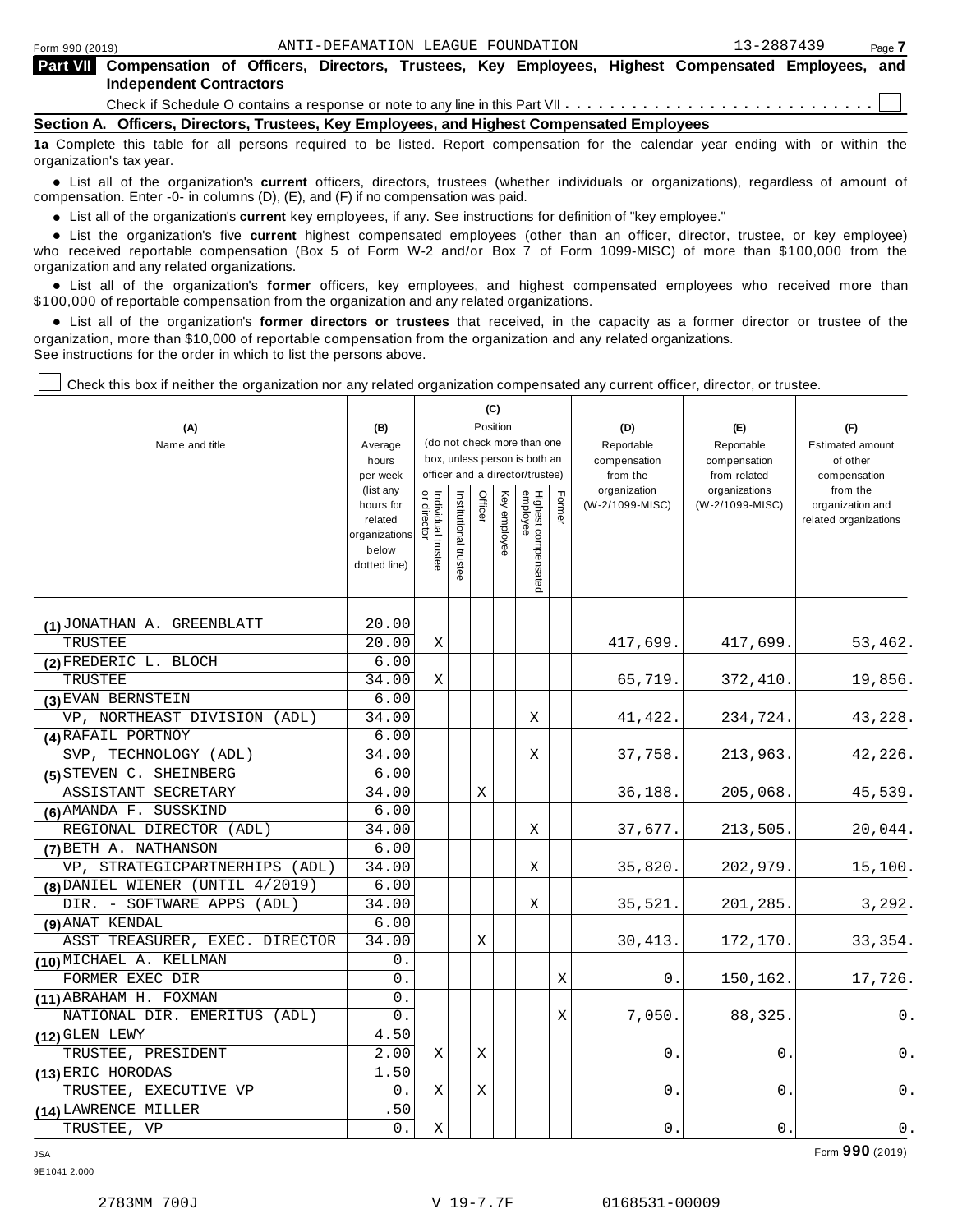Form 990 (2019) ANTI-DEFAMATION LEAGUE FOUNDATION 13-2887439

## Part VII Compensation of Officers, Directors, Trustees, Key Employees, Highest Compensated Employees, and Independent Contractors

Check if Schedule O contains a response or note to any line in this Part VII . . . . . . . . . . . . . . . . . . . . . . . . . . . ☐

### Section A. Officers, Directors, Trustees, Key Employees, and Highest Compensated Employees

**1a** Complete this table for all persons required to be listed. Report compensation for the calendar year ending with or within the organization's tax year.

- List all of the organization's **current** officers, directors, trustees (whether individuals or organizations), regardless of amount of compensation. Enter -0- in columns (D), (E), and (F) if no compensation was paid.
- List all of the organization's **current** key employees, if any. See instructions for definition of "key employee."
- List the organization's five **current** highest compensated employees (other than an officer, director, trustee, or key employee) who received reportable compensation (Box 5 of Form W-2 and/or Box 7 of Form 1099-MISC) of more than $100,000 from the organization and any related organizations.
- List all of the organization's **former** officers, key employees, and highest compensated employees who received more than $100,000 of reportable compensation from the organization and any related organizations.
- List all of the organization's **former directors or trustees** that received, in the capacity as a former director or trustee of the organization, more than $10,000 of reportable compensation from the organization and any related organizations.

See instructions for the order in which to list the persons above.

☐ Check this box if neither the organization nor any related organization compensated any current officer, director, or trustee.

| (A) Name and title | (B) Average hours per week (list any hours for related organizations below dotted line) | (C) Position: Individual trustee or director | Institutional trustee | Officer | Key employee | Highest compensated employee | Former | (D) Reportable compensation from the organization (W-2/1099-MISC) | (E) Reportable compensation from related organizations (W-2/1099-MISC) | (F) Estimated amount of other compensation from the organization and related organizations |
|---|---|---|---|---|---|---|---|---|---|---|
| (1) JONATHAN A. GREENBLATT<br>TRUSTEE | 20.00<br>20.00 | X | | | | | | 417,699. | 417,699. | 53,462. |
| (2) FREDERIC L. BLOCH<br>TRUSTEE | 6.00<br>34.00 | X | | | | | | 65,719. | 372,410. | 19,856. |
| (3) EVAN BERNSTEIN<br>VP, NORTHEAST DIVISION (ADL) | 6.00<br>34.00 | | | | | X | | 41,422. | 234,724. | 43,228. |
| (4) RAFAIL PORTNOY<br>SVP, TECHNOLOGY (ADL) | 6.00<br>34.00 | | | | | X | | 37,758. | 213,963. | 42,226. |
| (5) STEVEN C. SHEINBERG<br>ASSISTANT SECRETARY | 6.00<br>34.00 | | | X | | | | 36,188. | 205,068. | 45,539. |
| (6) AMANDA F. SUSSKIND<br>REGIONAL DIRECTOR (ADL) | 6.00<br>34.00 | | | | | X | | 37,677. | 213,505. | 20,044. |
| (7) BETH A. NATHANSON<br>VP, STRATEGICPARTNERHIPS (ADL) | 6.00<br>34.00 | | | | | X | | 35,820. | 202,979. | 15,100. |
| (8) DANIEL WIENER (UNTIL 4/2019)<br>DIR. - SOFTWARE APPS (ADL) | 6.00<br>34.00 | | | | | X | | 35,521. | 201,285. | 3,292. |
| (9) ANAT KENDAL<br>ASST TREASURER, EXEC. DIRECTOR | 6.00<br>34.00 | | | X | | | | 30,413. | 172,170. | 33,354. |
| (10) MICHAEL A. KELLMAN<br>FORMER EXEC DIR | 0.<br>0. | | | | | | X | 0. | 150,162. | 17,726. |
| (11) ABRAHAM H. FOXMAN<br>NATIONAL DIR. EMERITUS (ADL) | 0.<br>0. | | | | | | X | 7,050. | 88,325. | 0. |
| (12) GLEN LEWY<br>TRUSTEE, PRESIDENT | 4.50<br>2.00 | X | | X | | | | 0. | 0. | 0. |
| (13) ERIC HORODAS<br>TRUSTEE, EXECUTIVE VP | 1.50<br>0. | X | | X | | | | 0. | 0. | 0. |
| (14) LAWRENCE MILLER<br>TRUSTEE, VP | .50<br>0. | X | | | | | | 0. | 0. | 0. |

Form **990** (2019)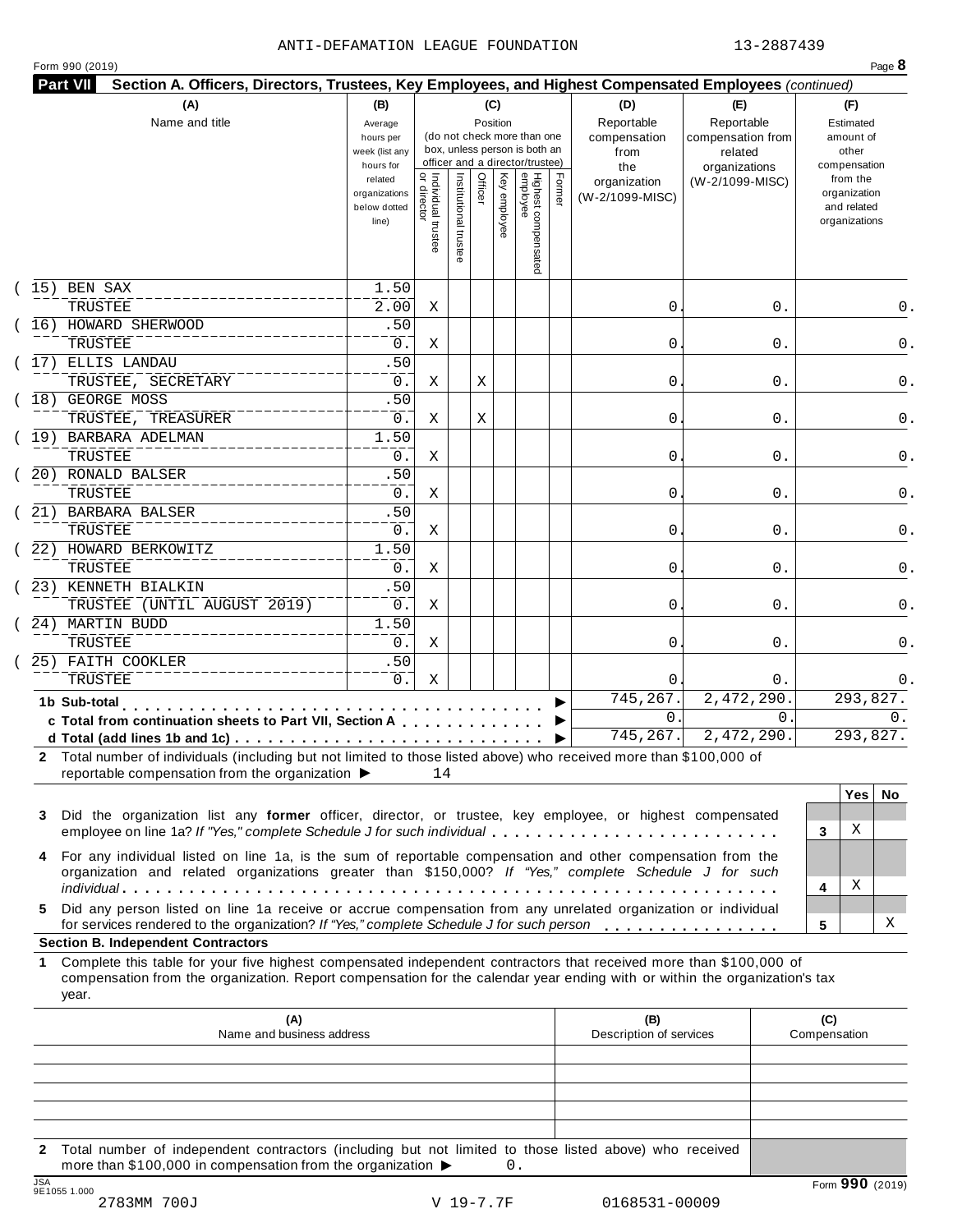ANTI-DEFAMATION LEAGUE FOUNDATION 13-2887439

Form 990 (2019) Page **8**

**Part VII Section A. Officers, Directors, Trustees, Key Employees, and Highest Compensated Employees** *(continued)*

| (A) Name and title | (B) Average hours per week (list any hours for related organizations below dotted line) | (C) Position: Individual trustee or director | Institutional trustee | Officer | Key employee | Highest compensated employee | Former | (D) Reportable compensation from the organization (W-2/1099-MISC) | (E) Reportable compensation from related organizations (W-2/1099-MISC) | (F) Estimated amount of other compensation from the organization and related organizations |
|---|---|---|---|---|---|---|---|---|---|---|
| (15) BEN SAX<br>TRUSTEE | 1.50<br>2.00 | X | | | | | | 0. | 0. | 0. |
| (16) HOWARD SHERWOOD<br>TRUSTEE | .50<br>0. | X | | | | | | 0. | 0. | 0. |
| (17) ELLIS LANDAU<br>TRUSTEE, SECRETARY | .50<br>0. | X | | X | | | | 0. | 0. | 0. |
| (18) GEORGE MOSS<br>TRUSTEE, TREASURER | .50<br>0. | X | | X | | | | 0. | 0. | 0. |
| (19) BARBARA ADELMAN<br>TRUSTEE | 1.50<br>0. | X | | | | | | 0. | 0. | 0. |
| (20) RONALD BALSER<br>TRUSTEE | .50<br>0. | X | | | | | | 0. | 0. | 0. |
| (21) BARBARA BALSER<br>TRUSTEE | .50<br>0. | X | | | | | | 0. | 0. | 0. |
| (22) HOWARD BERKOWITZ<br>TRUSTEE | 1.50<br>0. | X | | | | | | 0. | 0. | 0. |
| (23) KENNETH BIALKIN<br>TRUSTEE (UNTIL AUGUST 2019) | .50<br>0. | X | | | | | | 0. | 0. | 0. |
| (24) MARTIN BUDD<br>TRUSTEE | 1.50<br>0. | X | | | | | | 0. | 0. | 0. |
| (25) FAITH COOKLER<br>TRUSTEE | .50<br>0. | X | | | | | | 0. | 0. | 0. |
| **1b Sub-total** | | | | | | | | 745,267. | 2,472,290. | 293,827. |
| **c Total from continuation sheets to Part VII, Section A** | | | | | | | | 0. | 0. | 0. |
| **d Total (add lines 1b and 1c)** | | | | | | | | 745,267. | 2,472,290. | 293,827. |

**2** Total number of individuals (including but not limited to those listed above) who received more than $100,000 of reportable compensation from the organization ▶ 14

| | | Yes | No |
|---|---|---|---|
| **3** Did the organization list any **former** officer, director, or trustee, key employee, or highest compensated employee on line 1a? *If "Yes," complete Schedule J for such individual* | 3 | X | |
| **4** For any individual listed on line 1a, is the sum of reportable compensation and other compensation from the organization and related organizations greater than $150,000? *If "Yes," complete Schedule J for such individual* | 4 | X | |
| **5** Did any person listed on line 1a receive or accrue compensation from any unrelated organization or individual for services rendered to the organization? *If "Yes," complete Schedule J for such person* | 5 | | X |

**Section B. Independent Contractors**

**1** Complete this table for your five highest compensated independent contractors that received more than $100,000 of compensation from the organization. Report compensation for the calendar year ending with or within the organization's tax year.

| (A) Name and business address | (B) Description of services | (C) Compensation |
|---|---|---|
| | | |
| | | |
| | | |
| | | |
| | | |

**2** Total number of independent contractors (including but not limited to those listed above) who received more than $100,000 in compensation from the organization ▶ 0.

Form **990** (2019)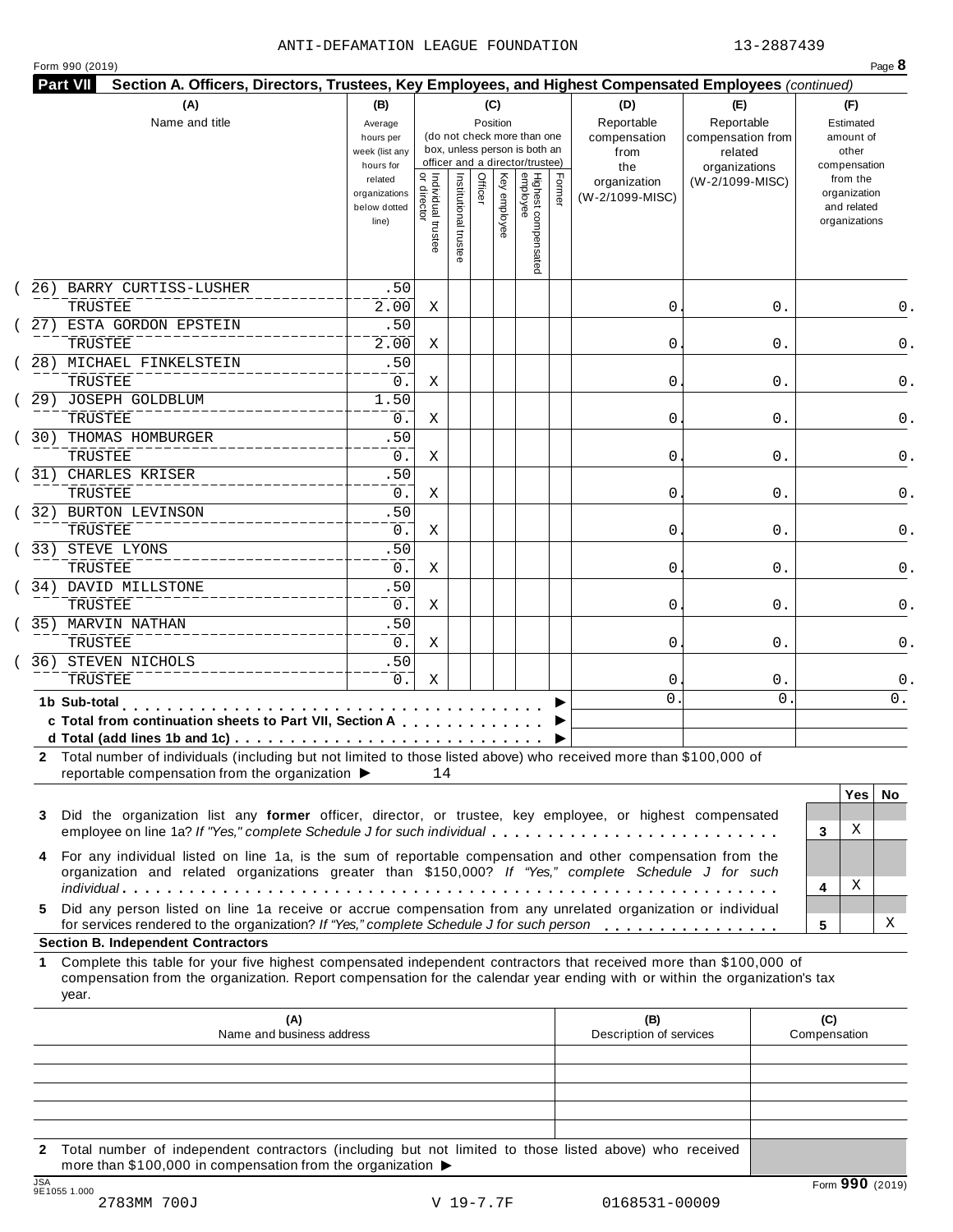ANTI-DEFAMATION LEAGUE FOUNDATION 13-2887439

Form 990 (2019) Page **8**

**Part VII Section A. Officers, Directors, Trustees, Key Employees, and Highest Compensated Employees** *(continued)*

| (A) Name and title | (B) Average hours per week (list any hours for related organizations below dotted line) | (C) Position: Individual trustee or director | Institutional trustee | Officer | Key employee | Highest compensated employee | Former | (D) Reportable compensation from the organization (W-2/1099-MISC) | (E) Reportable compensation from related organizations (W-2/1099-MISC) | (F) Estimated amount of other compensation from the organization and related organizations |
|---|---|---|---|---|---|---|---|---|---|---|
| (26) BARRY CURTISS-LUSHER<br>TRUSTEE | .50<br>2.00 | X | | | | | | 0. | 0. | 0. |
| (27) ESTA GORDON EPSTEIN<br>TRUSTEE | .50<br>2.00 | X | | | | | | 0. | 0. | 0. |
| (28) MICHAEL FINKELSTEIN<br>TRUSTEE | .50<br>0. | X | | | | | | 0. | 0. | 0. |
| (29) JOSEPH GOLDBLUM<br>TRUSTEE | 1.50<br>0. | X | | | | | | 0. | 0. | 0. |
| (30) THOMAS HOMBURGER<br>TRUSTEE | .50<br>0. | X | | | | | | 0. | 0. | 0. |
| (31) CHARLES KRISER<br>TRUSTEE | .50<br>0. | X | | | | | | 0. | 0. | 0. |
| (32) BURTON LEVINSON<br>TRUSTEE | .50<br>0. | X | | | | | | 0. | 0. | 0. |
| (33) STEVE LYONS<br>TRUSTEE | .50<br>0. | X | | | | | | 0. | 0. | 0. |
| (34) DAVID MILLSTONE<br>TRUSTEE | .50<br>0. | X | | | | | | 0. | 0. | 0. |
| (35) MARVIN NATHAN<br>TRUSTEE | .50<br>0. | X | | | | | | 0. | 0. | 0. |
| (36) STEVEN NICHOLS<br>TRUSTEE | .50<br>0. | X | | | | | | 0. | 0. | 0. |
| **1b Sub-total** ▶ | | | | | | | | 0. | 0. | 0. |
| **c Total from continuation sheets to Part VII, Section A** ▶ | | | | | | | | | | |
| **d Total (add lines 1b and 1c)** ▶ | | | | | | | | | | |

**2** Total number of individuals (including but not limited to those listed above) who received more than $100,000 of reportable compensation from the organization ▶ 14

| | | Yes | No |
|---|---|---|---|
| **3** Did the organization list any **former** officer, director, or trustee, key employee, or highest compensated employee on line 1a? *If "Yes," complete Schedule J for such individual* | 3 | X | |
| **4** For any individual listed on line 1a, is the sum of reportable compensation and other compensation from the organization and related organizations greater than $150,000? *If "Yes," complete Schedule J for such individual* | 4 | X | |
| **5** Did any person listed on line 1a receive or accrue compensation from any unrelated organization or individual for services rendered to the organization? *If "Yes," complete Schedule J for such person* | 5 | | X |

**Section B. Independent Contractors**

**1** Complete this table for your five highest compensated independent contractors that received more than $100,000 of compensation from the organization. Report compensation for the calendar year ending with or within the organization's tax year.

| (A) Name and business address | (B) Description of services | (C) Compensation |
|---|---|---|
| | | |
| | | |
| | | |
| | | |
| | | |

**2** Total number of independent contractors (including but not limited to those listed above) who received more than $100,000 in compensation from the organization ▶

Form **990** (2019)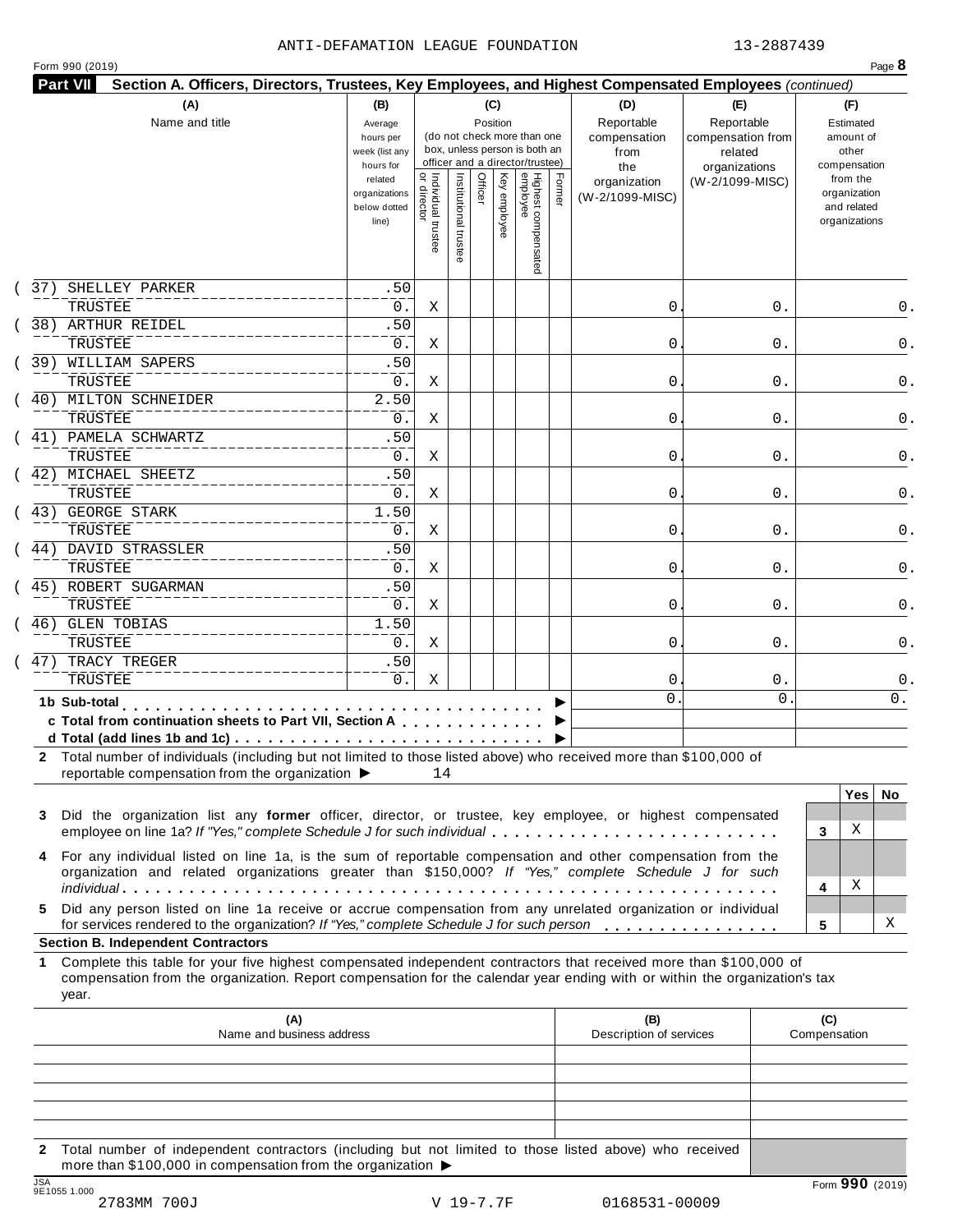ANTI-DEFAMATION LEAGUE FOUNDATION 13-2887439

Form 990 (2019) Page **8**

**Part VII Section A. Officers, Directors, Trustees, Key Employees, and Highest Compensated Employees** *(continued)*

| (A) Name and title | (B) Average hours per week (list any hours for related organizations below dotted line) | (C) Position: Individual trustee or director | Institutional trustee | Officer | Key employee | Highest compensated employee | Former | (D) Reportable compensation from the organization (W-2/1099-MISC) | (E) Reportable compensation from related organizations (W-2/1099-MISC) | (F) Estimated amount of other compensation from the organization and related organizations |
|---|---|---|---|---|---|---|---|---|---|---|
| (37) SHELLEY PARKER<br>TRUSTEE | .50<br>0. | X | | | | | | 0. | 0. | 0. |
| (38) ARTHUR REIDEL<br>TRUSTEE | .50<br>0. | X | | | | | | 0. | 0. | 0. |
| (39) WILLIAM SAPERS<br>TRUSTEE | .50<br>0. | X | | | | | | 0. | 0. | 0. |
| (40) MILTON SCHNEIDER<br>TRUSTEE | 2.50<br>0. | X | | | | | | 0. | 0. | 0. |
| (41) PAMELA SCHWARTZ<br>TRUSTEE | .50<br>0. | X | | | | | | 0. | 0. | 0. |
| (42) MICHAEL SHEETZ<br>TRUSTEE | .50<br>0. | X | | | | | | 0. | 0. | 0. |
| (43) GEORGE STARK<br>TRUSTEE | 1.50<br>0. | X | | | | | | 0. | 0. | 0. |
| (44) DAVID STRASSLER<br>TRUSTEE | .50<br>0. | X | | | | | | 0. | 0. | 0. |
| (45) ROBERT SUGARMAN<br>TRUSTEE | .50<br>0. | X | | | | | | 0. | 0. | 0. |
| (46) GLEN TOBIAS<br>TRUSTEE | 1.50<br>0. | X | | | | | | 0. | 0. | 0. |
| (47) TRACY TREGER<br>TRUSTEE | .50<br>0. | X | | | | | | 0. | 0. | 0. |
| **1b Sub-total** | | | | | | | | 0. | 0. | 0. |
| **c Total from continuation sheets to Part VII, Section A** | | | | | | | | | | |
| **d Total (add lines 1b and 1c)** | | | | | | | | | | |

**2** Total number of individuals (including but not limited to those listed above) who received more than $100,000 of reportable compensation from the organization ▶ 14

| | | Yes | No |
|---|---|---|---|
| **3** Did the organization list any **former** officer, director, or trustee, key employee, or highest compensated employee on line 1a? *If "Yes," complete Schedule J for such individual* | 3 | X | |
| **4** For any individual listed on line 1a, is the sum of reportable compensation and other compensation from the organization and related organizations greater than $150,000? *If "Yes," complete Schedule J for such individual* | 4 | X | |
| **5** Did any person listed on line 1a receive or accrue compensation from any unrelated organization or individual for services rendered to the organization? *If "Yes," complete Schedule J for such person* | 5 | | X |

**Section B. Independent Contractors**

**1** Complete this table for your five highest compensated independent contractors that received more than $100,000 of compensation from the organization. Report compensation for the calendar year ending with or within the organization's tax year.

| (A) Name and business address | (B) Description of services | (C) Compensation |
|---|---|---|
| | | |
| | | |
| | | |
| | | |
| | | |

**2** Total number of independent contractors (including but not limited to those listed above) who received more than $100,000 in compensation from the organization ▶

Form **990** (2019)

JSA 9E1055 1.000
2783MM 700J V 19-7.7F 0168531-00009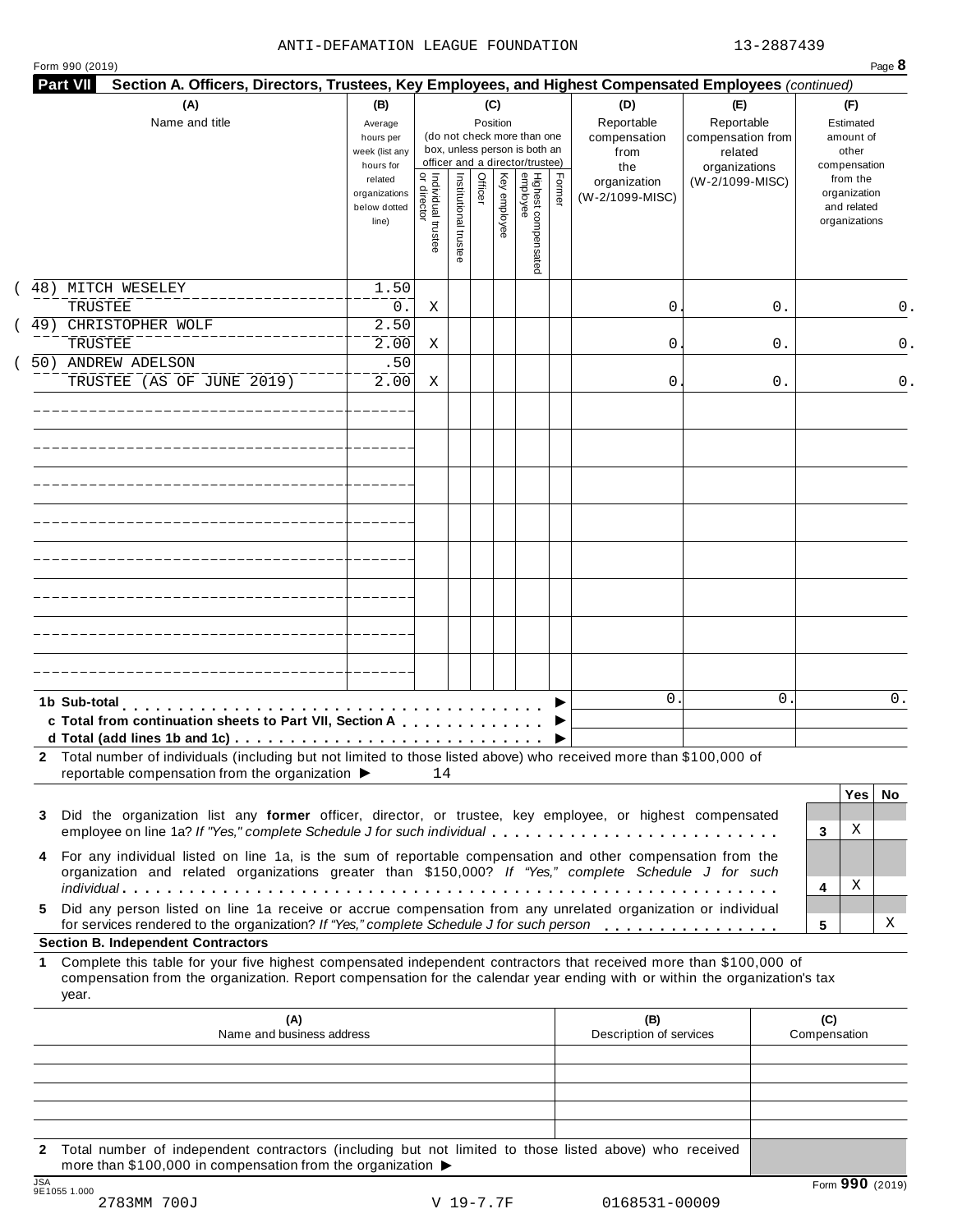ANTI-DEFAMATION LEAGUE FOUNDATION 13-2887439

Form 990 (2019)

**Part VII Section A. Officers, Directors, Trustees, Key Employees, and Highest Compensated Employees** *(continued)*

| (A) Name and title | (B) Average hours per week (list any hours for related organizations below dotted line) | (C) Position: Individual trustee or director | Institutional trustee | Officer | Key employee | Highest compensated employee | Former | (D) Reportable compensation from the organization (W-2/1099-MISC) | (E) Reportable compensation from related organizations (W-2/1099-MISC) | (F) Estimated amount of other compensation from the organization and related organizations |
|---|---|---|---|---|---|---|---|---|---|---|
| (48) MITCH WESELEY<br>TRUSTEE | 1.50<br>0. | X | | | | | | 0. | 0. | 0. |
| (49) CHRISTOPHER WOLF<br>TRUSTEE | 2.50<br>2.00 | X | | | | | | 0. | 0. | 0. |
| (50) ANDREW ADELSON<br>TRUSTEE (AS OF JUNE 2019) | .50<br>2.00 | X | | | | | | 0. | 0. | 0. |

| | | (D) | (E) | (F) |
|---|---|---|---|---|
| **1b Sub-total** | ▶ | 0. | 0. | 0. |
| **c Total from continuation sheets to Part VII, Section A** | ▶ | | | |
| **d Total (add lines 1b and 1c)** | ▶ | | | |

**2** Total number of individuals (including but not limited to those listed above) who received more than $100,000 of reportable compensation from the organization ▶ 14

| | | Yes | No |
|---|---|---|---|
| **3** Did the organization list any **former** officer, director, or trustee, key employee, or highest compensated employee on line 1a? *If "Yes," complete Schedule J for such individual* | 3 | X | |
| **4** For any individual listed on line 1a, is the sum of reportable compensation and other compensation from the organization and related organizations greater than $150,000? *If "Yes," complete Schedule J for such individual* | 4 | X | |
| **5** Did any person listed on line 1a receive or accrue compensation from any unrelated organization or individual for services rendered to the organization? *If "Yes," complete Schedule J for such person* | 5 | | X |

**Section B. Independent Contractors**

**1** Complete this table for your five highest compensated independent contractors that received more than $100,000 of compensation from the organization. Report compensation for the calendar year ending with or within the organization's tax year.

| (A) Name and business address | (B) Description of services | (C) Compensation |
|---|---|---|
| | | |
| | | |
| | | |
| | | |
| | | |

**2** Total number of independent contractors (including but not limited to those listed above) who received more than $100,000 in compensation from the organization ▶

Form **990** (2019)

2783MM 700J V 19-7.7F 0168531-00009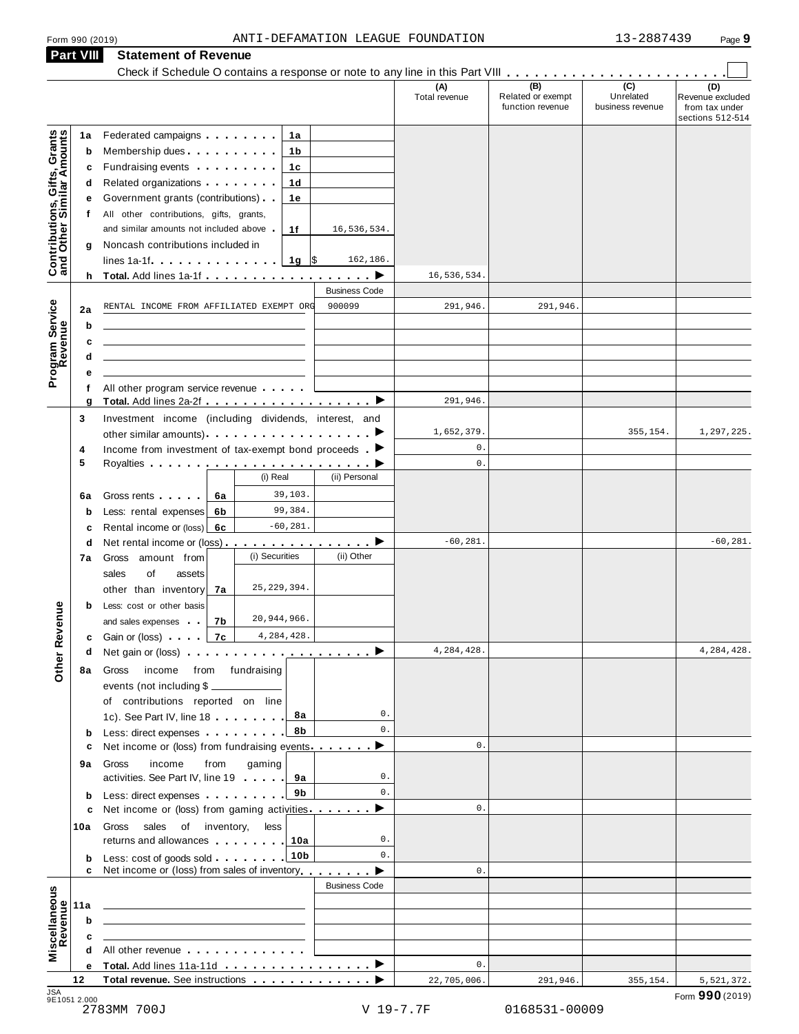Form 990 (2019) ANTI-DEFAMATION LEAGUE FOUNDATION 13-2887439 Page 9

## Part VIII Statement of Revenue

Check if Schedule O contains a response or note to any line in this Part VIII . . . . . . . . . . . . . . . . . . . . . . . . ☐

| | | | | (A) Total revenue | (B) Related or exempt function revenue | (C) Unrelated business revenue | (D) Revenue excluded from tax under sections 512-514 |
|---|---|---|---|---|---|---|---|
| **Contributions, Gifts, Grants and Other Similar Amounts** | 1a Federated campaigns | 1a | | | | | |
| | b Membership dues | 1b | | | | | |
| | c Fundraising events | 1c | | | | | |
| | d Related organizations | 1d | | | | | |
| | e Government grants (contributions) | 1e | | | | | |
| | f All other contributions, gifts, grants, and similar amounts not included above | 1f | 16,536,534. | | | | |
| | g Noncash contributions included in lines 1a-1f | 1g | $ 162,186. | | | | |
| | h **Total.** Add lines 1a-1f ▶ | | | 16,536,534. | | | |
| **Program Service Revenue** | | | Business Code | | | | |
| | 2a RENTAL INCOME FROM AFFILIATED EXEMPT ORG | | 900099 | 291,946. | 291,946. | | |
| | b | | | | | | |
| | c | | | | | | |
| | d | | | | | | |
| | e | | | | | | |
| | f All other program service revenue | | | | | | |
| | g **Total.** Add lines 2a-2f ▶ | | | 291,946. | | | |
| **Other Revenue** | 3 Investment income (including dividends, interest, and other similar amounts) ▶ | | | 1,652,379. | | 355,154. | 1,297,225. |
| | 4 Income from investment of tax-exempt bond proceeds ▶ | | | 0. | | | |
| | 5 Royalties ▶ | | | 0. | | | |
| | | (i) Real | (ii) Personal | | | | |
| | 6a Gross rents | 6a 39,103. | | | | | |
| | b Less: rental expenses | 6b 99,384. | | | | | |
| | c Rental income or (loss) | 6c -60,281. | | | | | |
| | d Net rental income or (loss) ▶ | | | -60,281. | | | -60,281. |
| | 7a Gross amount from sales of assets other than inventory | (i) Securities 7a 25,229,394. | (ii) Other | | | | |
| | b Less: cost or other basis and sales expenses | 7b 20,944,966. | | | | | |
| | c Gain or (loss) | 7c 4,284,428. | | | | | |
| | d Net gain or (loss) ▶ | | | 4,284,428. | | | 4,284,428. |
| | 8a Gross income from fundraising events (not including $ ____ of contributions reported on line 1c). See Part IV, line 18 | 8a | 0. | | | | |
| | b Less: direct expenses | 8b | 0. | | | | |
| | c Net income or (loss) from fundraising events ▶ | | | 0. | | | |
| | 9a Gross income from gaming activities. See Part IV, line 19 | 9a | 0. | | | | |
| | b Less: direct expenses | 9b | 0. | | | | |
| | c Net income or (loss) from gaming activities ▶ | | | 0. | | | |
| | 10a Gross sales of inventory, less returns and allowances | 10a | 0. | | | | |
| | b Less: cost of goods sold | 10b | 0. | | | | |
| | c Net income or (loss) from sales of inventory ▶ | | | 0. | | | |
| **Miscellaneous Revenue** | | | Business Code | | | | |
| | 11a | | | | | | |
| | b | | | | | | |
| | c | | | | | | |
| | d All other revenue | | | | | | |
| | e **Total.** Add lines 11a-11d ▶ | | | 0. | | | |
| | 12 **Total revenue.** See instructions ▶ | | | 22,705,006. | 291,946. | 355,154. | 5,521,372. |

JSA 9E1051 2.000 Form **990** (2019)

2783MM 700J V 19-7.7F 0168531-00009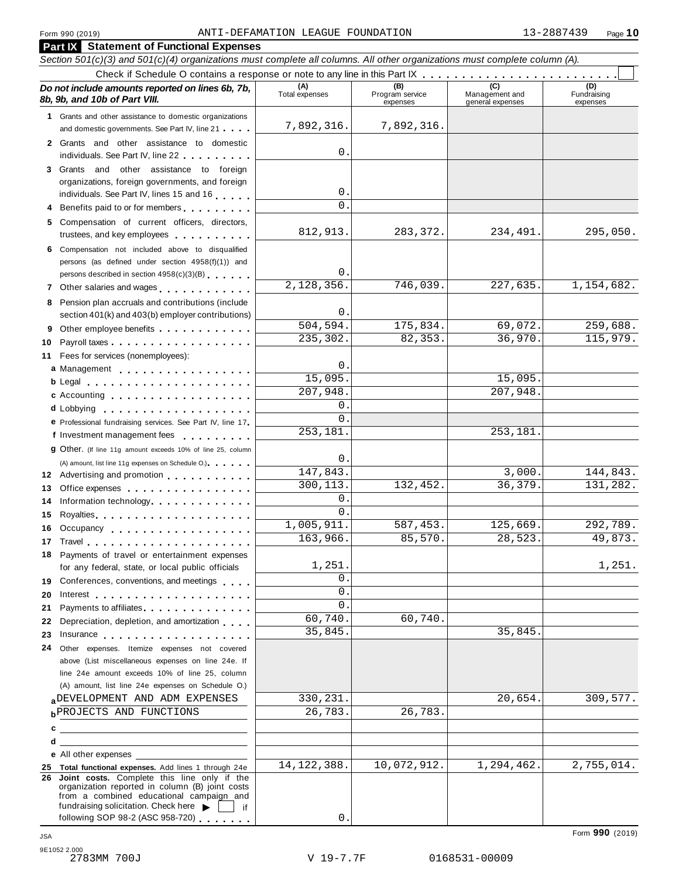Form 990 (2019) ANTI-DEFAMATION LEAGUE FOUNDATION 13-2887439 Page **10**

## Part IX Statement of Functional Expenses

*Section 501(c)(3) and 501(c)(4) organizations must complete all columns. All other organizations must complete column (A).*

Check if Schedule O contains a response or note to any line in this Part IX . . . . . . . . . . . . . . . . . . . . . . . . ☐

| *Do not include amounts reported on lines 6b, 7b, 8b, 9b, and 10b of Part VIII.* | (A) Total expenses | (B) Program service expenses | (C) Management and general expenses | (D) Fundraising expenses |
|---|---|---|---|---|
| **1** Grants and other assistance to domestic organizations and domestic governments. See Part IV, line 21 | 7,892,316. | 7,892,316. | | |
| **2** Grants and other assistance to domestic individuals. See Part IV, line 22 | 0. | | | |
| **3** Grants and other assistance to foreign organizations, foreign governments, and foreign individuals. See Part IV, lines 15 and 16 | 0. | | | |
| **4** Benefits paid to or for members | 0. | | | |
| **5** Compensation of current officers, directors, trustees, and key employees | 812,913. | 283,372. | 234,491. | 295,050. |
| **6** Compensation not included above to disqualified persons (as defined under section 4958(f)(1)) and persons described in section 4958(c)(3)(B) | 0. | | | |
| **7** Other salaries and wages | 2,128,356. | 746,039. | 227,635. | 1,154,682. |
| **8** Pension plan accruals and contributions (include section 401(k) and 403(b) employer contributions) | 0. | | | |
| **9** Other employee benefits | 504,594. | 175,834. | 69,072. | 259,688. |
| **10** Payroll taxes | 235,302. | 82,353. | 36,970. | 115,979. |
| **11** Fees for services (nonemployees): | | | | |
| **a** Management | 0. | | | |
| **b** Legal | 15,095. | | 15,095. | |
| **c** Accounting | 207,948. | | 207,948. | |
| **d** Lobbying | 0. | | | |
| **e** Professional fundraising services. See Part IV, line 17 | 0. | | | |
| **f** Investment management fees | 253,181. | | 253,181. | |
| **g** Other. (If line 11g amount exceeds 10% of line 25, column (A) amount, list line 11g expenses on Schedule O.) | 0. | | | |
| **12** Advertising and promotion | 147,843. | | 3,000. | 144,843. |
| **13** Office expenses | 300,113. | 132,452. | 36,379. | 131,282. |
| **14** Information technology | 0. | | | |
| **15** Royalties | 0. | | | |
| **16** Occupancy | 1,005,911. | 587,453. | 125,669. | 292,789. |
| **17** Travel | 163,966. | 85,570. | 28,523. | 49,873. |
| **18** Payments of travel or entertainment expenses for any federal, state, or local public officials | 1,251. | | | 1,251. |
| **19** Conferences, conventions, and meetings | 0. | | | |
| **20** Interest | 0. | | | |
| **21** Payments to affiliates | 0. | | | |
| **22** Depreciation, depletion, and amortization | 60,740. | 60,740. | | |
| **23** Insurance | 35,845. | | 35,845. | |
| **24** Other expenses. Itemize expenses not covered above (List miscellaneous expenses on line 24e. If line 24e amount exceeds 10% of line 25, column (A) amount, list line 24e expenses on Schedule O.) | | | | |
| **a** DEVELOPMENT AND ADM EXPENSES | 330,231. | | 20,654. | 309,577. |
| **b** PROJECTS AND FUNCTIONS | 26,783. | 26,783. | | |
| **c** | | | | |
| **d** | | | | |
| **e** All other expenses | | | | |
| **25 Total functional expenses.** Add lines 1 through 24e | 14,122,388. | 10,072,912. | 1,294,462. | 2,755,014. |
| **26 Joint costs.** Complete this line only if the organization reported in column (B) joint costs from a combined educational campaign and fundraising solicitation. Check here ▶ ☐ if following SOP 98-2 (ASC 958-720) | 0. | | | |

Form **990** (2019)

JSA 9E1052 2.000
2783MM 700J V 19-7.7F 0168531-00009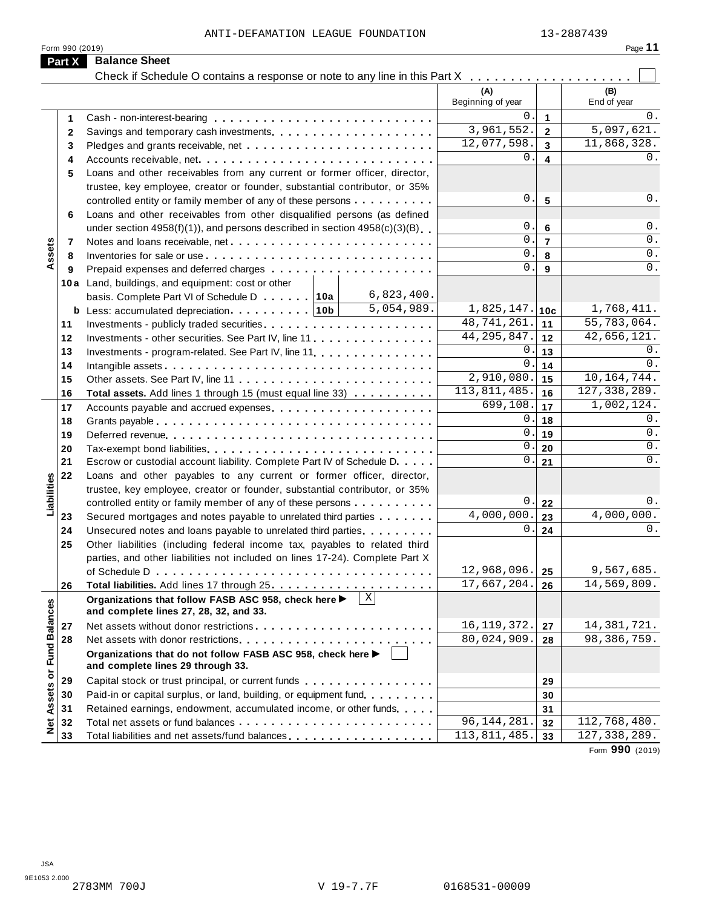ANTI-DEFAMATION LEAGUE FOUNDATION 13-2887439

Form 990 (2019) Page 11

## Part X Balance Sheet

Check if Schedule O contains a response or note to any line in this Part X . . . . . . . . . . . . . . . . . . . . ☐

| | | | | (A) Beginning of year | | (B) End of year |
|---|---|---|---|---|---|---|
| Assets | 1 | Cash - non-interest-bearing | | 0. | 1 | 0. |
| | 2 | Savings and temporary cash investments | | 3,961,552. | 2 | 5,097,621. |
| | 3 | Pledges and grants receivable, net | | 12,077,598. | 3 | 11,868,328. |
| | 4 | Accounts receivable, net | | 0. | 4 | 0. |
| | 5 | Loans and other receivables from any current or former officer, director, trustee, key employee, creator or founder, substantial contributor, or 35% controlled entity or family member of any of these persons | | 0. | 5 | 0. |
| | 6 | Loans and other receivables from other disqualified persons (as defined under section 4958(f)(1)), and persons described in section 4958(c)(3)(B) | | 0. | 6 | 0. |
| | 7 | Notes and loans receivable, net | | 0. | 7 | 0. |
| | 8 | Inventories for sale or use | | 0. | 8 | 0. |
| | 9 | Prepaid expenses and deferred charges | | 0. | 9 | 0. |
| | 10a | Land, buildings, and equipment: cost or other basis. Complete Part VI of Schedule D . . . . . . 10a | 6,823,400. | | | |
| | b | Less: accumulated depreciation . . . . . . . . . 10b | 5,054,989. | 1,825,147. | 10c | 1,768,411. |
| | 11 | Investments - publicly traded securities | | 48,741,261. | 11 | 55,783,064. |
| | 12 | Investments - other securities. See Part IV, line 11 | | 44,295,847. | 12 | 42,656,121. |
| | 13 | Investments - program-related. See Part IV, line 11 | | 0. | 13 | 0. |
| | 14 | Intangible assets | | 0. | 14 | 0. |
| | 15 | Other assets. See Part IV, line 11 | | 2,910,080. | 15 | 10,164,744. |
| | 16 | **Total assets.** Add lines 1 through 15 (must equal line 33) | | 113,811,485. | 16 | 127,338,289. |
| Liabilities | 17 | Accounts payable and accrued expenses | | 699,108. | 17 | 1,002,124. |
| | 18 | Grants payable | | 0. | 18 | 0. |
| | 19 | Deferred revenue | | 0. | 19 | 0. |
| | 20 | Tax-exempt bond liabilities | | 0. | 20 | 0. |
| | 21 | Escrow or custodial account liability. Complete Part IV of Schedule D | | 0. | 21 | 0. |
| | 22 | Loans and other payables to any current or former officer, director, trustee, key employee, creator or founder, substantial contributor, or 35% controlled entity or family member of any of these persons | | 0. | 22 | 0. |
| | 23 | Secured mortgages and notes payable to unrelated third parties | | 4,000,000. | 23 | 4,000,000. |
| | 24 | Unsecured notes and loans payable to unrelated third parties | | 0. | 24 | 0. |
| | 25 | Other liabilities (including federal income tax, payables to related third parties, and other liabilities not included on lines 17-24). Complete Part X of Schedule D | | 12,968,096. | 25 | 9,567,685. |
| | 26 | **Total liabilities.** Add lines 17 through 25 | | 17,667,204. | 26 | 14,569,809. |
| Net Assets or Fund Balances | | **Organizations that follow FASB ASC 958, check here ▶** X **and complete lines 27, 28, 32, and 33.** | | | | |
| | 27 | Net assets without donor restrictions | | 16,119,372. | 27 | 14,381,721. |
| | 28 | Net assets with donor restrictions | | 80,024,909. | 28 | 98,386,759. |
| | | **Organizations that do not follow FASB ASC 958, check here ▶** ☐ **and complete lines 29 through 33.** | | | | |
| | 29 | Capital stock or trust principal, or current funds | | | 29 | |
| | 30 | Paid-in or capital surplus, or land, building, or equipment fund | | | 30 | |
| | 31 | Retained earnings, endowment, accumulated income, or other funds | | | 31 | |
| | 32 | Total net assets or fund balances | | 96,144,281. | 32 | 112,768,480. |
| | 33 | Total liabilities and net assets/fund balances | | 113,811,485. | 33 | 127,338,289. |

Form **990** (2019)

JSA 9E1053 2.000 2783MM 700J V 19-7.7F 0168531-00009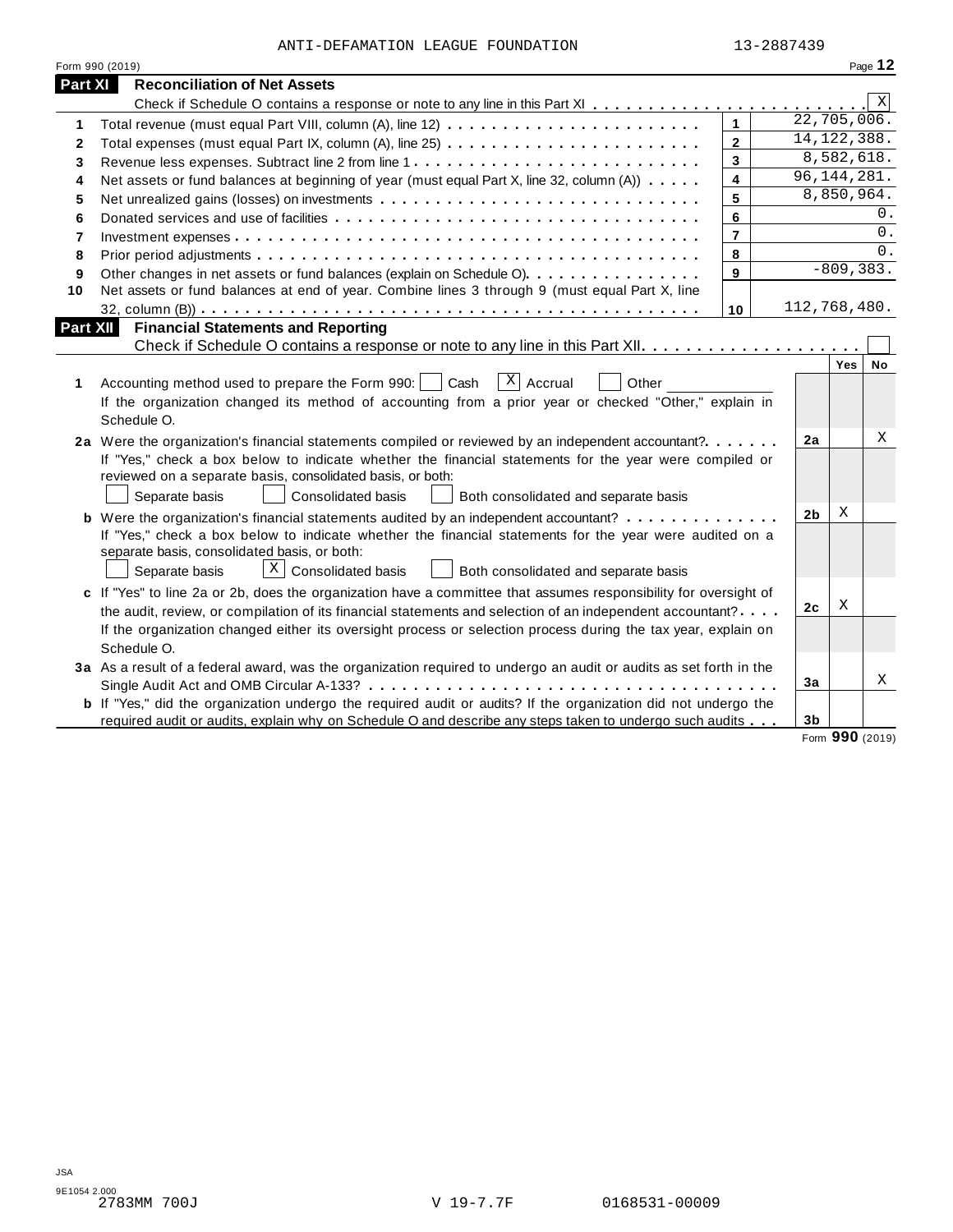ANTI-DEFAMATION LEAGUE FOUNDATION 13-2887439

Form 990 (2019)

## Part XI Reconciliation of Net Assets

Check if Schedule O contains a response or note to any line in this Part XI . . . . . . . . . . [X]

| | | | |
|---|---|---|---|
| 1 | Total revenue (must equal Part VIII, column (A), line 12) | 1 | 22,705,006. |
| 2 | Total expenses (must equal Part IX, column (A), line 25) | 2 | 14,122,388. |
| 3 | Revenue less expenses. Subtract line 2 from line 1 | 3 | 8,582,618. |
| 4 | Net assets or fund balances at beginning of year (must equal Part X, line 32, column (A)) | 4 | 96,144,281. |
| 5 | Net unrealized gains (losses) on investments | 5 | 8,850,964. |
| 6 | Donated services and use of facilities | 6 | 0. |
| 7 | Investment expenses | 7 | 0. |
| 8 | Prior period adjustments | 8 | 0. |
| 9 | Other changes in net assets or fund balances (explain on Schedule O) | 9 | -809,383. |
| 10 | Net assets or fund balances at end of year. Combine lines 3 through 9 (must equal Part X, line 32, column (B)) | 10 | 112,768,480. |

## Part XII Financial Statements and Reporting

Check if Schedule O contains a response or note to any line in this Part XII . . . . . . . . . . [ ]

| | | | Yes | No |
|---|---|---|---|---|
| 1 | Accounting method used to prepare the Form 990: [ ] Cash [X] Accrual [ ] Other ________<br>If the organization changed its method of accounting from a prior year or checked "Other," explain in Schedule O. | | | |
| 2a | Were the organization's financial statements compiled or reviewed by an independent accountant?<br>If "Yes," check a box below to indicate whether the financial statements for the year were compiled or reviewed on a separate basis, consolidated basis, or both:<br>[ ] Separate basis [ ] Consolidated basis [ ] Both consolidated and separate basis | 2a | | X |
| b | Were the organization's financial statements audited by an independent accountant?<br>If "Yes," check a box below to indicate whether the financial statements for the year were audited on a separate basis, consolidated basis, or both:<br>[ ] Separate basis [X] Consolidated basis [ ] Both consolidated and separate basis | 2b | X | |
| c | If "Yes" to line 2a or 2b, does the organization have a committee that assumes responsibility for oversight of the audit, review, or compilation of its financial statements and selection of an independent accountant?<br>If the organization changed either its oversight process or selection process during the tax year, explain on Schedule O. | 2c | X | |
| 3a | As a result of a federal award, was the organization required to undergo an audit or audits as set forth in the Single Audit Act and OMB Circular A-133? | 3a | | X |
| b | If "Yes," did the organization undergo the required audit or audits? If the organization did not undergo the required audit or audits, explain why on Schedule O and describe any steps taken to undergo such audits | 3b | | |

Form **990** (2019)

JSA
9E1054 2.000
2783MM 700J V 19-7.7F 0168531-00009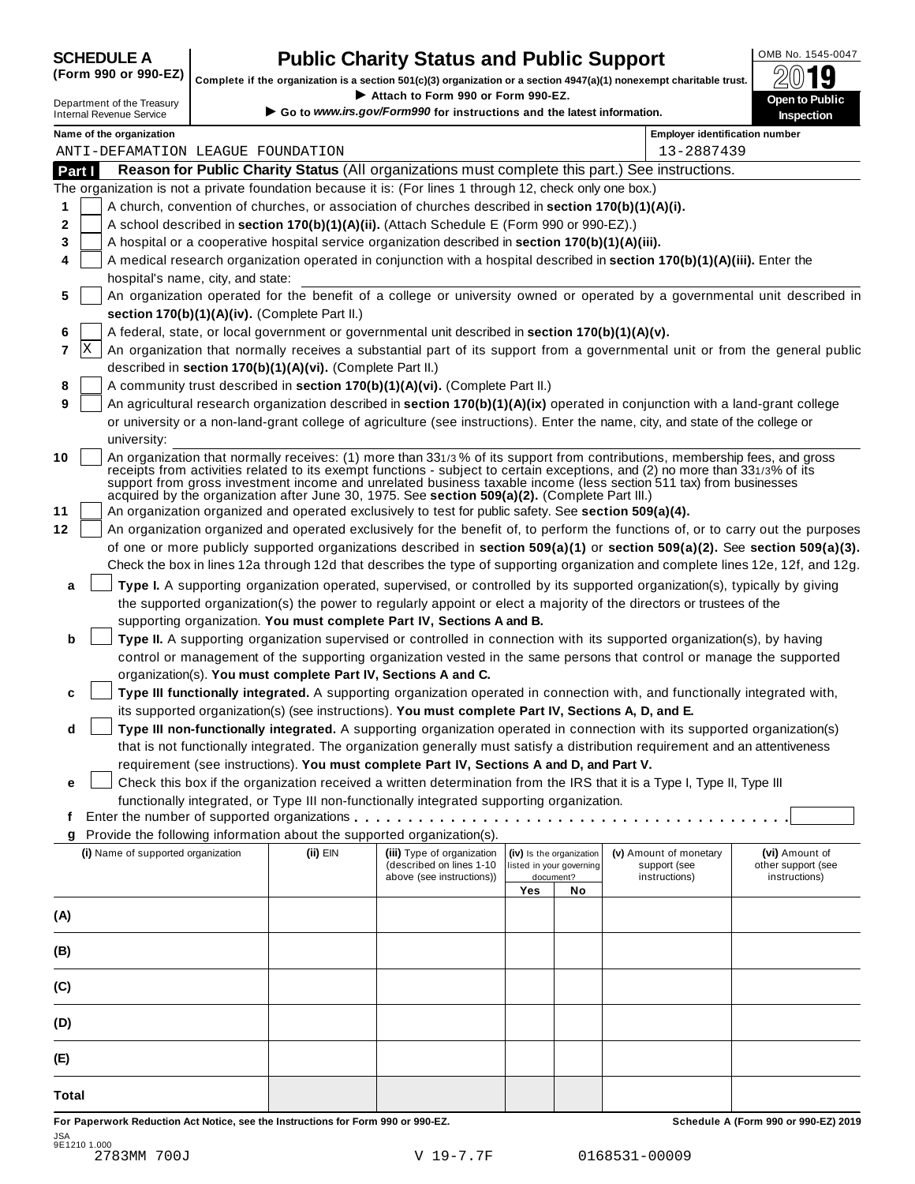**SCHEDULE A (Form 990 or 990-EZ)**

Department of the Treasury
Internal Revenue Service

# Public Charity Status and Public Support

**Complete if the organization is a section 501(c)(3) organization or a section 4947(a)(1) nonexempt charitable trust.**

► Attach to Form 990 or Form 990-EZ.

► Go to *www.irs.gov/Form990* for instructions and the latest information.

OMB No. 1545-0047

**2019**

**Open to Public Inspection**

**Name of the organization**
ANTI-DEFAMATION LEAGUE FOUNDATION

**Employer identification number**
13-2887439

## Part I Reason for Public Charity Status (All organizations must complete this part.) See instructions.

The organization is not a private foundation because it is: (For lines 1 through 12, check only one box.)

1 [ ] A church, convention of churches, or association of churches described in **section 170(b)(1)(A)(i).**

2 [ ] A school described in **section 170(b)(1)(A)(ii).** (Attach Schedule E (Form 990 or 990-EZ).)

3 [ ] A hospital or a cooperative hospital service organization described in **section 170(b)(1)(A)(iii).**

4 [ ] A medical research organization operated in conjunction with a hospital described in **section 170(b)(1)(A)(iii).** Enter the hospital's name, city, and state:

5 [ ] An organization operated for the benefit of a college or university owned or operated by a governmental unit described in **section 170(b)(1)(A)(iv).** (Complete Part II.)

6 [ ] A federal, state, or local government or governmental unit described in **section 170(b)(1)(A)(v).**

7 [X] An organization that normally receives a substantial part of its support from a governmental unit or from the general public described in **section 170(b)(1)(A)(vi).** (Complete Part II.)

8 [ ] A community trust described in **section 170(b)(1)(A)(vi).** (Complete Part II.)

9 [ ] An agricultural research organization described in **section 170(b)(1)(A)(ix)** operated in conjunction with a land-grant college or university or a non-land-grant college of agriculture (see instructions). Enter the name, city, and state of the college or university:

10 [ ] An organization that normally receives: (1) more than 33 1/3 % of its support from contributions, membership fees, and gross receipts from activities related to its exempt functions - subject to certain exceptions, and (2) no more than 33 1/3% of its support from gross investment income and unrelated business taxable income (less section 511 tax) from businesses acquired by the organization after June 30, 1975. See **section 509(a)(2).** (Complete Part III.)

11 [ ] An organization organized and operated exclusively to test for public safety. See **section 509(a)(4).**

12 [ ] An organization organized and operated exclusively for the benefit of, to perform the functions of, or to carry out the purposes of one or more publicly supported organizations described in **section 509(a)(1)** or **section 509(a)(2).** See **section 509(a)(3).** Check the box in lines 12a through 12d that describes the type of supporting organization and complete lines 12e, 12f, and 12g.

a [ ] **Type I.** A supporting organization operated, supervised, or controlled by its supported organization(s), typically by giving the supported organization(s) the power to regularly appoint or elect a majority of the directors or trustees of the supporting organization. **You must complete Part IV, Sections A and B.**

b [ ] **Type II.** A supporting organization supervised or controlled in connection with its supported organization(s), by having control or management of the supporting organization vested in the same persons that control or manage the supported organization(s). **You must complete Part IV, Sections A and C.**

c [ ] **Type III functionally integrated.** A supporting organization operated in connection with, and functionally integrated with, its supported organization(s) (see instructions). **You must complete Part IV, Sections A, D, and E.**

d [ ] **Type III non-functionally integrated.** A supporting organization operated in connection with its supported organization(s) that is not functionally integrated. The organization generally must satisfy a distribution requirement and an attentiveness requirement (see instructions). **You must complete Part IV, Sections A and D, and Part V.**

e [ ] Check this box if the organization received a written determination from the IRS that it is a Type I, Type II, Type III functionally integrated, or Type III non-functionally integrated supporting organization.

f Enter the number of supported organizations . . . . . . . . . . . . . . . . . . . . . . . . . . . . . . . . . . . . . . . .

g Provide the following information about the supported organization(s).

| (i) Name of supported organization | (ii) EIN | (iii) Type of organization (described on lines 1-10 above (see instructions)) | (iv) Is the organization listed in your governing document? Yes | No | (v) Amount of monetary support (see instructions) | (vi) Amount of other support (see instructions) |
|---|---|---|---|---|---|---|
| (A) | | | | | | |
| (B) | | | | | | |
| (C) | | | | | | |
| (D) | | | | | | |
| (E) | | | | | | |
| Total | | | | | | |

**For Paperwork Reduction Act Notice, see the Instructions for Form 990 or 990-EZ.** **Schedule A (Form 990 or 990-EZ) 2019**

JSA
9E1210 1.000
2783MM 700J V 19-7.7F 0168531-00009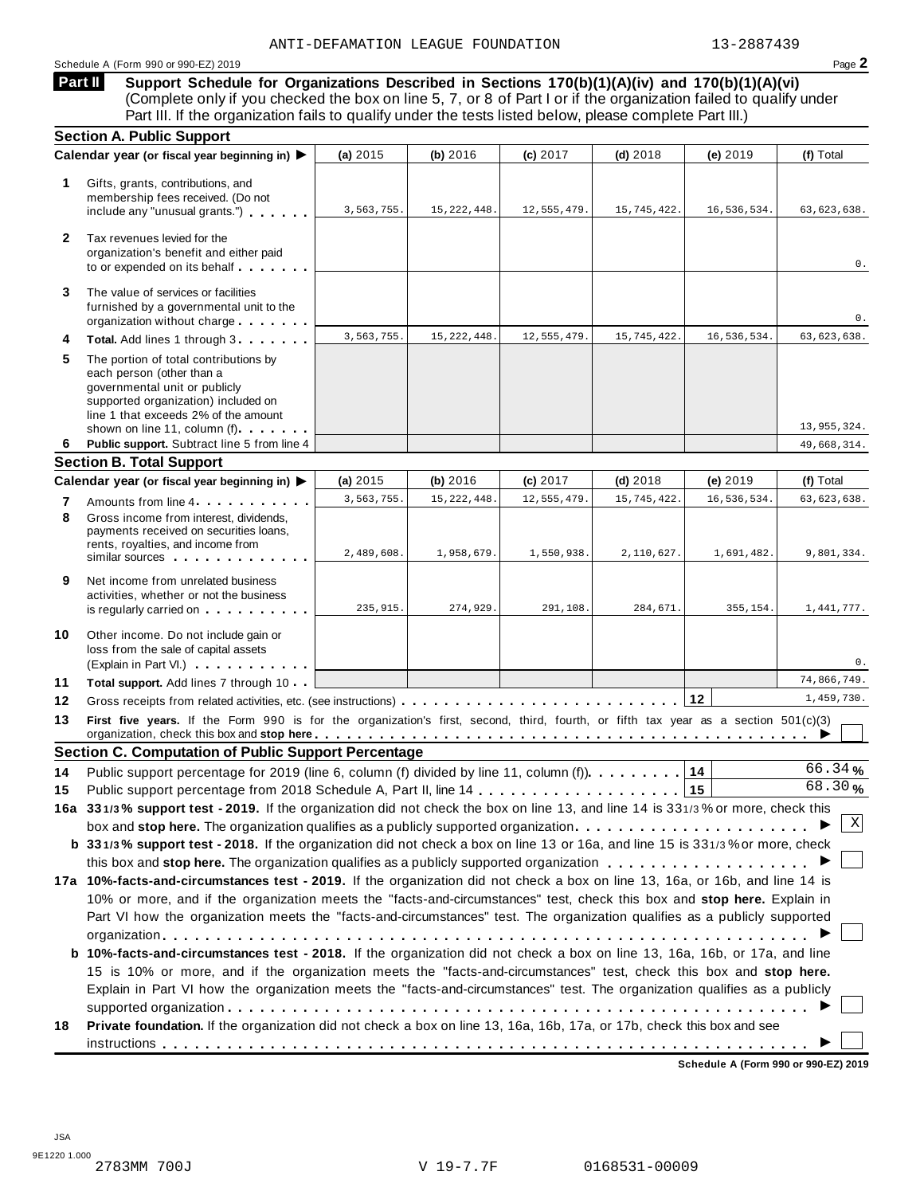ANTI-DEFAMATION LEAGUE FOUNDATION 13-2887439

Schedule A (Form 990 or 990-EZ) 2019

**Part II** **Support Schedule for Organizations Described in Sections 170(b)(1)(A)(iv) and 170(b)(1)(A)(vi)** (Complete only if you checked the box on line 5, 7, or 8 of Part I or if the organization failed to qualify under Part III. If the organization fails to qualify under the tests listed below, please complete Part III.)

### Section A. Public Support

| Calendar year (or fiscal year beginning in) ▶ | (a) 2015 | (b) 2016 | (c) 2017 | (d) 2018 | (e) 2019 | (f) Total |
|---|---|---|---|---|---|---|
| **1** Gifts, grants, contributions, and membership fees received. (Do not include any "unusual grants.") | 3,563,755. | 15,222,448. | 12,555,479. | 15,745,422. | 16,536,534. | 63,623,638. |
| **2** Tax revenues levied for the organization's benefit and either paid to or expended on its behalf | | | | | | 0. |
| **3** The value of services or facilities furnished by a governmental unit to the organization without charge | | | | | | 0. |
| **4** **Total.** Add lines 1 through 3 | 3,563,755. | 15,222,448. | 12,555,479. | 15,745,422. | 16,536,534. | 63,623,638. |
| **5** The portion of total contributions by each person (other than a governmental unit or publicly supported organization) included on line 1 that exceeds 2% of the amount shown on line 11, column (f) | | | | | | 13,955,324. |
| **6** **Public support.** Subtract line 5 from line 4 | | | | | | 49,668,314. |

### Section B. Total Support

| Calendar year (or fiscal year beginning in) ▶ | (a) 2015 | (b) 2016 | (c) 2017 | (d) 2018 | (e) 2019 | (f) Total |
|---|---|---|---|---|---|---|
| **7** Amounts from line 4 | 3,563,755. | 15,222,448. | 12,555,479. | 15,745,422. | 16,536,534. | 63,623,638. |
| **8** Gross income from interest, dividends, payments received on securities loans, rents, royalties, and income from similar sources | 2,489,608. | 1,958,679. | 1,550,938. | 2,110,627. | 1,691,482. | 9,801,334. |
| **9** Net income from unrelated business activities, whether or not the business is regularly carried on | 235,915. | 274,929. | 291,108. | 284,671. | 355,154. | 1,441,777. |
| **10** Other income. Do not include gain or loss from the sale of capital assets (Explain in Part VI.) | | | | | | 0. |
| **11** **Total support.** Add lines 7 through 10 | | | | | | 74,866,749. |

**12** Gross receipts from related activities, etc. (see instructions) **12** 1,459,730.

**13** **First five years.** If the Form 990 is for the organization's first, second, third, fourth, or fifth tax year as a section 501(c)(3) organization, check this box and **stop here** ▶ ☐

### Section C. Computation of Public Support Percentage

**14** Public support percentage for 2019 (line 6, column (f) divided by line 11, column (f)) **14** 66.34 %

**15** Public support percentage from 2018 Schedule A, Part II, line 14 **15** 68.30 %

**16a 33 1/3 % support test - 2019.** If the organization did not check the box on line 13, and line 14 is 33 1/3 % or more, check this box and **stop here.** The organization qualifies as a publicly supported organization ▶ ☒

**b 33 1/3 % support test - 2018.** If the organization did not check a box on line 13 or 16a, and line 15 is 33 1/3 % or more, check this box and **stop here.** The organization qualifies as a publicly supported organization ▶ ☐

**17a 10%-facts-and-circumstances test - 2019.** If the organization did not check a box on line 13, 16a, or 16b, and line 14 is 10% or more, and if the organization meets the "facts-and-circumstances" test, check this box and **stop here.** Explain in Part VI how the organization meets the "facts-and-circumstances" test. The organization qualifies as a publicly supported organization ▶ ☐

**b 10%-facts-and-circumstances test - 2018.** If the organization did not check a box on line 13, 16a, 16b, or 17a, and line 15 is 10% or more, and if the organization meets the "facts-and-circumstances" test, check this box and **stop here.** Explain in Part VI how the organization meets the "facts-and-circumstances" test. The organization qualifies as a publicly supported organization ▶ ☐

**18** **Private foundation.** If the organization did not check a box on line 13, 16a, 16b, 17a, or 17b, check this box and see instructions ▶ ☐

**Schedule A (Form 990 or 990-EZ) 2019**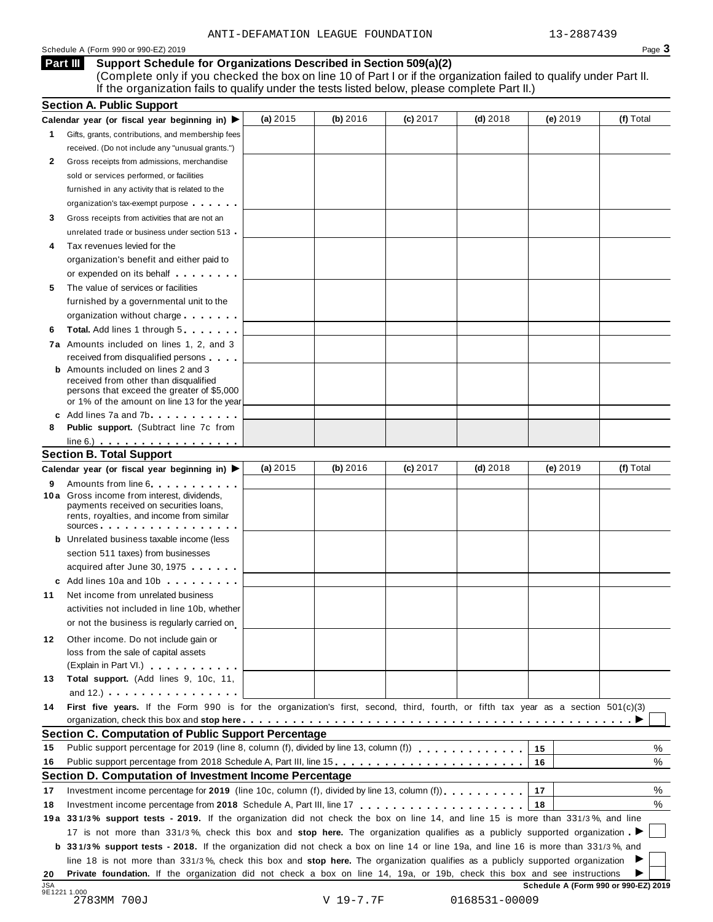ANTI-DEFAMATION LEAGUE FOUNDATION 13-2887439

Schedule A (Form 990 or 990-EZ) 2019

## Part III Support Schedule for Organizations Described in Section 509(a)(2)

(Complete only if you checked the box on line 10 of Part I or if the organization failed to qualify under Part II. If the organization fails to qualify under the tests listed below, please complete Part II.)

### Section A. Public Support

| Calendar year (or fiscal year beginning in) ▶ | (a) 2015 | (b) 2016 | (c) 2017 | (d) 2018 | (e) 2019 | (f) Total |
|---|---|---|---|---|---|---|
| **1** Gifts, grants, contributions, and membership fees received. (Do not include any "unusual grants.") | | | | | | |
| **2** Gross receipts from admissions, merchandise sold or services performed, or facilities furnished in any activity that is related to the organization's tax-exempt purpose | | | | | | |
| **3** Gross receipts from activities that are not an unrelated trade or business under section 513 | | | | | | |
| **4** Tax revenues levied for the organization's benefit and either paid to or expended on its behalf | | | | | | |
| **5** The value of services or facilities furnished by a governmental unit to the organization without charge | | | | | | |
| **6** **Total.** Add lines 1 through 5 | | | | | | |
| **7a** Amounts included on lines 1, 2, and 3 received from disqualified persons | | | | | | |
| **b** Amounts included on lines 2 and 3 received from other than disqualified persons that exceed the greater of $5,000 or 1% of the amount on line 13 for the year | | | | | | |
| **c** Add lines 7a and 7b | | | | | | |
| **8** **Public support.** (Subtract line 7c from line 6.) | | | | | | |

### Section B. Total Support

| Calendar year (or fiscal year beginning in) ▶ | (a) 2015 | (b) 2016 | (c) 2017 | (d) 2018 | (e) 2019 | (f) Total |
|---|---|---|---|---|---|---|
| **9** Amounts from line 6 | | | | | | |
| **10a** Gross income from interest, dividends, payments received on securities loans, rents, royalties, and income from similar sources | | | | | | |
| **b** Unrelated business taxable income (less section 511 taxes) from businesses acquired after June 30, 1975 | | | | | | |
| **c** Add lines 10a and 10b | | | | | | |
| **11** Net income from unrelated business activities not included in line 10b, whether or not the business is regularly carried on | | | | | | |
| **12** Other income. Do not include gain or loss from the sale of capital assets (Explain in Part VI.) | | | | | | |
| **13** **Total support.** (Add lines 9, 10c, 11, and 12.) | | | | | | |

**14** **First five years.** If the Form 990 is for the organization's first, second, third, fourth, or fifth tax year as a section 501(c)(3) organization, check this box and **stop here** ▶ ☐

### Section C. Computation of Public Support Percentage

| | | | |
|---|---|---|---|
| **15** | Public support percentage for 2019 (line 8, column (f), divided by line 13, column (f)) | 15 | % |
| **16** | Public support percentage from 2018 Schedule A, Part III, line 15 | 16 | % |

### Section D. Computation of Investment Income Percentage

| | | | |
|---|---|---|---|
| **17** | Investment income percentage for **2019** (line 10c, column (f), divided by line 13, column (f)) | 17 | % |
| **18** | Investment income percentage from **2018** Schedule A, Part III, line 17 | 18 | % |

**19a** **33 1/3% support tests - 2019.** If the organization did not check the box on line 14, and line 15 is more than 33 1/3%, and line 17 is not more than 33 1/3%, check this box and **stop here.** The organization qualifies as a publicly supported organization ▶ ☐

**b** **33 1/3% support tests - 2018.** If the organization did not check a box on line 14 or line 19a, and line 16 is more than 33 1/3%, and line 18 is not more than 33 1/3%, check this box and **stop here.** The organization qualifies as a publicly supported organization ▶ ☐

**20** **Private foundation.** If the organization did not check a box on line 14, 19a, or 19b, check this box and see instructions ▶ ☐

JSA 9E1221 1.000 **Schedule A (Form 990 or 990-EZ) 2019**

2783MM 700J V 19-7.7F 0168531-00009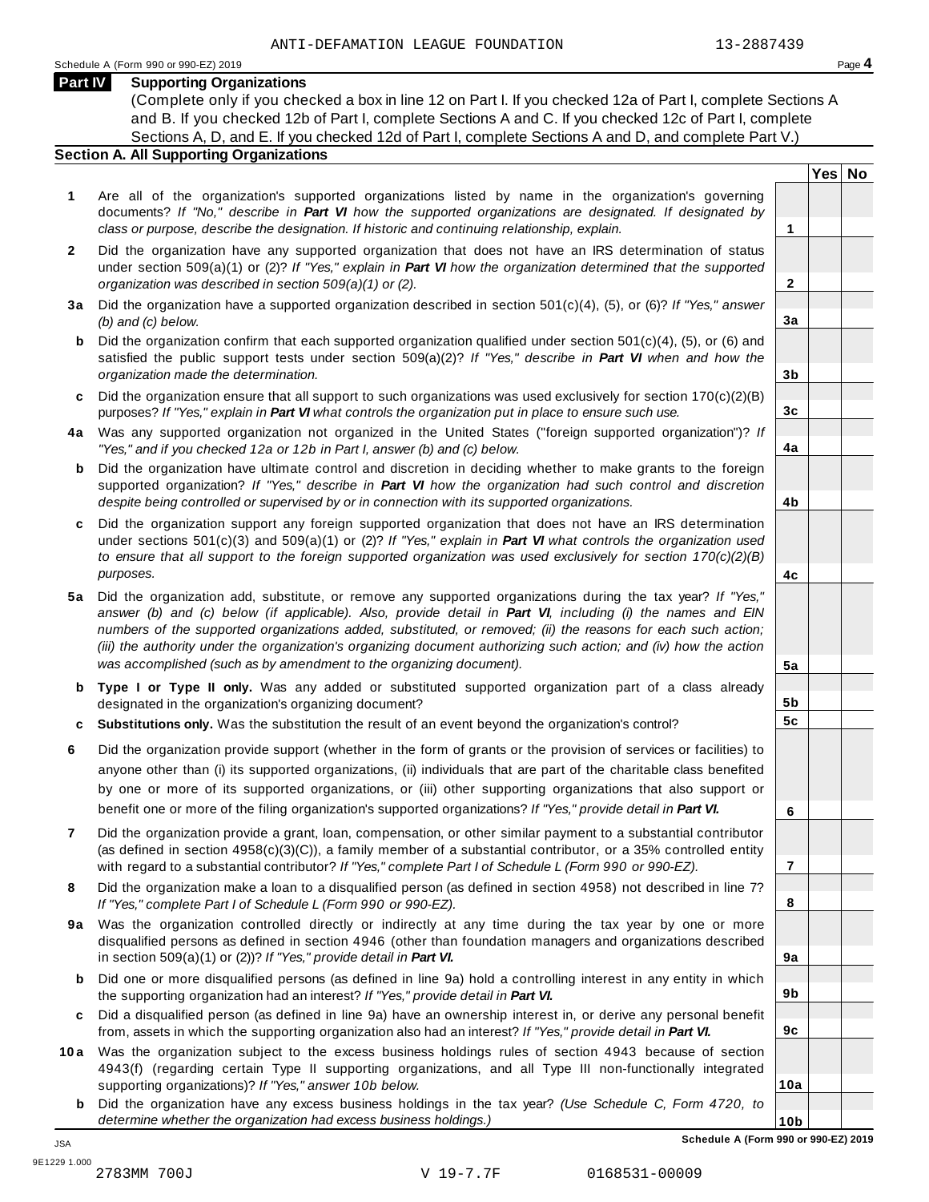ANTI-DEFAMATION LEAGUE FOUNDATION 13-2887439

Schedule A (Form 990 or 990-EZ) 2019

## Part IV Supporting Organizations

(Complete only if you checked a box in line 12 on Part I. If you checked 12a of Part I, complete Sections A and B. If you checked 12b of Part I, complete Sections A and C. If you checked 12c of Part I, complete Sections A, D, and E. If you checked 12d of Part I, complete Sections A and D, and complete Part V.)

### Section A. All Supporting Organizations

| | | | Yes | No |
|---|---|---|---|---|
| **1** | Are all of the organization's supported organizations listed by name in the organization's governing documents? *If "No," describe in **Part VI** how the supported organizations are designated. If designated by class or purpose, describe the designation. If historic and continuing relationship, explain.* | **1** | | |
| **2** | Did the organization have any supported organization that does not have an IRS determination of status under section 509(a)(1) or (2)? *If "Yes," explain in **Part VI** how the organization determined that the supported organization was described in section 509(a)(1) or (2).* | **2** | | |
| **3a** | Did the organization have a supported organization described in section 501(c)(4), (5), or (6)? *If "Yes," answer (b) and (c) below.* | **3a** | | |
| **b** | Did the organization confirm that each supported organization qualified under section 501(c)(4), (5), or (6) and satisfied the public support tests under section 509(a)(2)? *If "Yes," describe in **Part VI** when and how the organization made the determination.* | **3b** | | |
| **c** | Did the organization ensure that all support to such organizations was used exclusively for section 170(c)(2)(B) purposes? *If "Yes," explain in **Part VI** what controls the organization put in place to ensure such use.* | **3c** | | |
| **4a** | Was any supported organization not organized in the United States ("foreign supported organization")? *If "Yes," and if you checked 12a or 12b in Part I, answer (b) and (c) below.* | **4a** | | |
| **b** | Did the organization have ultimate control and discretion in deciding whether to make grants to the foreign supported organization? *If "Yes," describe in **Part VI** how the organization had such control and discretion despite being controlled or supervised by or in connection with its supported organizations.* | **4b** | | |
| **c** | Did the organization support any foreign supported organization that does not have an IRS determination under sections 501(c)(3) and 509(a)(1) or (2)? *If "Yes," explain in **Part VI** what controls the organization used to ensure that all support to the foreign supported organization was used exclusively for section 170(c)(2)(B) purposes.* | **4c** | | |
| **5a** | Did the organization add, substitute, or remove any supported organizations during the tax year? *If "Yes," answer (b) and (c) below (if applicable). Also, provide detail in **Part VI**, including (i) the names and EIN numbers of the supported organizations added, substituted, or removed; (ii) the reasons for each such action; (iii) the authority under the organization's organizing document authorizing such action; and (iv) how the action was accomplished (such as by amendment to the organizing document).* | **5a** | | |
| **b** | **Type I or Type II only.** Was any added or substituted supported organization part of a class already designated in the organization's organizing document? | **5b** | | |
| **c** | **Substitutions only.** Was the substitution the result of an event beyond the organization's control? | **5c** | | |
| **6** | Did the organization provide support (whether in the form of grants or the provision of services or facilities) to anyone other than (i) its supported organizations, (ii) individuals that are part of the charitable class benefited by one or more of its supported organizations, or (iii) other supporting organizations that also support or benefit one or more of the filing organization's supported organizations? *If "Yes," provide detail in **Part VI.*** | **6** | | |
| **7** | Did the organization provide a grant, loan, compensation, or other similar payment to a substantial contributor (as defined in section 4958(c)(3)(C)), a family member of a substantial contributor, or a 35% controlled entity with regard to a substantial contributor? *If "Yes," complete Part I of Schedule L (Form 990 or 990-EZ).* | **7** | | |
| **8** | Did the organization make a loan to a disqualified person (as defined in section 4958) not described in line 7? *If "Yes," complete Part I of Schedule L (Form 990 or 990-EZ).* | **8** | | |
| **9a** | Was the organization controlled directly or indirectly at any time during the tax year by one or more disqualified persons as defined in section 4946 (other than foundation managers and organizations described in section 509(a)(1) or (2))? *If "Yes," provide detail in **Part VI.*** | **9a** | | |
| **b** | Did one or more disqualified persons (as defined in line 9a) hold a controlling interest in any entity in which the supporting organization had an interest? *If "Yes," provide detail in **Part VI.*** | **9b** | | |
| **c** | Did a disqualified person (as defined in line 9a) have an ownership interest in, or derive any personal benefit from, assets in which the supporting organization also had an interest? *If "Yes," provide detail in **Part VI.*** | **9c** | | |
| **10a** | Was the organization subject to the excess business holdings rules of section 4943 because of section 4943(f) (regarding certain Type II supporting organizations, and all Type III non-functionally integrated supporting organizations)? *If "Yes," answer 10b below.* | **10a** | | |
| **b** | Did the organization have any excess business holdings in the tax year? *(Use Schedule C, Form 4720, to determine whether the organization had excess business holdings.)* | **10b** | | |

**Schedule A (Form 990 or 990-EZ) 2019**

JSA
9E1229 1.000
2783MM 700J V 19-7.7F 0168531-00009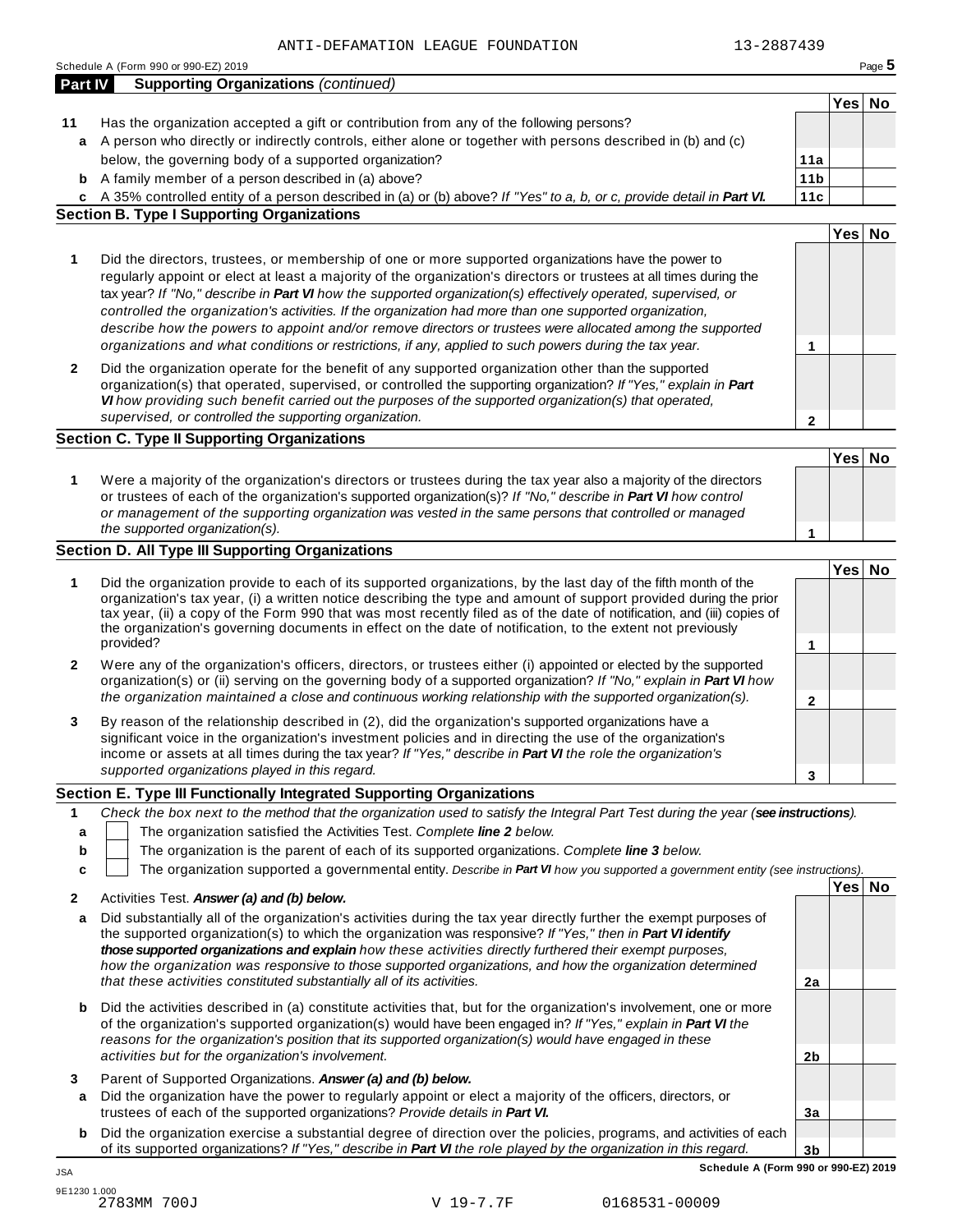ANTI-DEFAMATION LEAGUE FOUNDATION 13-2887439

Schedule A (Form 990 or 990-EZ) 2019

## Part IV Supporting Organizations *(continued)*

| | | | Yes | No |
|---|---|---|---|---|
| **11** | Has the organization accepted a gift or contribution from any of the following persons? | | | |
| **a** | A person who directly or indirectly controls, either alone or together with persons described in (b) and (c) below, the governing body of a supported organization? | **11a** | | |
| **b** | A family member of a person described in (a) above? | **11b** | | |
| **c** | A 35% controlled entity of a person described in (a) or (b) above? *If "Yes" to a, b, or c, provide detail in **Part VI.*** | **11c** | | |

### Section B. Type I Supporting Organizations

| | | | Yes | No |
|---|---|---|---|---|
| **1** | Did the directors, trustees, or membership of one or more supported organizations have the power to regularly appoint or elect at least a majority of the organization's directors or trustees at all times during the tax year? *If "No," describe in **Part VI** how the supported organization(s) effectively operated, supervised, or controlled the organization's activities. If the organization had more than one supported organization, describe how the powers to appoint and/or remove directors or trustees were allocated among the supported organizations and what conditions or restrictions, if any, applied to such powers during the tax year.* | **1** | | |
| **2** | Did the organization operate for the benefit of any supported organization other than the supported organization(s) that operated, supervised, or controlled the supporting organization? *If "Yes," explain in **Part VI** how providing such benefit carried out the purposes of the supported organization(s) that operated, supervised, or controlled the supporting organization.* | **2** | | |

### Section C. Type II Supporting Organizations

| | | | Yes | No |
|---|---|---|---|---|
| **1** | Were a majority of the organization's directors or trustees during the tax year also a majority of the directors or trustees of each of the organization's supported organization(s)? *If "No," describe in **Part VI** how control or management of the supporting organization was vested in the same persons that controlled or managed the supported organization(s).* | **1** | | |

### Section D. All Type III Supporting Organizations

| | | | Yes | No |
|---|---|---|---|---|
| **1** | Did the organization provide to each of its supported organizations, by the last day of the fifth month of the organization's tax year, (i) a written notice describing the type and amount of support provided during the prior tax year, (ii) a copy of the Form 990 that was most recently filed as of the date of notification, and (iii) copies of the organization's governing documents in effect on the date of notification, to the extent not previously provided? | **1** | | |
| **2** | Were any of the organization's officers, directors, or trustees either (i) appointed or elected by the supported organization(s) or (ii) serving on the governing body of a supported organization? *If "No," explain in **Part VI** how the organization maintained a close and continuous working relationship with the supported organization(s).* | **2** | | |
| **3** | By reason of the relationship described in (2), did the organization's supported organizations have a significant voice in the organization's investment policies and in directing the use of the organization's income or assets at all times during the tax year? *If "Yes," describe in **Part VI** the role the organization's supported organizations played in this regard.* | **3** | | |

### Section E. Type III Functionally Integrated Supporting Organizations

**1** *Check the box next to the method that the organization used to satisfy the Integral Part Test during the year (**see instructions**).*

- **a** ☐ The organization satisfied the Activities Test. *Complete **line 2** below.*
- **b** ☐ The organization is the parent of each of its supported organizations. *Complete **line 3** below.*
- **c** ☐ The organization supported a governmental entity. *Describe in **Part VI** how you supported a government entity (see instructions).*

| | | | Yes | No |
|---|---|---|---|---|
| **2** | Activities Test. ***Answer (a) and (b) below.*** | | | |
| **a** | Did substantially all of the organization's activities during the tax year directly further the exempt purposes of the supported organization(s) to which the organization was responsive? *If "Yes," then in **Part VI identify those supported organizations and explain** how these activities directly furthered their exempt purposes, how the organization was responsive to those supported organizations, and how the organization determined that these activities constituted substantially all of its activities.* | **2a** | | |
| **b** | Did the activities described in (a) constitute activities that, but for the organization's involvement, one or more of the organization's supported organization(s) would have been engaged in? *If "Yes," explain in **Part VI** the reasons for the organization's position that its supported organization(s) would have engaged in these activities but for the organization's involvement.* | **2b** | | |
| **3** | Parent of Supported Organizations. ***Answer (a) and (b) below.*** | | | |
| **a** | Did the organization have the power to regularly appoint or elect a majority of the officers, directors, or trustees of each of the supported organizations? *Provide details in **Part VI.*** | **3a** | | |
| **b** | Did the organization exercise a substantial degree of direction over the policies, programs, and activities of each of its supported organizations? *If "Yes," describe in **Part VI** the role played by the organization in this regard.* | **3b** | | |

**Schedule A (Form 990 or 990-EZ) 2019**

JSA
9E1230 1.000
2783MM 700J V 19-7.7F 0168531-00009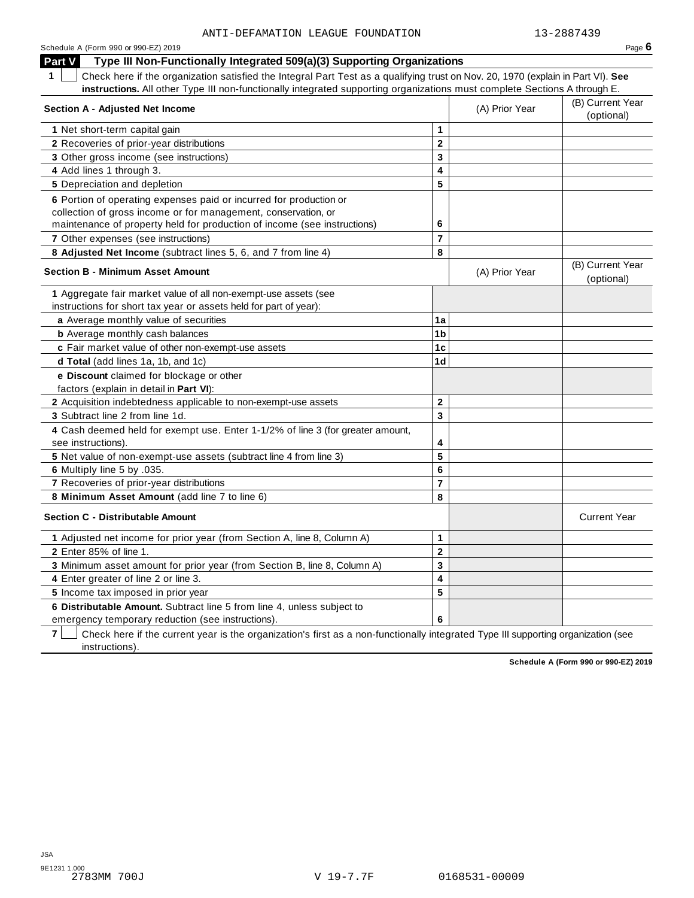ANTI-DEFAMATION LEAGUE FOUNDATION 13-2887439

Schedule A (Form 990 or 990-EZ) 2019 Page **6**

## Part V Type III Non-Functionally Integrated 509(a)(3) Supporting Organizations

**1** ☐ Check here if the organization satisfied the Integral Part Test as a qualifying trust on Nov. 20, 1970 (explain in Part VI). **See instructions.** All other Type III non-functionally integrated supporting organizations must complete Sections A through E.

| **Section A - Adjusted Net Income** | | (A) Prior Year | (B) Current Year (optional) |
|---|---|---|---|
| **1** Net short-term capital gain | 1 | | |
| **2** Recoveries of prior-year distributions | 2 | | |
| **3** Other gross income (see instructions) | 3 | | |
| **4** Add lines 1 through 3. | 4 | | |
| **5** Depreciation and depletion | 5 | | |
| **6** Portion of operating expenses paid or incurred for production or collection of gross income or for management, conservation, or maintenance of property held for production of income (see instructions) | 6 | | |
| **7** Other expenses (see instructions) | 7 | | |
| **8 Adjusted Net Income** (subtract lines 5, 6, and 7 from line 4) | 8 | | |

| **Section B - Minimum Asset Amount** | | (A) Prior Year | (B) Current Year (optional) |
|---|---|---|---|
| **1** Aggregate fair market value of all non-exempt-use assets (see instructions for short tax year or assets held for part of year): | | | |
| **a** Average monthly value of securities | 1a | | |
| **b** Average monthly cash balances | 1b | | |
| **c** Fair market value of other non-exempt-use assets | 1c | | |
| **d Total** (add lines 1a, 1b, and 1c) | 1d | | |
| **e Discount** claimed for blockage or other factors (explain in detail in **Part VI**): | | | |
| **2** Acquisition indebtedness applicable to non-exempt-use assets | 2 | | |
| **3** Subtract line 2 from line 1d. | 3 | | |
| **4** Cash deemed held for exempt use. Enter 1-1/2% of line 3 (for greater amount, see instructions). | 4 | | |
| **5** Net value of non-exempt-use assets (subtract line 4 from line 3) | 5 | | |
| **6** Multiply line 5 by .035. | 6 | | |
| **7** Recoveries of prior-year distributions | 7 | | |
| **8 Minimum Asset Amount** (add line 7 to line 6) | 8 | | |

| **Section C - Distributable Amount** | | | Current Year |
|---|---|---|---|
| **1** Adjusted net income for prior year (from Section A, line 8, Column A) | 1 | | |
| **2** Enter 85% of line 1. | 2 | | |
| **3** Minimum asset amount for prior year (from Section B, line 8, Column A) | 3 | | |
| **4** Enter greater of line 2 or line 3. | 4 | | |
| **5** Income tax imposed in prior year | 5 | | |
| **6 Distributable Amount.** Subtract line 5 from line 4, unless subject to emergency temporary reduction (see instructions). | 6 | | |

**7** ☐ Check here if the current year is the organization's first as a non-functionally integrated Type III supporting organization (see instructions).

**Schedule A (Form 990 or 990-EZ) 2019**

JSA
9E1231 1.000
2783MM 700J V 19-7.7F 0168531-00009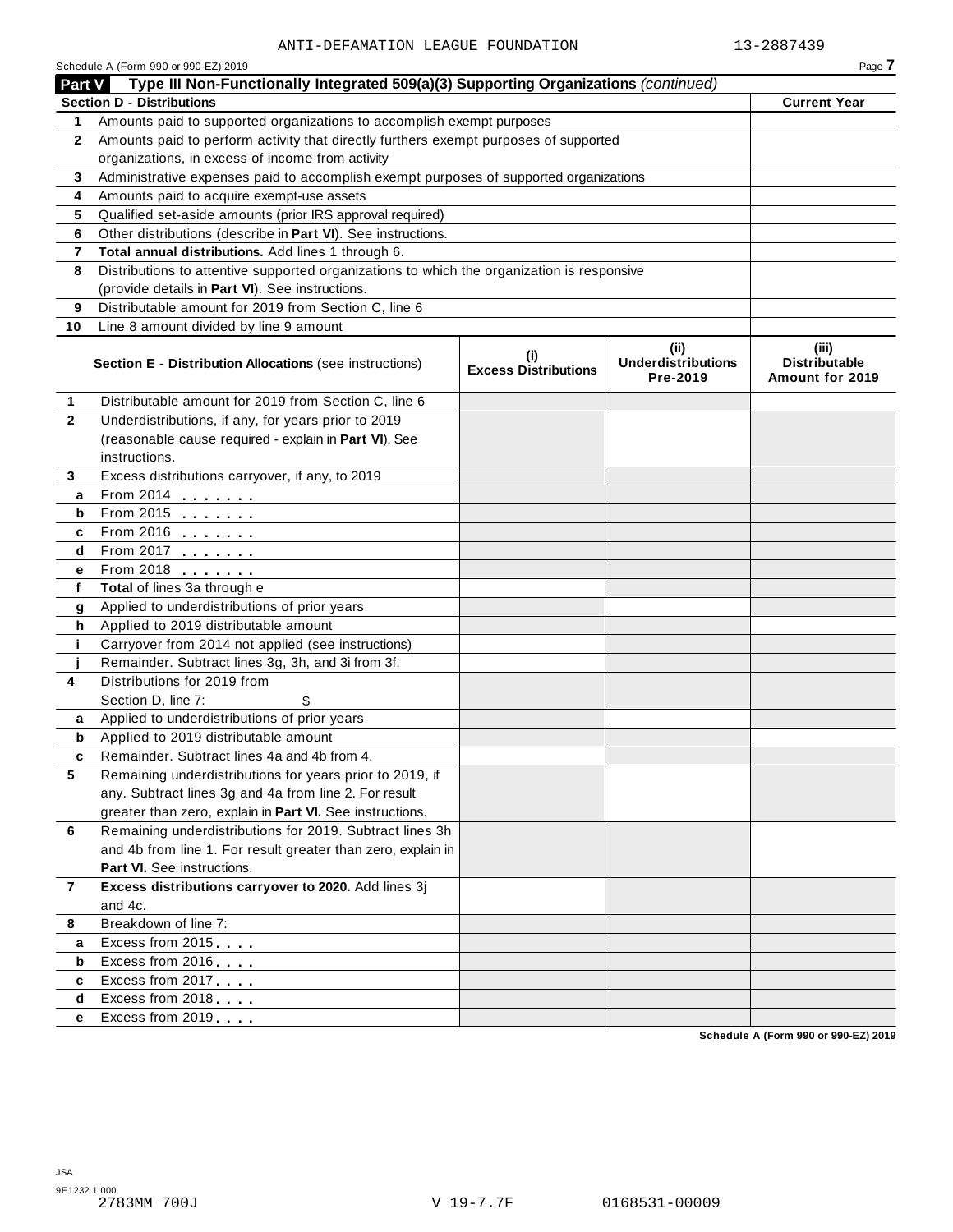ANTI-DEFAMATION LEAGUE FOUNDATION 13-2887439

Schedule A (Form 990 or 990-EZ) 2019

## Part V Type III Non-Functionally Integrated 509(a)(3) Supporting Organizations *(continued)*

| Section D - Distributions | | Current Year |
|---|---|---|
| 1 | Amounts paid to supported organizations to accomplish exempt purposes | |
| 2 | Amounts paid to perform activity that directly furthers exempt purposes of supported organizations, in excess of income from activity | |
| 3 | Administrative expenses paid to accomplish exempt purposes of supported organizations | |
| 4 | Amounts paid to acquire exempt-use assets | |
| 5 | Qualified set-aside amounts (prior IRS approval required) | |
| 6 | Other distributions (describe in **Part VI**). See instructions. | |
| 7 | **Total annual distributions.** Add lines 1 through 6. | |
| 8 | Distributions to attentive supported organizations to which the organization is responsive (provide details in **Part VI**). See instructions. | |
| 9 | Distributable amount for 2019 from Section C, line 6 | |
| 10 | Line 8 amount divided by line 9 amount | |

| | **Section E - Distribution Allocations** (see instructions) | (i) Excess Distributions | (ii) Underdistributions Pre-2019 | (iii) Distributable Amount for 2019 |
|---|---|---|---|---|
| 1 | Distributable amount for 2019 from Section C, line 6 | | | |
| 2 | Underdistributions, if any, for years prior to 2019 (reasonable cause required - explain in **Part VI**). See instructions. | | | |
| 3 | Excess distributions carryover, if any, to 2019 | | | |
| a | From 2014 | | | |
| b | From 2015 | | | |
| c | From 2016 | | | |
| d | From 2017 | | | |
| e | From 2018 | | | |
| f | **Total** of lines 3a through e | | | |
| g | Applied to underdistributions of prior years | | | |
| h | Applied to 2019 distributable amount | | | |
| i | Carryover from 2014 not applied (see instructions) | | | |
| j | Remainder. Subtract lines 3g, 3h, and 3i from 3f. | | | |
| 4 | Distributions for 2019 from Section D, line 7: $ | | | |
| a | Applied to underdistributions of prior years | | | |
| b | Applied to 2019 distributable amount | | | |
| c | Remainder. Subtract lines 4a and 4b from 4. | | | |
| 5 | Remaining underdistributions for years prior to 2019, if any. Subtract lines 3g and 4a from line 2. For result greater than zero, explain in **Part VI.** See instructions. | | | |
| 6 | Remaining underdistributions for 2019. Subtract lines 3h and 4b from line 1. For result greater than zero, explain in **Part VI.** See instructions. | | | |
| 7 | **Excess distributions carryover to 2020.** Add lines 3j and 4c. | | | |
| 8 | Breakdown of line 7: | | | |
| a | Excess from 2015 | | | |
| b | Excess from 2016 | | | |
| c | Excess from 2017 | | | |
| d | Excess from 2018 | | | |
| e | Excess from 2019 | | | |

Schedule A (Form 990 or 990-EZ) 2019

JSA
9E1232 1.000
2783MM 700J V 19-7.7F 0168531-00009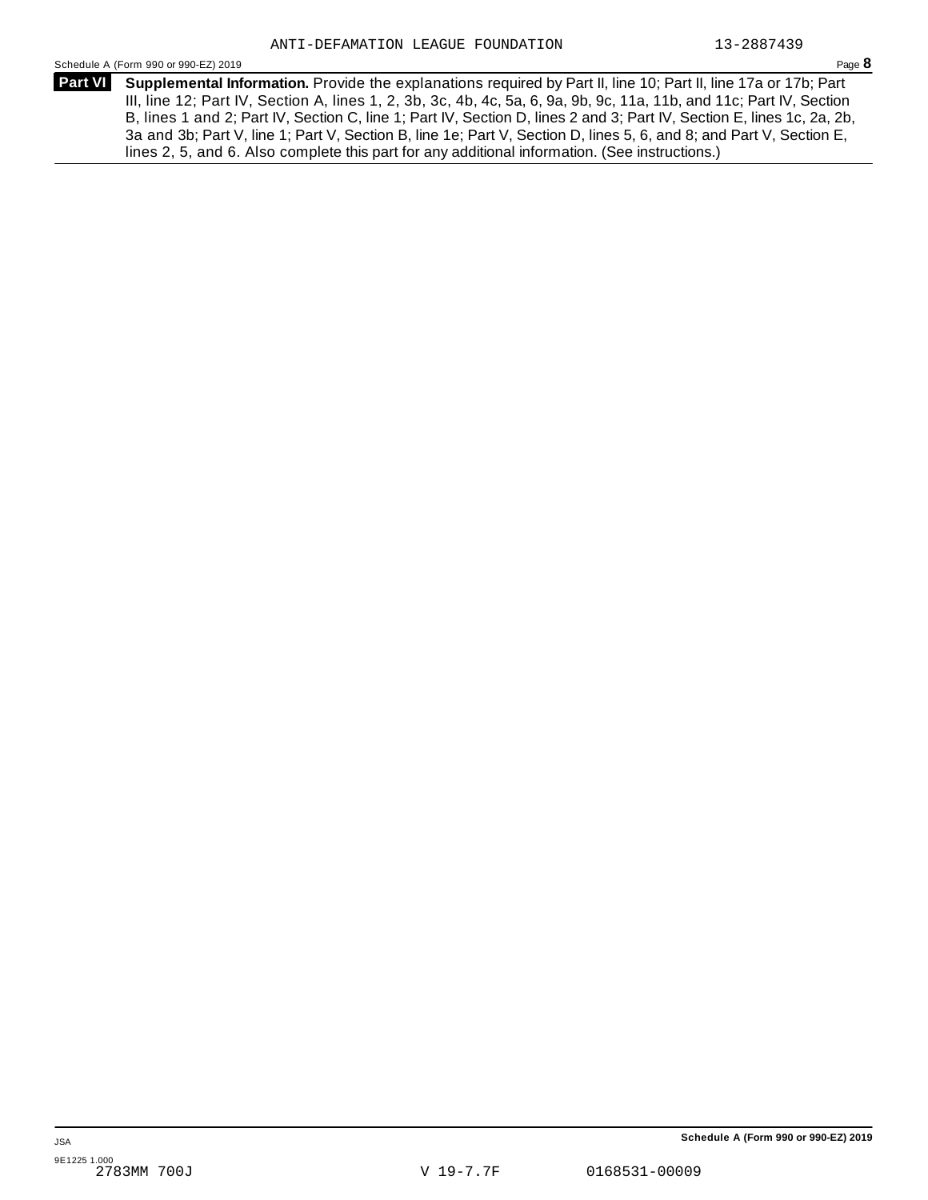**Part VI** **Supplemental Information.** Provide the explanations required by Part II, line 10; Part II, line 17a or 17b; Part III, line 12; Part IV, Section A, lines 1, 2, 3b, 3c, 4b, 4c, 5a, 6, 9a, 9b, 9c, 11a, 11b, and 11c; Part IV, Section B, lines 1 and 2; Part IV, Section C, line 1; Part IV, Section D, lines 2 and 3; Part IV, Section E, lines 1c, 2a, 2b, 3a and 3b; Part V, line 1; Part V, Section B, line 1e; Part V, Section D, lines 5, 6, and 8; and Part V, Section E, lines 2, 5, and 6. Also complete this part for any additional information. (See instructions.)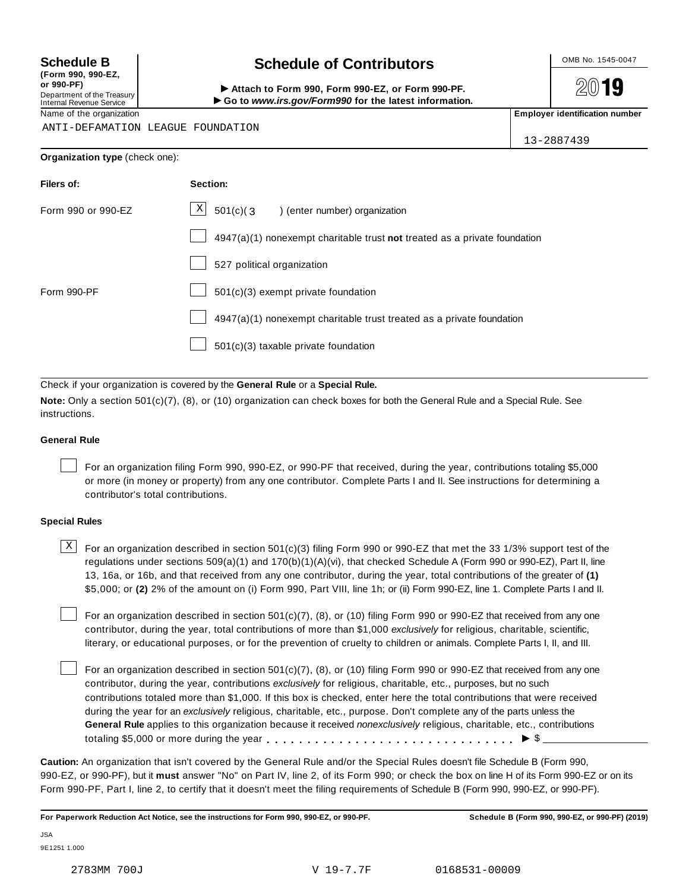**Schedule B** (Form 990, 990-EZ, or 990-PF)
Department of the Treasury
Internal Revenue Service

# Schedule of Contributors

► Attach to Form 990, Form 990-EZ, or Form 990-PF.
► Go to *www.irs.gov/Form990* for the latest information.

OMB No. 1545-0047

**2019**

Name of the organization: ANTI-DEFAMATION LEAGUE FOUNDATION

**Employer identification number:** 13-2887439

**Organization type** (check one):

| **Filers of:** | **Section:** |
|---|---|
| Form 990 or 990-EZ | [X] 501(c)( 3 ) (enter number) organization |
| | [ ] 4947(a)(1) nonexempt charitable trust **not** treated as a private foundation |
| | [ ] 527 political organization |
| Form 990-PF | [ ] 501(c)(3) exempt private foundation |
| | [ ] 4947(a)(1) nonexempt charitable trust treated as a private foundation |
| | [ ] 501(c)(3) taxable private foundation |

Check if your organization is covered by the **General Rule** or a **Special Rule.**

**Note:** Only a section 501(c)(7), (8), or (10) organization can check boxes for both the General Rule and a Special Rule. See instructions.

### General Rule

[ ] For an organization filing Form 990, 990-EZ, or 990-PF that received, during the year, contributions totaling $5,000 or more (in money or property) from any one contributor. Complete Parts I and II. See instructions for determining a contributor's total contributions.

### Special Rules

[X] For an organization described in section 501(c)(3) filing Form 990 or 990-EZ that met the 33 1/3% support test of the regulations under sections 509(a)(1) and 170(b)(1)(A)(vi), that checked Schedule A (Form 990 or 990-EZ), Part II, line 13, 16a, or 16b, and that received from any one contributor, during the year, total contributions of the greater of **(1)** $5,000; or **(2)** 2% of the amount on (i) Form 990, Part VIII, line 1h; or (ii) Form 990-EZ, line 1. Complete Parts I and II.

[ ] For an organization described in section 501(c)(7), (8), or (10) filing Form 990 or 990-EZ that received from any one contributor, during the year, total contributions of more than $1,000 *exclusively* for religious, charitable, scientific, literary, or educational purposes, or for the prevention of cruelty to children or animals. Complete Parts I, II, and III.

[ ] For an organization described in section 501(c)(7), (8), or (10) filing Form 990 or 990-EZ that received from any one contributor, during the year, contributions *exclusively* for religious, charitable, etc., purposes, but no such contributions totaled more than $1,000. If this box is checked, enter here the total contributions that were received during the year for an *exclusively* religious, charitable, etc., purpose. Don't complete any of the parts unless the **General Rule** applies to this organization because it received *nonexclusively* religious, charitable, etc., contributions totaling $5,000 or more during the year . . . . . . . . . . . . . . . . . . . . . . . . . . . . . ► $ ____________

**Caution:** An organization that isn't covered by the General Rule and/or the Special Rules doesn't file Schedule B (Form 990, 990-EZ, or 990-PF), but it **must** answer "No" on Part IV, line 2, of its Form 990; or check the box on line H of its Form 990-EZ or on its Form 990-PF, Part I, line 2, to certify that it doesn't meet the filing requirements of Schedule B (Form 990, 990-EZ, or 990-PF).

**For Paperwork Reduction Act Notice, see the instructions for Form 990, 990-EZ, or 990-PF.**

**Schedule B (Form 990, 990-EZ, or 990-PF) (2019)**

JSA
9E1251 1.000

2783MM 700J V 19-7.7F 0168531-00009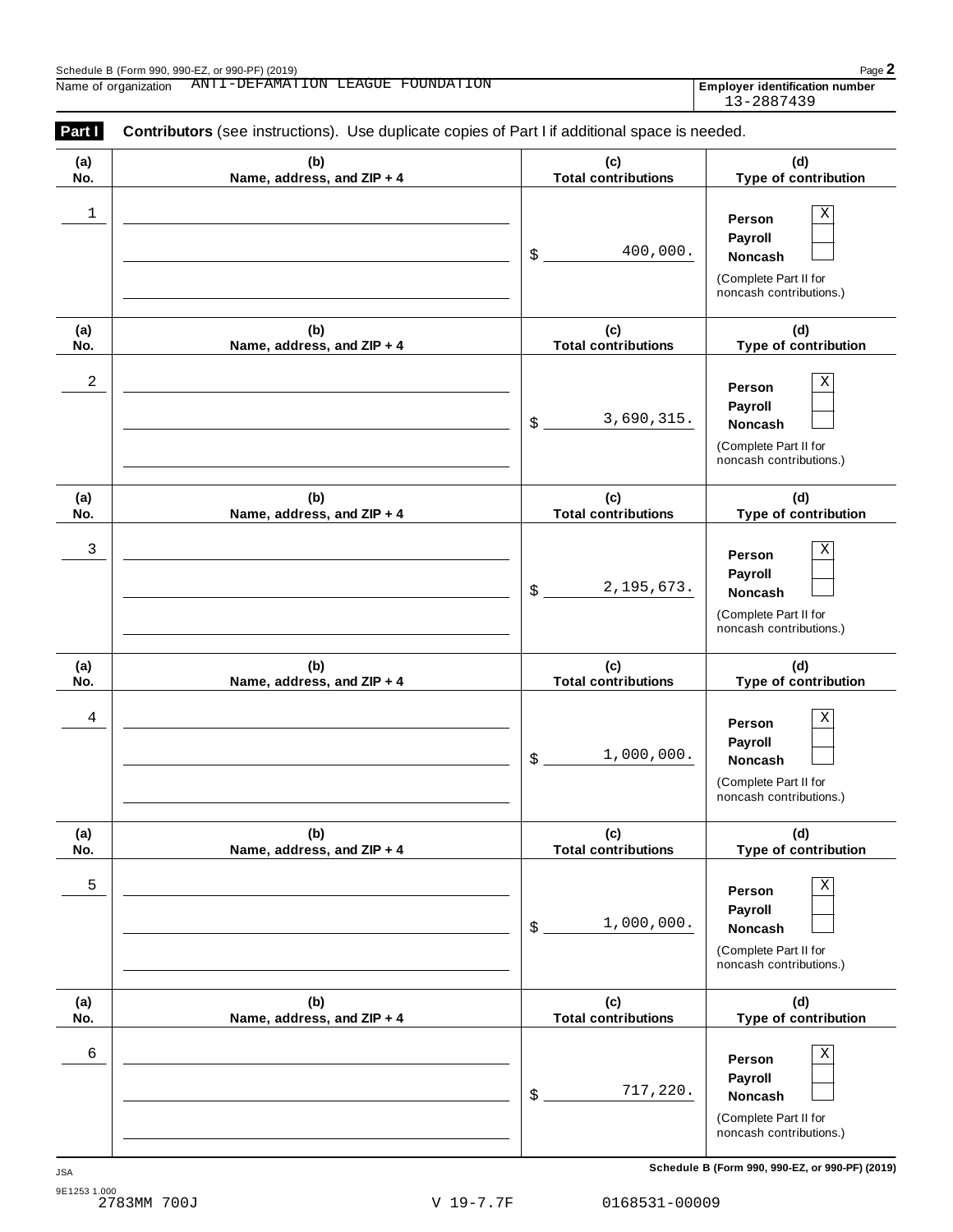Schedule B (Form 990, 990-EZ, or 990-PF) (2019)

Name of organization ANTI-DEFAMATION LEAGUE FOUNDATION

**Employer identification number** 13-2887439

**Part I** **Contributors** (see instructions). Use duplicate copies of Part I if additional space is needed.

| (a) No. | (b) Name, address, and ZIP + 4 | (c) Total contributions | (d) Type of contribution |
|---|---|---|---|
| 1 | | $ 400,000. | Person [X] Payroll [ ] Noncash [ ] (Complete Part II for noncash contributions.) |
| 2 | | $ 3,690,315. | Person [X] Payroll [ ] Noncash [ ] (Complete Part II for noncash contributions.) |
| 3 | | $ 2,195,673. | Person [X] Payroll [ ] Noncash [ ] (Complete Part II for noncash contributions.) |
| 4 | | $ 1,000,000. | Person [X] Payroll [ ] Noncash [ ] (Complete Part II for noncash contributions.) |
| 5 | | $ 1,000,000. | Person [X] Payroll [ ] Noncash [ ] (Complete Part II for noncash contributions.) |
| 6 | | $ 717,220. | Person [X] Payroll [ ] Noncash [ ] (Complete Part II for noncash contributions.) |

JSA 9E1253 1.000

**Schedule B (Form 990, 990-EZ, or 990-PF) (2019)**

2783MM 700J V 19-7.7F 0168531-00009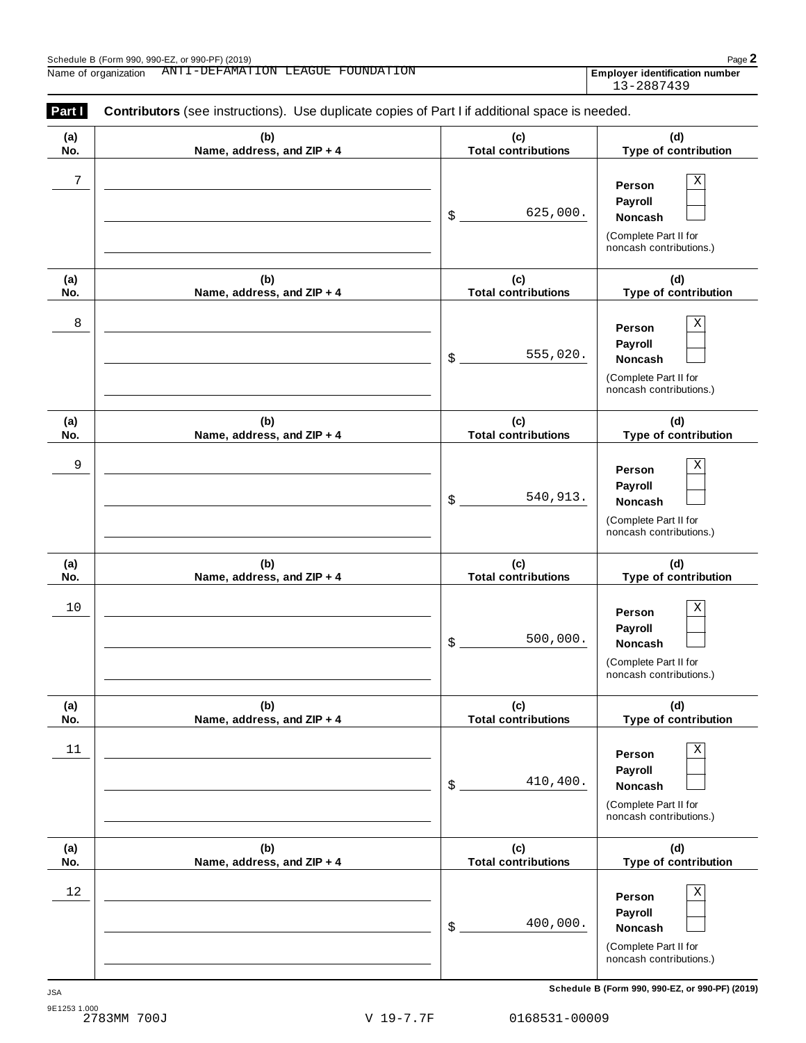Schedule B (Form 990, 990-EZ, or 990-PF) (2019)

Name of organization ANTI-DEFAMATION LEAGUE FOUNDATION

**Employer identification number** 13-2887439

**Part I** **Contributors** (see instructions). Use duplicate copies of Part I if additional space is needed.

| (a) No. | (b) Name, address, and ZIP + 4 | (c) Total contributions | (d) Type of contribution |
|---|---|---|---|
| 7 | | $ 625,000. | Person [X] Payroll [ ] Noncash [ ] (Complete Part II for noncash contributions.) |
| 8 | | $ 555,020. | Person [X] Payroll [ ] Noncash [ ] (Complete Part II for noncash contributions.) |
| 9 | | $ 540,913. | Person [X] Payroll [ ] Noncash [ ] (Complete Part II for noncash contributions.) |
| 10 | | $ 500,000. | Person [X] Payroll [ ] Noncash [ ] (Complete Part II for noncash contributions.) |
| 11 | | $ 410,400. | Person [X] Payroll [ ] Noncash [ ] (Complete Part II for noncash contributions.) |
| 12 | | $ 400,000. | Person [X] Payroll [ ] Noncash [ ] (Complete Part II for noncash contributions.) |

**Schedule B (Form 990, 990-EZ, or 990-PF) (2019)**

JSA
9E1253 1.000
2783MM 700J V 19-7.7F 0168531-00009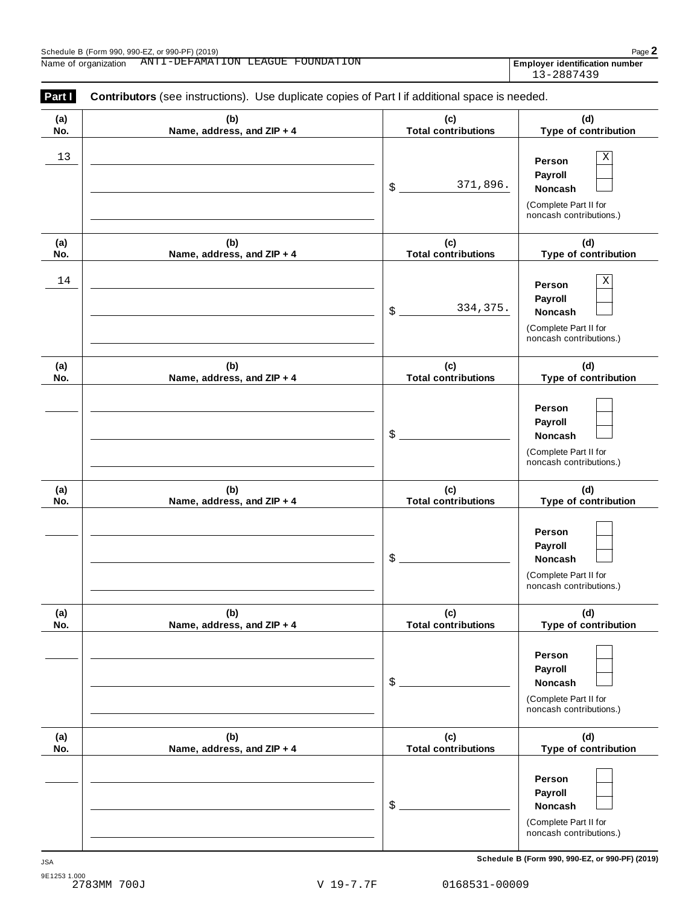Schedule B (Form 990, 990-EZ, or 990-PF) (2019)

Name of organization ANTI-DEFAMATION LEAGUE FOUNDATION

**Employer identification number** 13-2887439

**Part I** **Contributors** (see instructions). Use duplicate copies of Part I if additional space is needed.

| (a) No. | (b) Name, address, and ZIP + 4 | (c) Total contributions | (d) Type of contribution |
|---|---|---|---|
| 13 | | $ 371,896. | Person [X] Payroll [ ] Noncash [ ] (Complete Part II for noncash contributions.) |
| 14 | | $ 334,375. | Person [X] Payroll [ ] Noncash [ ] (Complete Part II for noncash contributions.) |
| | | $ | Person [ ] Payroll [ ] Noncash [ ] (Complete Part II for noncash contributions.) |
| | | $ | Person [ ] Payroll [ ] Noncash [ ] (Complete Part II for noncash contributions.) |
| | | $ | Person [ ] Payroll [ ] Noncash [ ] (Complete Part II for noncash contributions.) |
| | | $ | Person [ ] Payroll [ ] Noncash [ ] (Complete Part II for noncash contributions.) |

Schedule B (Form 990, 990-EZ, or 990-PF) (2019)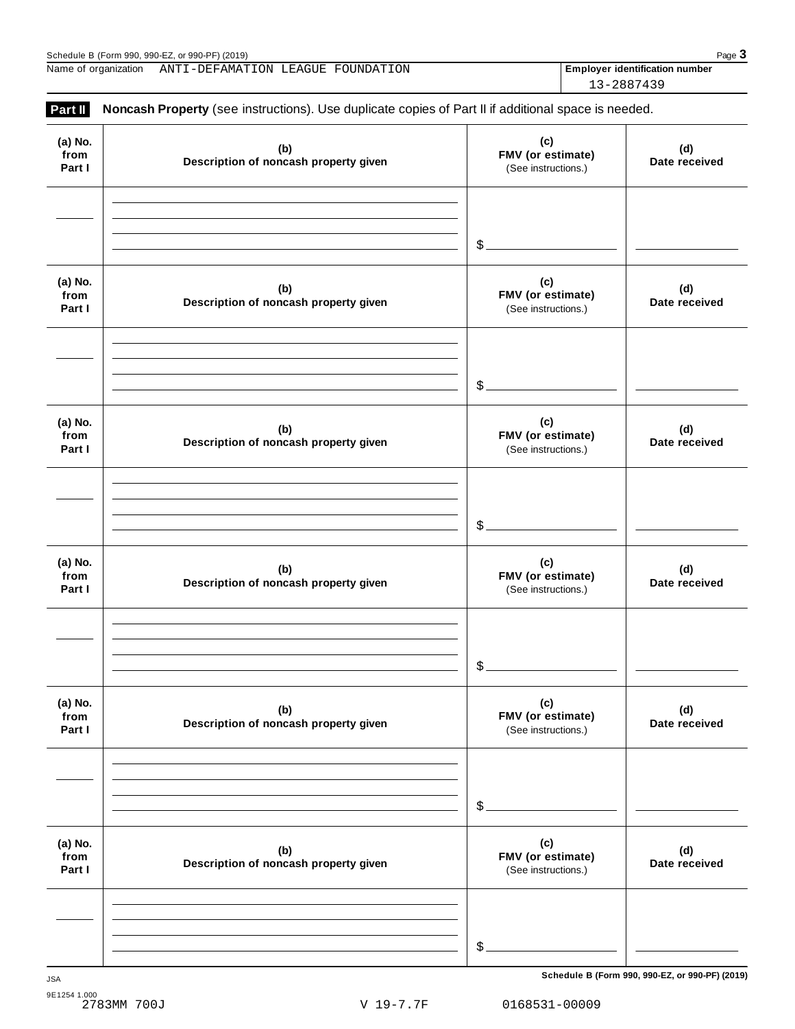Schedule B (Form 990, 990-EZ, or 990-PF) (2019)

Name of organization ANTI-DEFAMATION LEAGUE FOUNDATION

**Employer identification number** 13-2887439

## Part II **Noncash Property** (see instructions). Use duplicate copies of Part II if additional space is needed.

| (a) No. from Part I | (b) Description of noncash property given | (c) FMV (or estimate) (See instructions.) | (d) Date received |
|---|---|---|---|
| | | $ | |

| (a) No. from Part I | (b) Description of noncash property given | (c) FMV (or estimate) (See instructions.) | (d) Date received |
|---|---|---|---|
| | | $ | |

| (a) No. from Part I | (b) Description of noncash property given | (c) FMV (or estimate) (See instructions.) | (d) Date received |
|---|---|---|---|
| | | $ | |

| (a) No. from Part I | (b) Description of noncash property given | (c) FMV (or estimate) (See instructions.) | (d) Date received |
|---|---|---|---|
| | | $ | |

| (a) No. from Part I | (b) Description of noncash property given | (c) FMV (or estimate) (See instructions.) | (d) Date received |
|---|---|---|---|
| | | $ | |

| (a) No. from Part I | (b) Description of noncash property given | (c) FMV (or estimate) (See instructions.) | (d) Date received |
|---|---|---|---|
| | | $ | |

JSA 9E1254 1.000

2783MM 700J V 19-7.7F 0168531-00009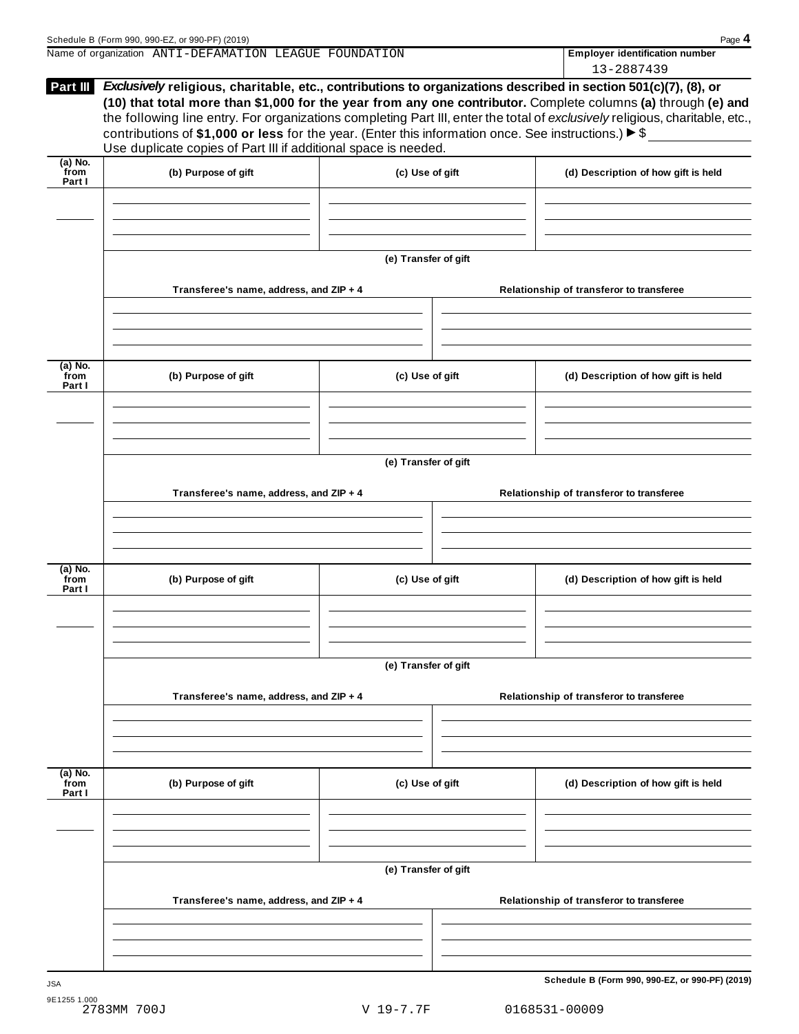Name of organization ANTI-DEFAMATION LEAGUE FOUNDATION

**Employer identification number**
13-2887439

**Part III** ***Exclusively*** **religious, charitable, etc., contributions to organizations described in section 501(c)(7), (8), or (10) that total more than $1,000 for the year from any one contributor.** Complete columns **(a)** through **(e) and** the following line entry. For organizations completing Part III, enter the total of *exclusively* religious, charitable, etc., contributions of **$1,000 or less** for the year. (Enter this information once. See instructions.) ▶ $ \_\_\_\_\_\_\_\_\_\_
Use duplicate copies of Part III if additional space is needed.

| (a) No. from Part I | (b) Purpose of gift | (c) Use of gift | (d) Description of how gift is held |
|---|---|---|---|
| | | | |

**(e) Transfer of gift**

| Transferee's name, address, and ZIP + 4 | Relationship of transferor to transferee |
|---|---|
| | |

| (a) No. from Part I | (b) Purpose of gift | (c) Use of gift | (d) Description of how gift is held |
|---|---|---|---|
| | | | |

**(e) Transfer of gift**

| Transferee's name, address, and ZIP + 4 | Relationship of transferor to transferee |
|---|---|
| | |

| (a) No. from Part I | (b) Purpose of gift | (c) Use of gift | (d) Description of how gift is held |
|---|---|---|---|
| | | | |

**(e) Transfer of gift**

| Transferee's name, address, and ZIP + 4 | Relationship of transferor to transferee |
|---|---|
| | |

| (a) No. from Part I | (b) Purpose of gift | (c) Use of gift | (d) Description of how gift is held |
|---|---|---|---|
| | | | |

**(e) Transfer of gift**

| Transferee's name, address, and ZIP + 4 | Relationship of transferor to transferee |
|---|---|
| | |

**Schedule B (Form 990, 990-EZ, or 990-PF) (2019)**

JSA
9E1255 1.000
2783MM 700J V 19-7.7F 0168531-00009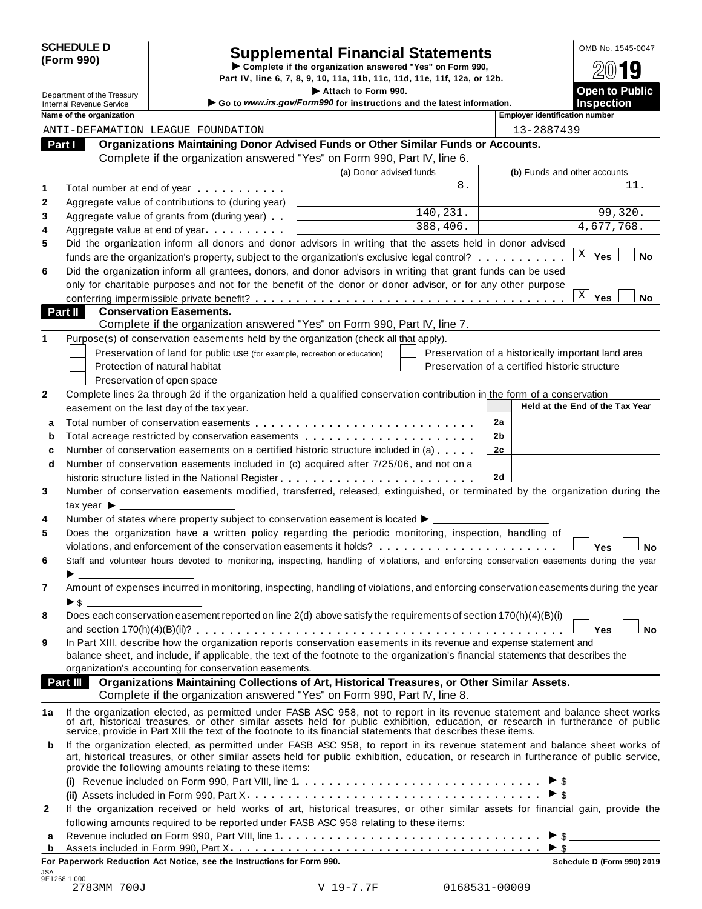**SCHEDULE D (Form 990)**

Department of the Treasury
Internal Revenue Service

# Supplemental Financial Statements

▶ Complete if the organization answered "Yes" on Form 990, Part IV, line 6, 7, 8, 9, 10, 11a, 11b, 11c, 11d, 11e, 11f, 12a, or 12b.
▶ Attach to Form 990.
▶ Go to *www.irs.gov/Form990* for instructions and the latest information.

OMB No. 1545-0047
**2019**
**Open to Public Inspection**

Name of the organization: ANTI-DEFAMATION LEAGUE FOUNDATION
Employer identification number: 13-2887439

## Part I Organizations Maintaining Donor Advised Funds or Other Similar Funds or Accounts.
Complete if the organization answered "Yes" on Form 990, Part IV, line 6.

| | | (a) Donor advised funds | (b) Funds and other accounts |
|---|---|---|---|
| 1 | Total number at end of year | 8. | 11. |
| 2 | Aggregate value of contributions to (during year) | | |
| 3 | Aggregate value of grants from (during year) | 140,231. | 99,320. |
| 4 | Aggregate value at end of year | 388,406. | 4,677,768. |

5 Did the organization inform all donors and donor advisors in writing that the assets held in donor advised funds are the organization's property, subject to the organization's exclusive legal control? [X] Yes [ ] No

6 Did the organization inform all grantees, donors, and donor advisors in writing that grant funds can be used only for charitable purposes and not for the benefit of the donor or donor advisor, or for any other purpose conferring impermissible private benefit? [X] Yes [ ] No

## Part II Conservation Easements.
Complete if the organization answered "Yes" on Form 990, Part IV, line 7.

1 Purpose(s) of conservation easements held by the organization (check all that apply).
- [ ] Preservation of land for public use (for example, recreation or education)
- [ ] Protection of natural habitat
- [ ] Preservation of open space
- [ ] Preservation of a historically important land area
- [ ] Preservation of a certified historic structure

2 Complete lines 2a through 2d if the organization held a qualified conservation contribution in the form of a conservation easement on the last day of the tax year.

| | | | Held at the End of the Tax Year |
|---|---|---|---|
| a | Total number of conservation easements | 2a | |
| b | Total acreage restricted by conservation easements | 2b | |
| c | Number of conservation easements on a certified historic structure included in (a) | 2c | |
| d | Number of conservation easements included in (c) acquired after 7/25/06, and not on a historic structure listed in the National Register | 2d | |

3 Number of conservation easements modified, transferred, released, extinguished, or terminated by the organization during the tax year ▶

4 Number of states where property subject to conservation easement is located ▶

5 Does the organization have a written policy regarding the periodic monitoring, inspection, handling of violations, and enforcement of the conservation easements it holds? [ ] Yes [ ] No

6 Staff and volunteer hours devoted to monitoring, inspecting, handling of violations, and enforcing conservation easements during the year ▶

7 Amount of expenses incurred in monitoring, inspecting, handling of violations, and enforcing conservation easements during the year ▶ $

8 Does each conservation easement reported on line 2(d) above satisfy the requirements of section 170(h)(4)(B)(i) and section 170(h)(4)(B)(ii)? [ ] Yes [ ] No

9 In Part XIII, describe how the organization reports conservation easements in its revenue and expense statement and balance sheet, and include, if applicable, the text of the footnote to the organization's financial statements that describes the organization's accounting for conservation easements.

## Part III Organizations Maintaining Collections of Art, Historical Treasures, or Other Similar Assets.
Complete if the organization answered "Yes" on Form 990, Part IV, line 8.

1a If the organization elected, as permitted under FASB ASC 958, not to report in its revenue statement and balance sheet works of art, historical treasures, or other similar assets held for public exhibition, education, or research in furtherance of public service, provide in Part XIII the text of the footnote to its financial statements that describes these items.

b If the organization elected, as permitted under FASB ASC 958, to report in its revenue statement and balance sheet works of art, historical treasures, or other similar assets held for public exhibition, education, or research in furtherance of public service, provide the following amounts relating to these items:

(i) Revenue included on Form 990, Part VIII, line 1 ▶ $

(ii) Assets included in Form 990, Part X ▶ $

2 If the organization received or held works of art, historical treasures, or other similar assets for financial gain, provide the following amounts required to be reported under FASB ASC 958 relating to these items:

a Revenue included on Form 990, Part VIII, line 1 ▶ $

b Assets included in Form 990, Part X ▶ $

**For Paperwork Reduction Act Notice, see the Instructions for Form 990.** **Schedule D (Form 990) 2019**

JSA 9E1268 1.000
2783MM 700J V 19-7.7F 0168531-00009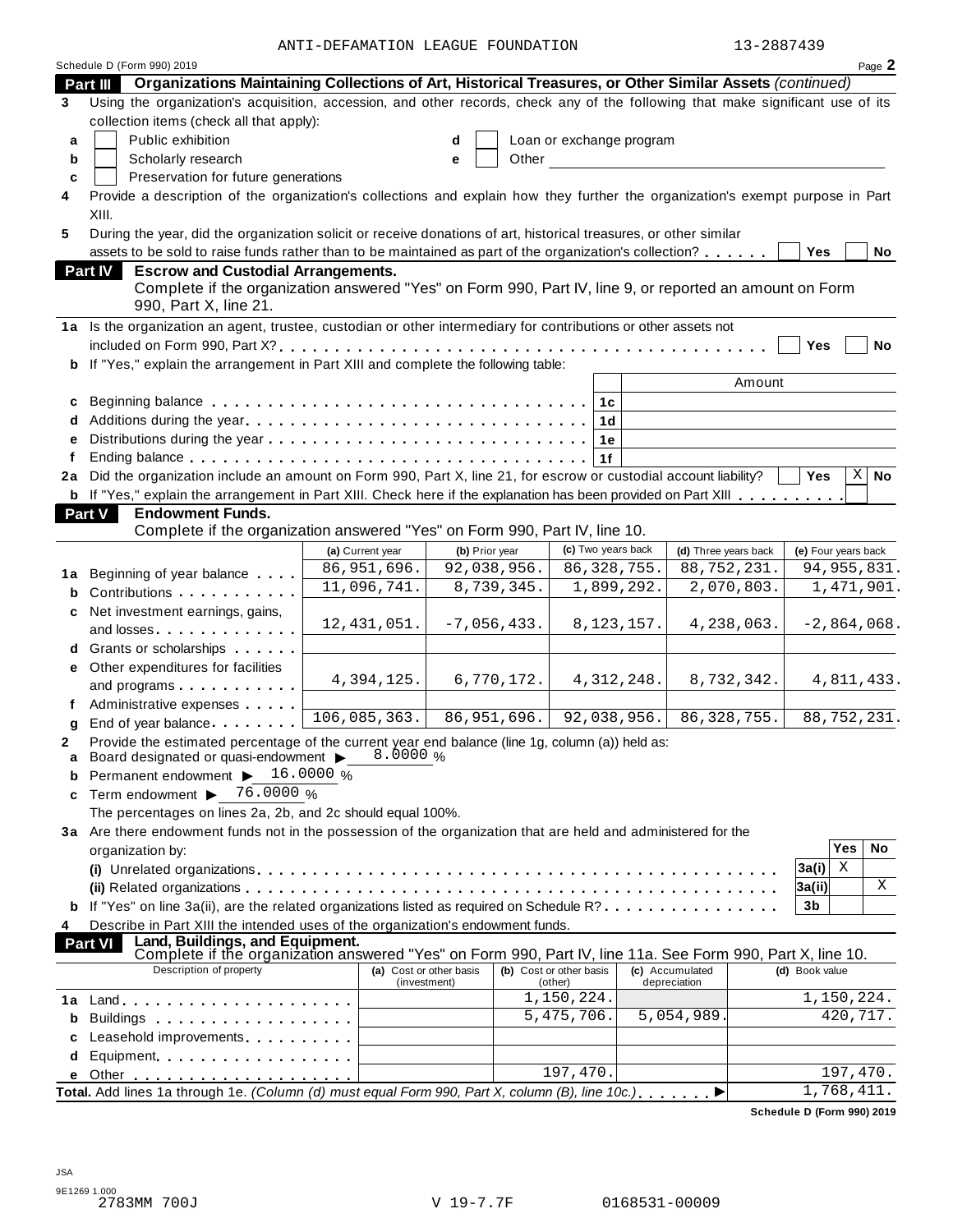ANTI-DEFAMATION LEAGUE FOUNDATION 13-2887439

Schedule D (Form 990) 2019 Page **2**

## Part III Organizations Maintaining Collections of Art, Historical Treasures, or Other Similar Assets *(continued)*

**3** Using the organization's acquisition, accession, and other records, check any of the following that make significant use of its collection items (check all that apply):

- **a** ☐ Public exhibition
- **b** ☐ Scholarly research
- **c** ☐ Preservation for future generations
- **d** ☐ Loan or exchange program
- **e** ☐ Other ____________

**4** Provide a description of the organization's collections and explain how they further the organization's exempt purpose in Part XIII.

**5** During the year, did the organization solicit or receive donations of art, historical treasures, or other similar assets to be sold to raise funds rather than to be maintained as part of the organization's collection? ☐ Yes ☐ No

## Part IV Escrow and Custodial Arrangements.

Complete if the organization answered "Yes" on Form 990, Part IV, line 9, or reported an amount on Form 990, Part X, line 21.

**1a** Is the organization an agent, trustee, custodian or other intermediary for contributions or other assets not included on Form 990, Part X? ☐ Yes ☐ No

**b** If "Yes," explain the arrangement in Part XIII and complete the following table:

| | | | Amount |
|---|---|---|---|
| **c** | Beginning balance | 1c | |
| **d** | Additions during the year | 1d | |
| **e** | Distributions during the year | 1e | |
| **f** | Ending balance | 1f | |

**2a** Did the organization include an amount on Form 990, Part X, line 21, for escrow or custodial account liability? ☐ Yes ☒ No

**b** If "Yes," explain the arrangement in Part XIII. Check here if the explanation has been provided on Part XIII ☐

## Part V Endowment Funds.

Complete if the organization answered "Yes" on Form 990, Part IV, line 10.

| | | (a) Current year | (b) Prior year | (c) Two years back | (d) Three years back | (e) Four years back |
|---|---|---|---|---|---|---|
| **1a** | Beginning of year balance | 86,951,696. | 92,038,956. | 86,328,755. | 88,752,231. | 94,955,831. |
| **b** | Contributions | 11,096,741. | 8,739,345. | 1,899,292. | 2,070,803. | 1,471,901. |
| **c** | Net investment earnings, gains, and losses | 12,431,051. | -7,056,433. | 8,123,157. | 4,238,063. | -2,864,068. |
| **d** | Grants or scholarships | | | | | |
| **e** | Other expenditures for facilities and programs | 4,394,125. | 6,770,172. | 4,312,248. | 8,732,342. | 4,811,433. |
| **f** | Administrative expenses | | | | | |
| **g** | End of year balance | 106,085,363. | 86,951,696. | 92,038,956. | 86,328,755. | 88,752,231. |

**2** Provide the estimated percentage of the current year end balance (line 1g, column (a)) held as:

- **a** Board designated or quasi-endowment ▶ 8.0000 %
- **b** Permanent endowment ▶ 16.0000 %
- **c** Term endowment ▶ 76.0000 %

The percentages on lines 2a, 2b, and 2c should equal 100%.

**3a** Are there endowment funds not in the possession of the organization that are held and administered for the organization by:

| | | | Yes | No |
|---|---|---|---|---|
| **(i)** | Unrelated organizations | 3a(i) | X | |
| **(ii)** | Related organizations | 3a(ii) | | X |
| **b** | If "Yes" on line 3a(ii), are the related organizations listed as required on Schedule R? | 3b | | |

**4** Describe in Part XIII the intended uses of the organization's endowment funds.

## Part VI Land, Buildings, and Equipment.

Complete if the organization answered "Yes" on Form 990, Part IV, line 11a. See Form 990, Part X, line 10.

| Description of property | (a) Cost or other basis (investment) | (b) Cost or other basis (other) | (c) Accumulated depreciation | (d) Book value |
|---|---|---|---|---|
| **1a** Land | | 1,150,224. | | 1,150,224. |
| **b** Buildings | | 5,475,706. | 5,054,989. | 420,717. |
| **c** Leasehold improvements | | | | |
| **d** Equipment | | | | |
| **e** Other | | 197,470. | | 197,470. |
| **Total.** Add lines 1a through 1e. *(Column (d) must equal Form 990, Part X, column (B), line 10c.)* ▶ | | | | 1,768,411. |

**Schedule D (Form 990) 2019**

JSA
9E1269 1.000
2783MM 700J V 19-7.7F 0168531-00009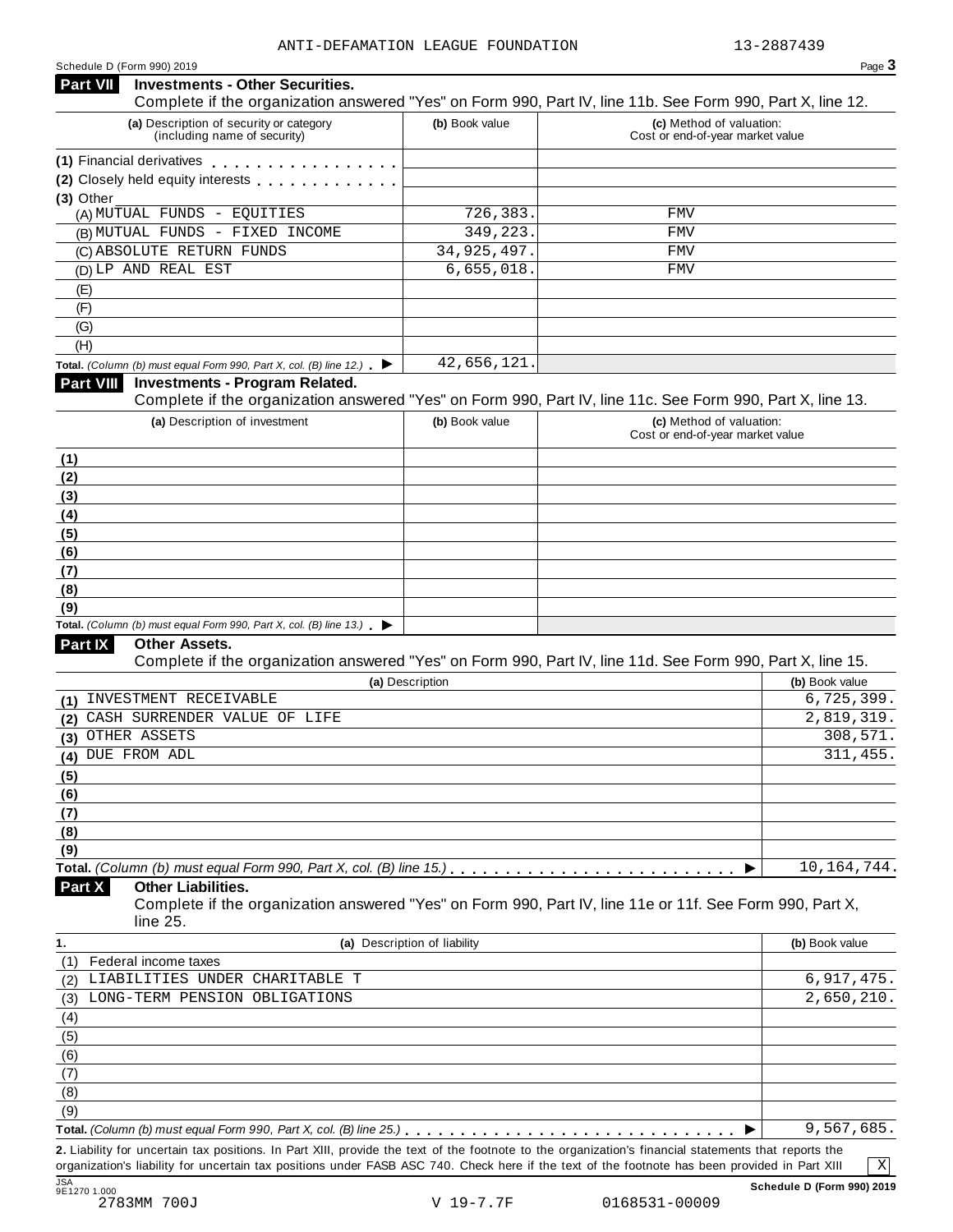ANTI-DEFAMATION LEAGUE FOUNDATION 13-2887439

Schedule D (Form 990) 2019

## Part VII Investments - Other Securities.

Complete if the organization answered "Yes" on Form 990, Part IV, line 11b. See Form 990, Part X, line 12.

| (a) Description of security or category (including name of security) | (b) Book value | (c) Method of valuation: Cost or end-of-year market value |
|---|---|---|
| (1) Financial derivatives | | |
| (2) Closely held equity interests | | |
| (3) Other | | |
| (A) MUTUAL FUNDS - EQUITIES | 726,383. | FMV |
| (B) MUTUAL FUNDS - FIXED INCOME | 349,223. | FMV |
| (C) ABSOLUTE RETURN FUNDS | 34,925,497. | FMV |
| (D) LP AND REAL EST | 6,655,018. | FMV |
| (E) | | |
| (F) | | |
| (G) | | |
| (H) | | |
| **Total.** *(Column (b) must equal Form 990, Part X, col. (B) line 12.)* | 42,656,121. | |

## Part VIII Investments - Program Related.

Complete if the organization answered "Yes" on Form 990, Part IV, line 11c. See Form 990, Part X, line 13.

| (a) Description of investment | (b) Book value | (c) Method of valuation: Cost or end-of-year market value |
|---|---|---|
| (1) | | |
| (2) | | |
| (3) | | |
| (4) | | |
| (5) | | |
| (6) | | |
| (7) | | |
| (8) | | |
| (9) | | |
| **Total.** *(Column (b) must equal Form 990, Part X, col. (B) line 13.)* | | |

## Part IX Other Assets.

Complete if the organization answered "Yes" on Form 990, Part IV, line 11d. See Form 990, Part X, line 15.

| (a) Description | (b) Book value |
|---|---|
| (1) INVESTMENT RECEIVABLE | 6,725,399. |
| (2) CASH SURRENDER VALUE OF LIFE | 2,819,319. |
| (3) OTHER ASSETS | 308,571. |
| (4) DUE FROM ADL | 311,455. |
| (5) | |
| (6) | |
| (7) | |
| (8) | |
| (9) | |
| **Total.** *(Column (b) must equal Form 990, Part X, col. (B) line 15.)* | 10,164,744. |

## Part X Other Liabilities.

Complete if the organization answered "Yes" on Form 990, Part IV, line 11e or 11f. See Form 990, Part X, line 25.

| 1. (a) Description of liability | (b) Book value |
|---|---|
| (1) Federal income taxes | |
| (2) LIABILITIES UNDER CHARITABLE T | 6,917,475. |
| (3) LONG-TERM PENSION OBLIGATIONS | 2,650,210. |
| (4) | |
| (5) | |
| (6) | |
| (7) | |
| (8) | |
| (9) | |
| **Total.** *(Column (b) must equal Form 990, Part X, col. (B) line 25.)* | 9,567,685. |

**2.** Liability for uncertain tax positions. In Part XIII, provide the text of the footnote to the organization's financial statements that reports the organization's liability for uncertain tax positions under FASB ASC 740. Check here if the text of the footnote has been provided in Part XIII [X]

**Schedule D (Form 990) 2019**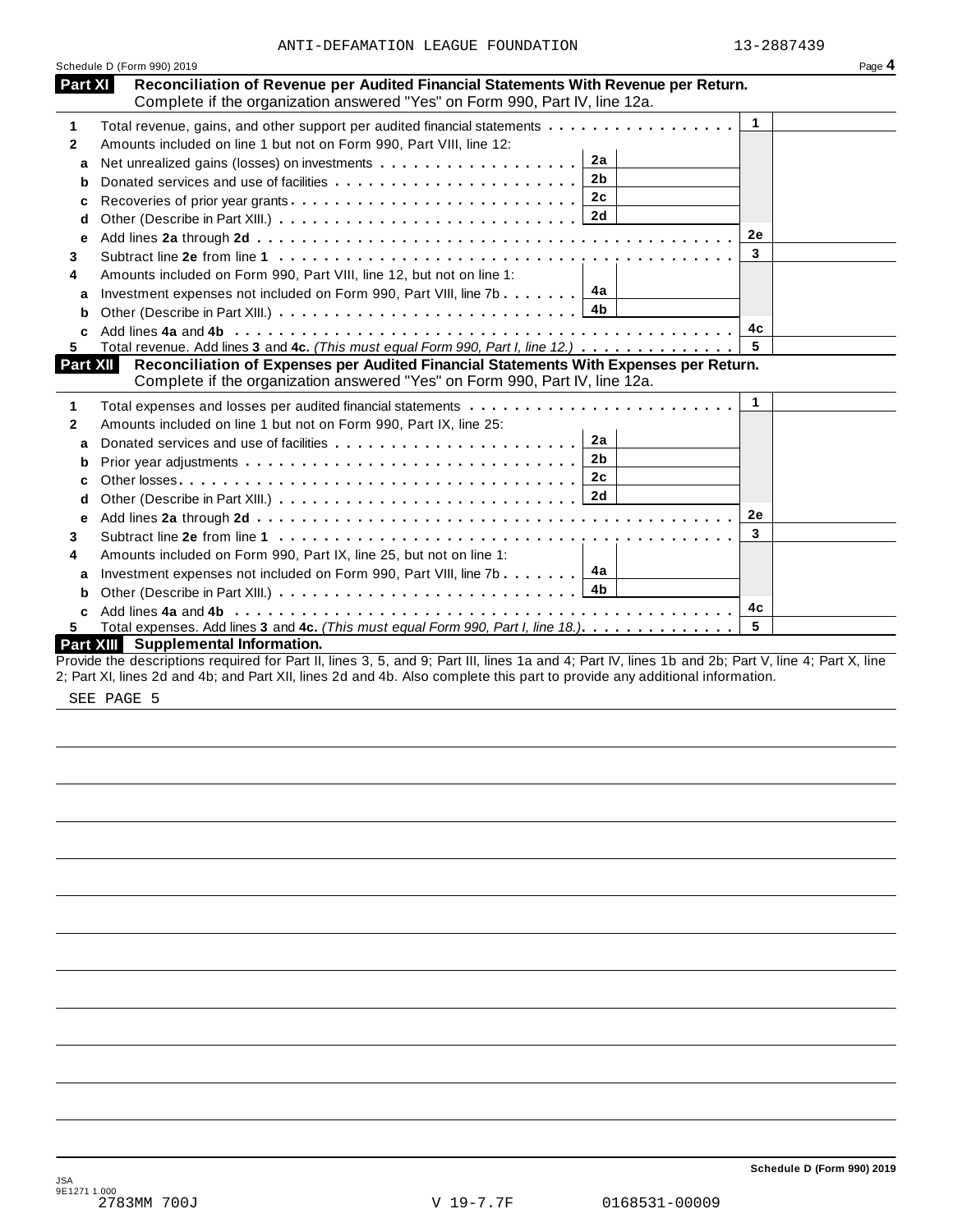ANTI-DEFAMATION LEAGUE FOUNDATION 13-2887439

Schedule D (Form 990) 2019 Page **4**

## Part XI Reconciliation of Revenue per Audited Financial Statements With Revenue per Return.

Complete if the organization answered "Yes" on Form 990, Part IV, line 12a.

| | | | | | |
|---|---|---|---|---|---|
| **1** | Total revenue, gains, and other support per audited financial statements | | | 1 | |
| **2** | Amounts included on line 1 but not on Form 990, Part VIII, line 12: | | | | |
| **a** | Net unrealized gains (losses) on investments | 2a | | | |
| **b** | Donated services and use of facilities | 2b | | | |
| **c** | Recoveries of prior year grants | 2c | | | |
| **d** | Other (Describe in Part XIII.) | 2d | | | |
| **e** | Add lines **2a** through **2d** | | | 2e | |
| **3** | Subtract line **2e** from line **1** | | | 3 | |
| **4** | Amounts included on Form 990, Part VIII, line 12, but not on line 1: | | | | |
| **a** | Investment expenses not included on Form 990, Part VIII, line 7b | 4a | | | |
| **b** | Other (Describe in Part XIII.) | 4b | | | |
| **c** | Add lines **4a** and **4b** | | | 4c | |
| **5** | Total revenue. Add lines **3** and **4c.** *(This must equal Form 990, Part I, line 12.)* | | | 5 | |

## Part XII Reconciliation of Expenses per Audited Financial Statements With Expenses per Return.

Complete if the organization answered "Yes" on Form 990, Part IV, line 12a.

| | | | | | |
|---|---|---|---|---|---|
| **1** | Total expenses and losses per audited financial statements | | | 1 | |
| **2** | Amounts included on line 1 but not on Form 990, Part IX, line 25: | | | | |
| **a** | Donated services and use of facilities | 2a | | | |
| **b** | Prior year adjustments | 2b | | | |
| **c** | Other losses | 2c | | | |
| **d** | Other (Describe in Part XIII.) | 2d | | | |
| **e** | Add lines **2a** through **2d** | | | 2e | |
| **3** | Subtract line **2e** from line **1** | | | 3 | |
| **4** | Amounts included on Form 990, Part IX, line 25, but not on line 1: | | | | |
| **a** | Investment expenses not included on Form 990, Part VIII, line 7b | 4a | | | |
| **b** | Other (Describe in Part XIII.) | 4b | | | |
| **c** | Add lines **4a** and **4b** | | | 4c | |
| **5** | Total expenses. Add lines **3** and **4c.** *(This must equal Form 990, Part I, line 18.)* | | | 5 | |

## Part XIII Supplemental Information.

Provide the descriptions required for Part II, lines 3, 5, and 9; Part III, lines 1a and 4; Part IV, lines 1b and 2b; Part V, line 4; Part X, line 2; Part XI, lines 2d and 4b; and Part XII, lines 2d and 4b. Also complete this part to provide any additional information.

SEE PAGE 5

**Schedule D (Form 990) 2019**

JSA
9E1271 1.000
2783MM 700J V 19-7.7F 0168531-00009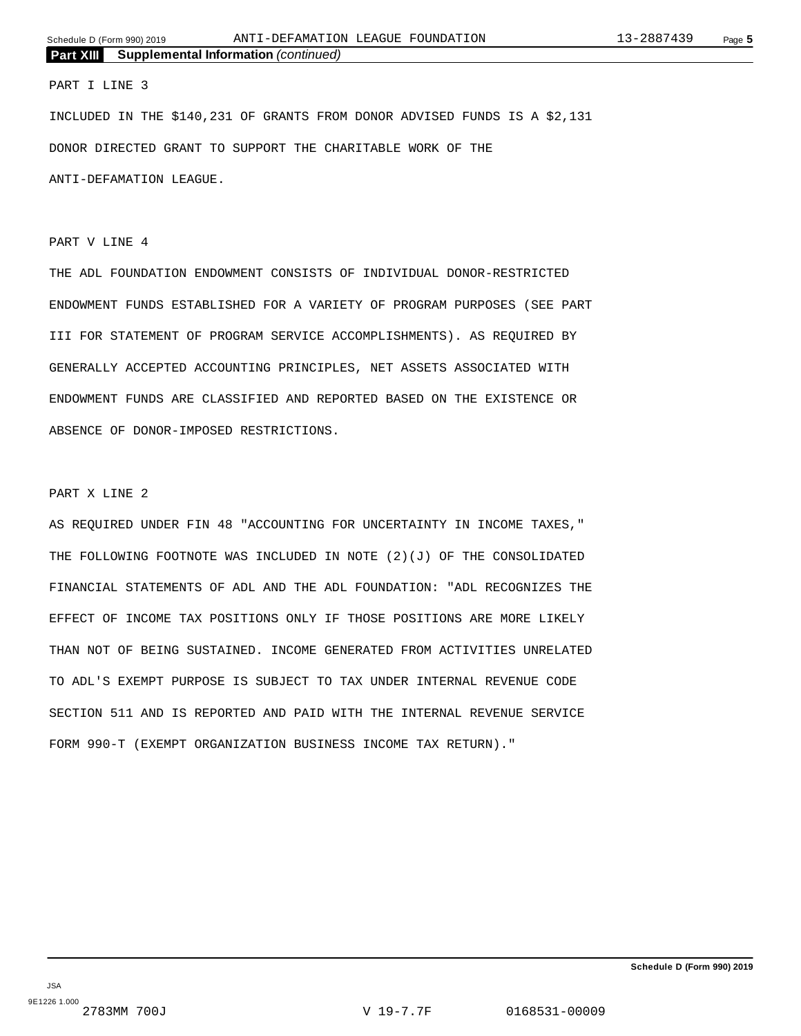**Part XIII Supplemental Information** *(continued)*

PART I LINE 3

INCLUDED IN THE $140,231 OF GRANTS FROM DONOR ADVISED FUNDS IS A $2,131 DONOR DIRECTED GRANT TO SUPPORT THE CHARITABLE WORK OF THE ANTI-DEFAMATION LEAGUE.

PART V LINE 4

THE ADL FOUNDATION ENDOWMENT CONSISTS OF INDIVIDUAL DONOR-RESTRICTED ENDOWMENT FUNDS ESTABLISHED FOR A VARIETY OF PROGRAM PURPOSES (SEE PART III FOR STATEMENT OF PROGRAM SERVICE ACCOMPLISHMENTS). AS REQUIRED BY GENERALLY ACCEPTED ACCOUNTING PRINCIPLES, NET ASSETS ASSOCIATED WITH ENDOWMENT FUNDS ARE CLASSIFIED AND REPORTED BASED ON THE EXISTENCE OR ABSENCE OF DONOR-IMPOSED RESTRICTIONS.

PART X LINE 2

AS REQUIRED UNDER FIN 48 "ACCOUNTING FOR UNCERTAINTY IN INCOME TAXES," THE FOLLOWING FOOTNOTE WAS INCLUDED IN NOTE (2)(J) OF THE CONSOLIDATED FINANCIAL STATEMENTS OF ADL AND THE ADL FOUNDATION: "ADL RECOGNIZES THE EFFECT OF INCOME TAX POSITIONS ONLY IF THOSE POSITIONS ARE MORE LIKELY THAN NOT OF BEING SUSTAINED. INCOME GENERATED FROM ACTIVITIES UNRELATED TO ADL'S EXEMPT PURPOSE IS SUBJECT TO TAX UNDER INTERNAL REVENUE CODE SECTION 511 AND IS REPORTED AND PAID WITH THE INTERNAL REVENUE SERVICE FORM 990-T (EXEMPT ORGANIZATION BUSINESS INCOME TAX RETURN)."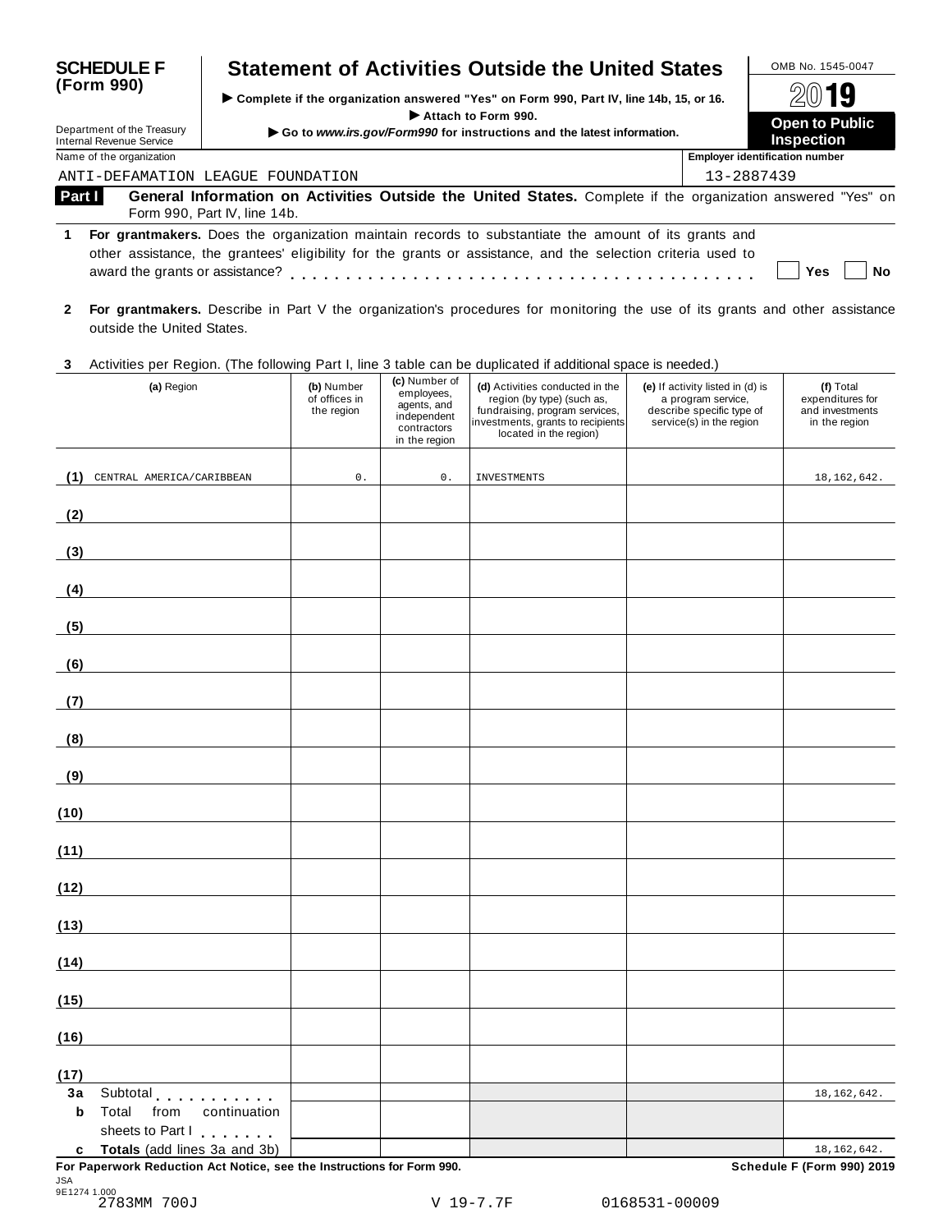**SCHEDULE F (Form 990)**

Department of the Treasury
Internal Revenue Service

# Statement of Activities Outside the United States

▶ Complete if the organization answered "Yes" on Form 990, Part IV, line 14b, 15, or 16.
▶ Attach to Form 990.
▶ Go to *www.irs.gov/Form990* for instructions and the latest information.

OMB No. 1545-0047

2019

**Open to Public Inspection**

Name of the organization: ANTI-DEFAMATION LEAGUE FOUNDATION

Employer identification number: 13-2887439

**Part I** **General Information on Activities Outside the United States.** Complete if the organization answered "Yes" on Form 990, Part IV, line 14b.

**1** **For grantmakers.** Does the organization maintain records to substantiate the amount of its grants and other assistance, the grantees' eligibility for the grants or assistance, and the selection criteria used to award the grants or assistance? . . . . . . . . . . . . . . . . . . . . . . . . . . . . . . . . . . . . . . . ☐ Yes ☐ No

**2** **For grantmakers.** Describe in Part V the organization's procedures for monitoring the use of its grants and other assistance outside the United States.

**3** Activities per Region. (The following Part I, line 3 table can be duplicated if additional space is needed.)

| | (a) Region | (b) Number of offices in the region | (c) Number of employees, agents, and independent contractors in the region | (d) Activities conducted in the region (by type) (such as, fundraising, program services, investments, grants to recipients located in the region) | (e) If activity listed in (d) is a program service, describe specific type of service(s) in the region | (f) Total expenditures for and investments in the region |
|---|---|---|---|---|---|---|
| (1) | CENTRAL AMERICA/CARIBBEAN | 0. | 0. | INVESTMENTS | | 18,162,642. |
| (2) | | | | | | |
| (3) | | | | | | |
| (4) | | | | | | |
| (5) | | | | | | |
| (6) | | | | | | |
| (7) | | | | | | |
| (8) | | | | | | |
| (9) | | | | | | |
| (10) | | | | | | |
| (11) | | | | | | |
| (12) | | | | | | |
| (13) | | | | | | |
| (14) | | | | | | |
| (15) | | | | | | |
| (16) | | | | | | |
| (17) | | | | | | |
| 3a | Subtotal . . . . . . . . . . | | | | | 18,162,642. |
| b | Total from continuation sheets to Part I . . . . . . . | | | | | |
| c | **Totals** (add lines 3a and 3b) | | | | | 18,162,642. |

**For Paperwork Reduction Act Notice, see the Instructions for Form 990.** **Schedule F (Form 990) 2019**

JSA
9E1274 1.000
2783MM 700J V 19-7.7F 0168531-00009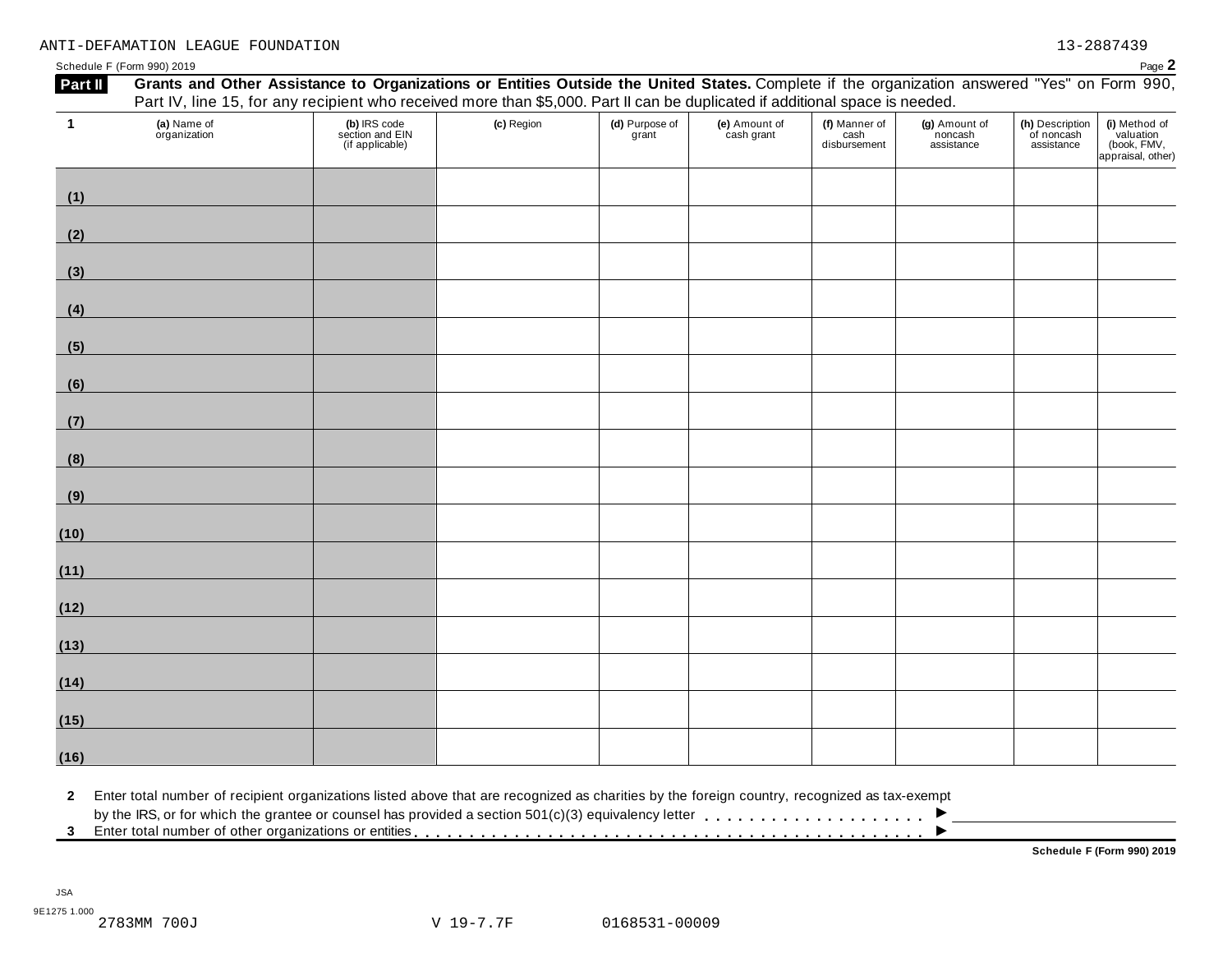ANTI-DEFAMATION LEAGUE FOUNDATION 13-2887439

Schedule F (Form 990) 2019 Page **2**

**Part II** **Grants and Other Assistance to Organizations or Entities Outside the United States.** Complete if the organization answered "Yes" on Form 990, Part IV, line 15, for any recipient who received more than $5,000. Part II can be duplicated if additional space is needed.

| 1 (a) Name of organization | (b) IRS code section and EIN (if applicable) | (c) Region | (d) Purpose of grant | (e) Amount of cash grant | (f) Manner of cash disbursement | (g) Amount of noncash assistance | (h) Description of noncash assistance | (i) Method of valuation (book, FMV, appraisal, other) |
|---|---|---|---|---|---|---|---|---|
| (1) | | | | | | | | |
| (2) | | | | | | | | |
| (3) | | | | | | | | |
| (4) | | | | | | | | |
| (5) | | | | | | | | |
| (6) | | | | | | | | |
| (7) | | | | | | | | |
| (8) | | | | | | | | |
| (9) | | | | | | | | |
| (10) | | | | | | | | |
| (11) | | | | | | | | |
| (12) | | | | | | | | |
| (13) | | | | | | | | |
| (14) | | | | | | | | |
| (15) | | | | | | | | |
| (16) | | | | | | | | |

**2** Enter total number of recipient organizations listed above that are recognized as charities by the foreign country, recognized as tax-exempt by the IRS, or for which the grantee or counsel has provided a section 501(c)(3) equivalency letter . . . . . . . . . . . . . . . . . . . . ►

**3** Enter total number of other organizations or entities . . . . . . . . . . . . . . . . . . . . . . . . . . . . . . . . . . . . . . . . . . . . ►

**Schedule F (Form 990) 2019**

JSA
9E1275 1.000
2783MM 700J V 19-7.7F 0168531-00009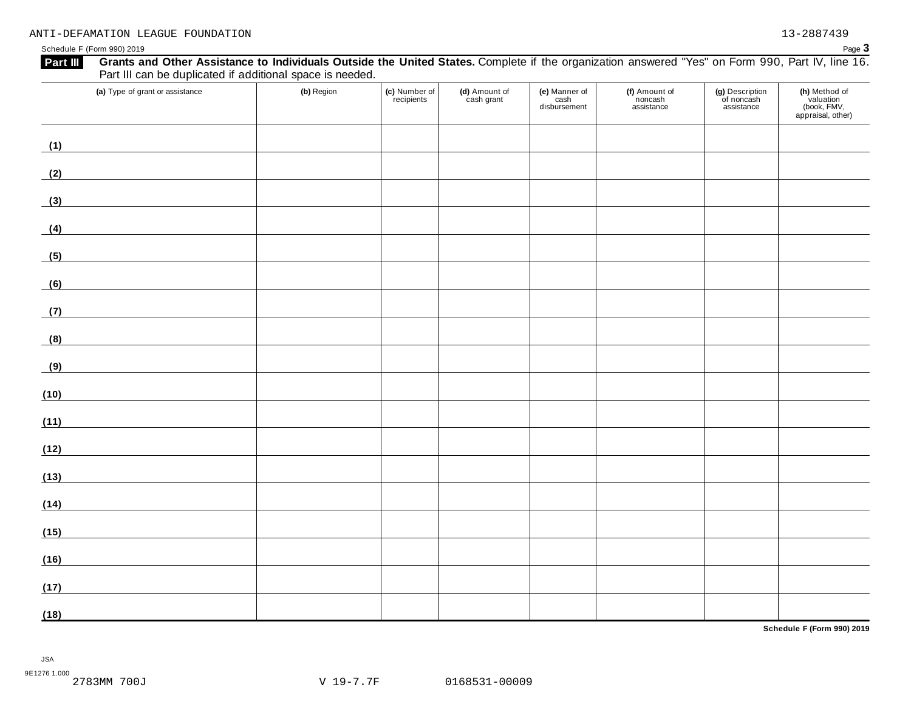ANTI-DEFAMATION LEAGUE FOUNDATION 13-2887439

Schedule F (Form 990) 2019

**Part III** **Grants and Other Assistance to Individuals Outside the United States.** Complete if the organization answered "Yes" on Form 990, Part IV, line 16. Part III can be duplicated if additional space is needed.

| (a) Type of grant or assistance | (b) Region | (c) Number of recipients | (d) Amount of cash grant | (e) Manner of cash disbursement | (f) Amount of noncash assistance | (g) Description of noncash assistance | (h) Method of valuation (book, FMV, appraisal, other) |
|---|---|---|---|---|---|---|---|
| (1) | | | | | | | |
| (2) | | | | | | | |
| (3) | | | | | | | |
| (4) | | | | | | | |
| (5) | | | | | | | |
| (6) | | | | | | | |
| (7) | | | | | | | |
| (8) | | | | | | | |
| (9) | | | | | | | |
| (10) | | | | | | | |
| (11) | | | | | | | |
| (12) | | | | | | | |
| (13) | | | | | | | |
| (14) | | | | | | | |
| (15) | | | | | | | |
| (16) | | | | | | | |
| (17) | | | | | | | |
| (18) | | | | | | | |

**Schedule F (Form 990) 2019**

JSA
9E1276 1.000
2783MM 700J V 19-7.7F 0168531-00009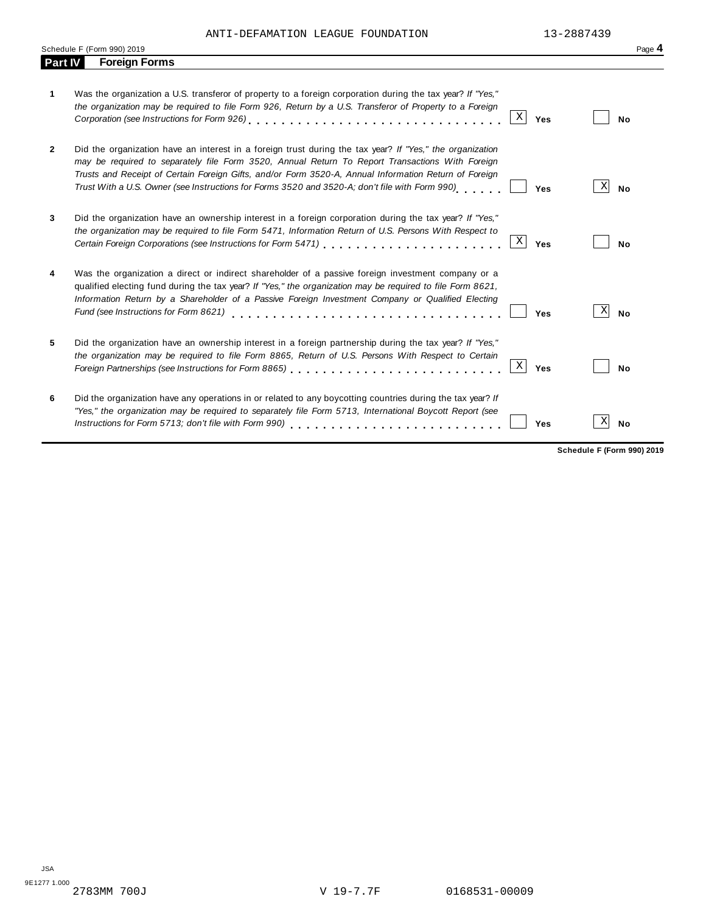ANTI-DEFAMATION LEAGUE FOUNDATION 13-2887439

Schedule F (Form 990) 2019

## Part IV Foreign Forms

| | | Yes | No |
|---|---|---|---|
| **1** | Was the organization a U.S. transferor of property to a foreign corporation during the tax year? *If "Yes," the organization may be required to file Form 926, Return by a U.S. Transferor of Property to a Foreign Corporation (see Instructions for Form 926)* | X | |
| **2** | Did the organization have an interest in a foreign trust during the tax year? *If "Yes," the organization may be required to separately file Form 3520, Annual Return To Report Transactions With Foreign Trusts and Receipt of Certain Foreign Gifts, and/or Form 3520-A, Annual Information Return of Foreign Trust With a U.S. Owner (see Instructions for Forms 3520 and 3520-A; don't file with Form 990)* | | X |
| **3** | Did the organization have an ownership interest in a foreign corporation during the tax year? *If "Yes," the organization may be required to file Form 5471, Information Return of U.S. Persons With Respect to Certain Foreign Corporations (see Instructions for Form 5471)* | X | |
| **4** | Was the organization a direct or indirect shareholder of a passive foreign investment company or a qualified electing fund during the tax year? *If "Yes," the organization may be required to file Form 8621, Information Return by a Shareholder of a Passive Foreign Investment Company or Qualified Electing Fund (see Instructions for Form 8621)* | | X |
| **5** | Did the organization have an ownership interest in a foreign partnership during the tax year? *If "Yes," the organization may be required to file Form 8865, Return of U.S. Persons With Respect to Certain Foreign Partnerships (see Instructions for Form 8865)* | X | |
| **6** | Did the organization have any operations in or related to any boycotting countries during the tax year? *If "Yes," the organization may be required to separately file Form 5713, International Boycott Report (see Instructions for Form 5713; don't file with Form 990)* | | X |

**Schedule F (Form 990) 2019**

JSA
9E1277 1.000
2783MM 700J V 19-7.7F 0168531-00009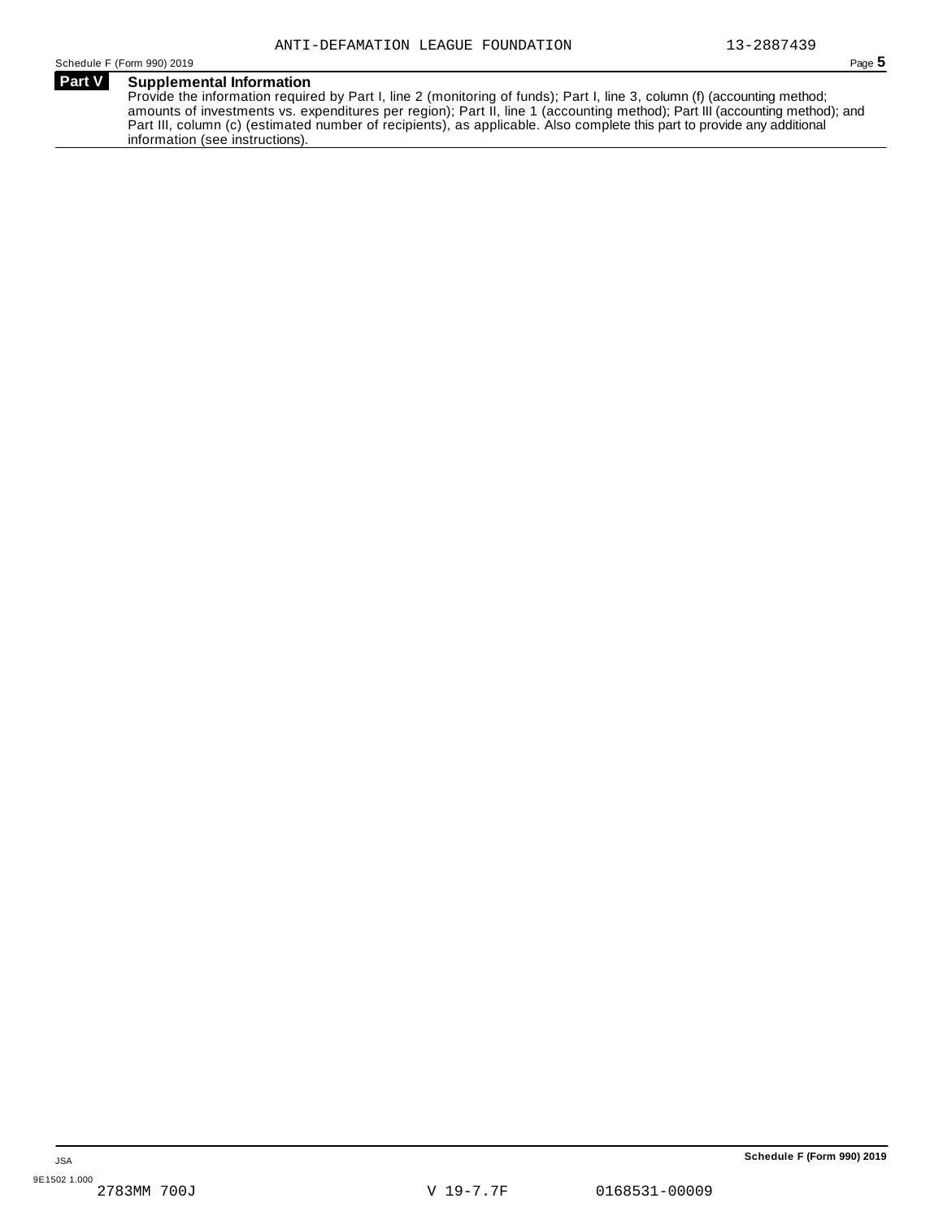ANTI-DEFAMATION LEAGUE FOUNDATION 13-2887439

Schedule F (Form 990) 2019 Page **5**

## Part V Supplemental Information

Provide the information required by Part I, line 2 (monitoring of funds); Part I, line 3, column (f) (accounting method; amounts of investments vs. expenditures per region); Part II, line 1 (accounting method); Part III (accounting method); and Part III, column (c) (estimated number of recipients), as applicable. Also complete this part to provide any additional information (see instructions).

JSA

**Schedule F (Form 990) 2019**

9E1502 1.000
2783MM 700J V 19-7.7F 0168531-00009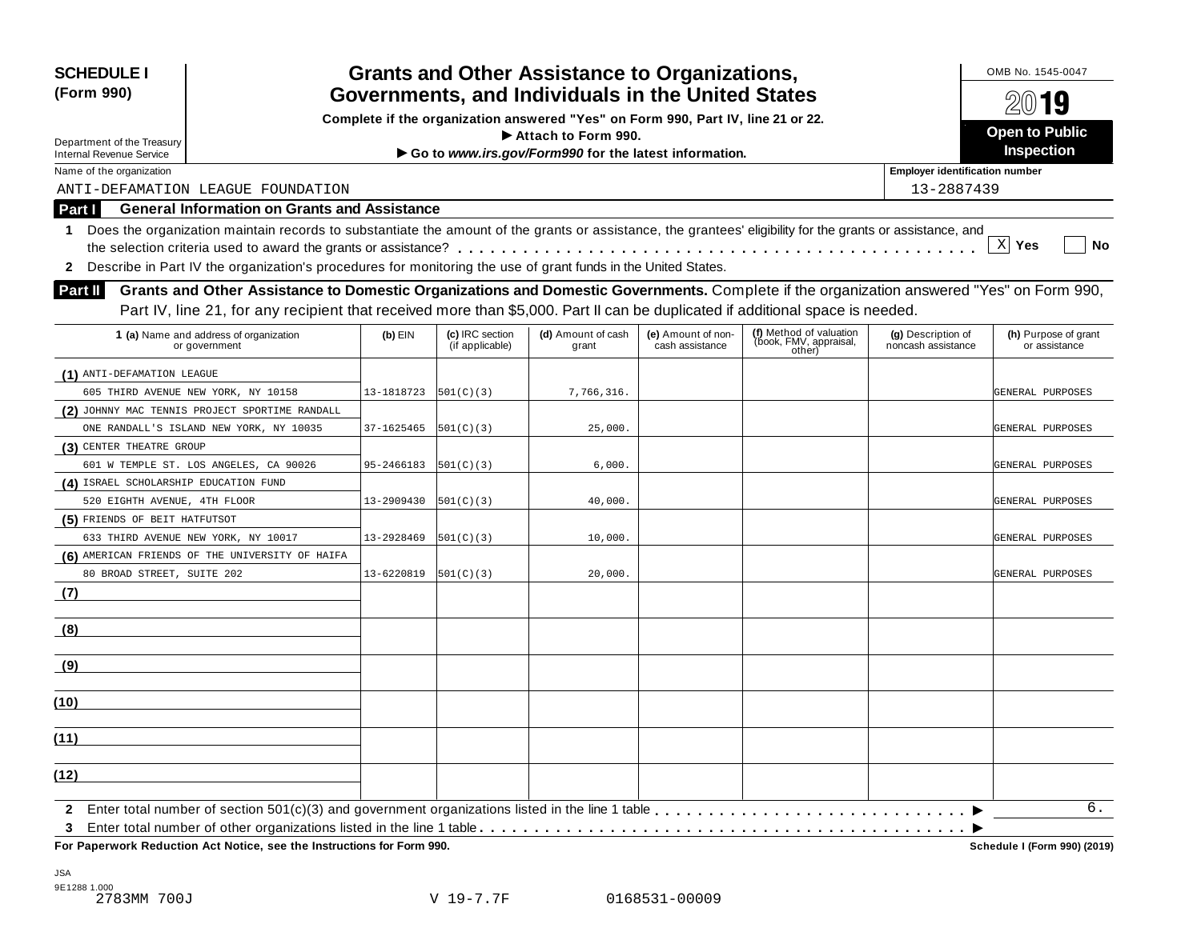**SCHEDULE I (Form 990)**

Department of the Treasury
Internal Revenue Service

# Grants and Other Assistance to Organizations, Governments, and Individuals in the United States

**Complete if the organization answered "Yes" on Form 990, Part IV, line 21 or 22.**
**▶ Attach to Form 990.**
**▶ Go to *www.irs.gov/Form990* for the latest information.**

OMB No. 1545-0047

**2019**

**Open to Public Inspection**

Name of the organization: ANTI-DEFAMATION LEAGUE FOUNDATION

Employer identification number: 13-2887439

## Part I General Information on Grants and Assistance

**1** Does the organization maintain records to substantiate the amount of the grants or assistance, the grantees' eligibility for the grants or assistance, and the selection criteria used to award the grants or assistance? . . . . . [X] **Yes** [ ] **No**

**2** Describe in Part IV the organization's procedures for monitoring the use of grant funds in the United States.

## Part II Grants and Other Assistance to Domestic Organizations and Domestic Governments.

Complete if the organization answered "Yes" on Form 990, Part IV, line 21, for any recipient that received more than $5,000. Part II can be duplicated if additional space is needed.

| 1 (a) Name and address of organization or government | (b) EIN | (c) IRC section (if applicable) | (d) Amount of cash grant | (e) Amount of non-cash assistance | (f) Method of valuation (book, FMV, appraisal, other) | (g) Description of noncash assistance | (h) Purpose of grant or assistance |
|---|---|---|---|---|---|---|---|
| (1) ANTI-DEFAMATION LEAGUE 605 THIRD AVENUE NEW YORK, NY 10158 | 13-1818723 | 501(C)(3) | 7,766,316. | | | | GENERAL PURPOSES |
| (2) JOHNNY MAC TENNIS PROJECT SPORTIME RANDALL ONE RANDALL'S ISLAND NEW YORK, NY 10035 | 37-1625465 | 501(C)(3) | 25,000. | | | | GENERAL PURPOSES |
| (3) CENTER THEATRE GROUP 601 W TEMPLE ST. LOS ANGELES, CA 90026 | 95-2466183 | 501(C)(3) | 6,000. | | | | GENERAL PURPOSES |
| (4) ISRAEL SCHOLARSHIP EDUCATION FUND 520 EIGHTH AVENUE, 4TH FLOOR | 13-2909430 | 501(C)(3) | 40,000. | | | | GENERAL PURPOSES |
| (5) FRIENDS OF BEIT HATFUTSOT 633 THIRD AVENUE NEW YORK, NY 10017 | 13-2928469 | 501(C)(3) | 10,000. | | | | GENERAL PURPOSES |
| (6) AMERICAN FRIENDS OF THE UNIVERSITY OF HAIFA 80 BROAD STREET, SUITE 202 | 13-6220819 | 501(C)(3) | 20,000. | | | | GENERAL PURPOSES |
| (7) | | | | | | | |
| (8) | | | | | | | |
| (9) | | | | | | | |
| (10) | | | | | | | |
| (11) | | | | | | | |
| (12) | | | | | | | |

**2** Enter total number of section 501(c)(3) and government organizations listed in the line 1 table . . . . . ▶ 6.

**3** Enter total number of other organizations listed in the line 1 table . . . . . ▶

**For Paperwork Reduction Act Notice, see the Instructions for Form 990.** **Schedule I (Form 990) (2019)**

JSA
9E1288 1.000
2783MM 700J V 19-7.7F 0168531-00009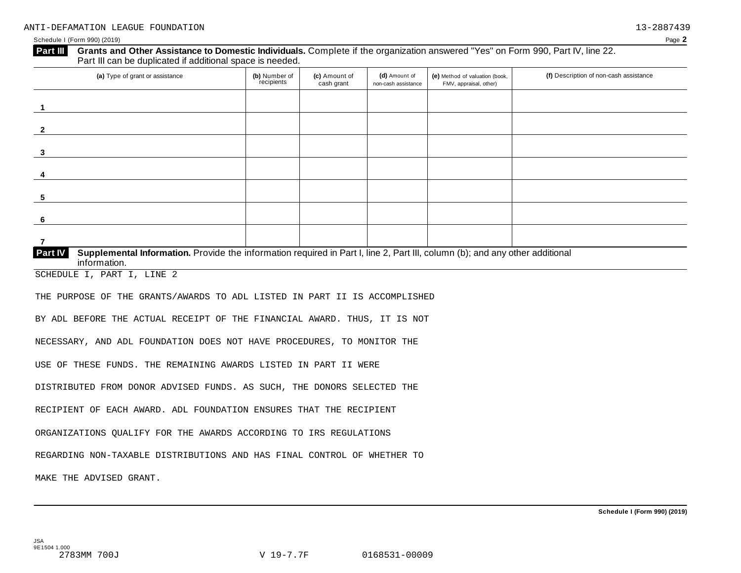ANTI-DEFAMATION LEAGUE FOUNDATION 13-2887439

Schedule I (Form 990) (2019) Page 2

**Part III** **Grants and Other Assistance to Domestic Individuals.** Complete if the organization answered "Yes" on Form 990, Part IV, line 22. Part III can be duplicated if additional space is needed.

| (a) Type of grant or assistance | (b) Number of recipients | (c) Amount of cash grant | (d) Amount of non-cash assistance | (e) Method of valuation (book, FMV, appraisal, other) | (f) Description of non-cash assistance |
|---|---|---|---|---|---|
| 1 | | | | | |
| 2 | | | | | |
| 3 | | | | | |
| 4 | | | | | |
| 5 | | | | | |
| 6 | | | | | |
| 7 | | | | | |

**Part IV** **Supplemental Information.** Provide the information required in Part I, line 2, Part III, column (b); and any other additional information.

SCHEDULE I, PART I, LINE 2

THE PURPOSE OF THE GRANTS/AWARDS TO ADL LISTED IN PART II IS ACCOMPLISHED BY ADL BEFORE THE ACTUAL RECEIPT OF THE FINANCIAL AWARD. THUS, IT IS NOT NECESSARY, AND ADL FOUNDATION DOES NOT HAVE PROCEDURES, TO MONITOR THE USE OF THESE FUNDS. THE REMAINING AWARDS LISTED IN PART II WERE DISTRIBUTED FROM DONOR ADVISED FUNDS. AS SUCH, THE DONORS SELECTED THE RECIPIENT OF EACH AWARD. ADL FOUNDATION ENSURES THAT THE RECIPIENT ORGANIZATIONS QUALIFY FOR THE AWARDS ACCORDING TO IRS REGULATIONS REGARDING NON-TAXABLE DISTRIBUTIONS AND HAS FINAL CONTROL OF WHETHER TO MAKE THE ADVISED GRANT.

Schedule I (Form 990) (2019)

JSA
9E1504 1.000
2783MM 700J V 19-7.7F 0168531-00009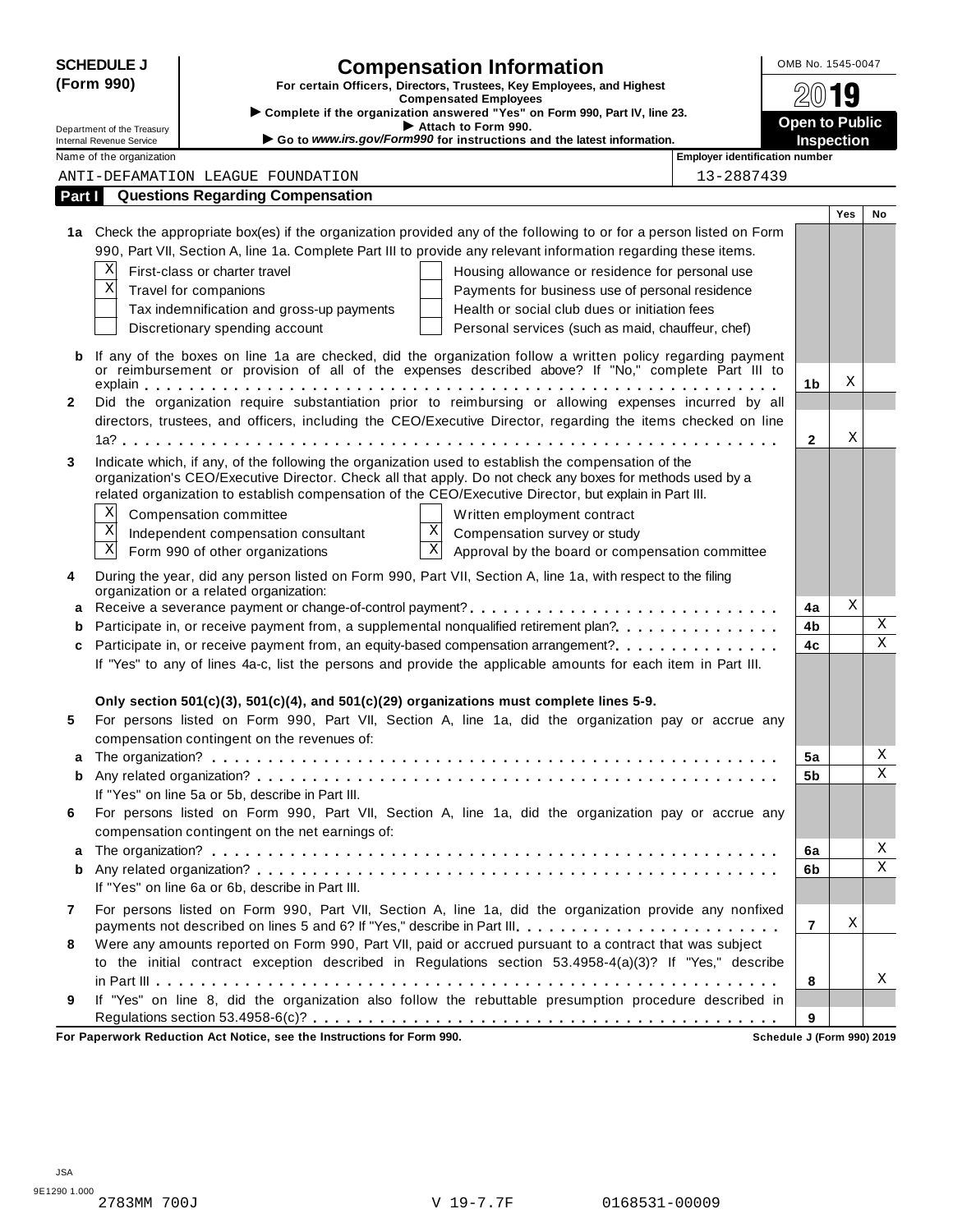**SCHEDULE J (Form 990)**

Department of the Treasury
Internal Revenue Service

# Compensation Information

**For certain Officers, Directors, Trustees, Key Employees, and Highest Compensated Employees**

▶ Complete if the organization answered "Yes" on Form 990, Part IV, line 23.
▶ Attach to Form 990.
▶ Go to *www.irs.gov/Form990* for instructions and the latest information.

OMB No. 1545-0047

**2019**

**Open to Public Inspection**

Name of the organization: ANTI-DEFAMATION LEAGUE FOUNDATION

Employer identification number: 13-2887439

## Part I Questions Regarding Compensation

| | | | Yes | No |
|---|---|---|---|---|
| **1a** | Check the appropriate box(es) if the organization provided any of the following to or for a person listed on Form 990, Part VII, Section A, line 1a. Complete Part III to provide any relevant information regarding these items. | | | |
| | [X] First-class or charter travel  [ ] Housing allowance or residence for personal use | | | |
| | [X] Travel for companions  [ ] Payments for business use of personal residence | | | |
| | [ ] Tax indemnification and gross-up payments  [ ] Health or social club dues or initiation fees | | | |
| | [ ] Discretionary spending account  [ ] Personal services (such as maid, chauffeur, chef) | | | |
| **b** | If any of the boxes on line 1a are checked, did the organization follow a written policy regarding payment or reimbursement or provision of all of the expenses described above? If "No," complete Part III to explain | 1b | X | |
| **2** | Did the organization require substantiation prior to reimbursing or allowing expenses incurred by all directors, trustees, and officers, including the CEO/Executive Director, regarding the items checked on line 1a? | 2 | X | |
| **3** | Indicate which, if any, of the following the organization used to establish the compensation of the organization's CEO/Executive Director. Check all that apply. Do not check any boxes for methods used by a related organization to establish compensation of the CEO/Executive Director, but explain in Part III. | | | |
| | [X] Compensation committee  [ ] Written employment contract | | | |
| | [X] Independent compensation consultant  [X] Compensation survey or study | | | |
| | [X] Form 990 of other organizations  [X] Approval by the board or compensation committee | | | |
| **4** | During the year, did any person listed on Form 990, Part VII, Section A, line 1a, with respect to the filing organization or a related organization: | | | |
| **a** | Receive a severance payment or change-of-control payment? | 4a | X | |
| **b** | Participate in, or receive payment from, a supplemental nonqualified retirement plan? | 4b | | X |
| **c** | Participate in, or receive payment from, an equity-based compensation arrangement? | 4c | | X |
| | If "Yes" to any of lines 4a-c, list the persons and provide the applicable amounts for each item in Part III. | | | |
| | **Only section 501(c)(3), 501(c)(4), and 501(c)(29) organizations must complete lines 5-9.** | | | |
| **5** | For persons listed on Form 990, Part VII, Section A, line 1a, did the organization pay or accrue any compensation contingent on the revenues of: | | | |
| **a** | The organization? | 5a | | X |
| **b** | Any related organization? | 5b | | X |
| | If "Yes" on line 5a or 5b, describe in Part III. | | | |
| **6** | For persons listed on Form 990, Part VII, Section A, line 1a, did the organization pay or accrue any compensation contingent on the net earnings of: | | | |
| **a** | The organization? | 6a | | X |
| **b** | Any related organization? | 6b | | X |
| | If "Yes" on line 6a or 6b, describe in Part III. | | | |
| **7** | For persons listed on Form 990, Part VII, Section A, line 1a, did the organization provide any nonfixed payments not described on lines 5 and 6? If "Yes," describe in Part III | 7 | X | |
| **8** | Were any amounts reported on Form 990, Part VII, paid or accrued pursuant to a contract that was subject to the initial contract exception described in Regulations section 53.4958-4(a)(3)? If "Yes," describe in Part III | 8 | | X |
| **9** | If "Yes" on line 8, did the organization also follow the rebuttable presumption procedure described in Regulations section 53.4958-6(c)? | 9 | | |

**For Paperwork Reduction Act Notice, see the Instructions for Form 990.** **Schedule J (Form 990) 2019**

JSA
9E1290 1.000
2783MM 700J V 19-7.7F 0168531-00009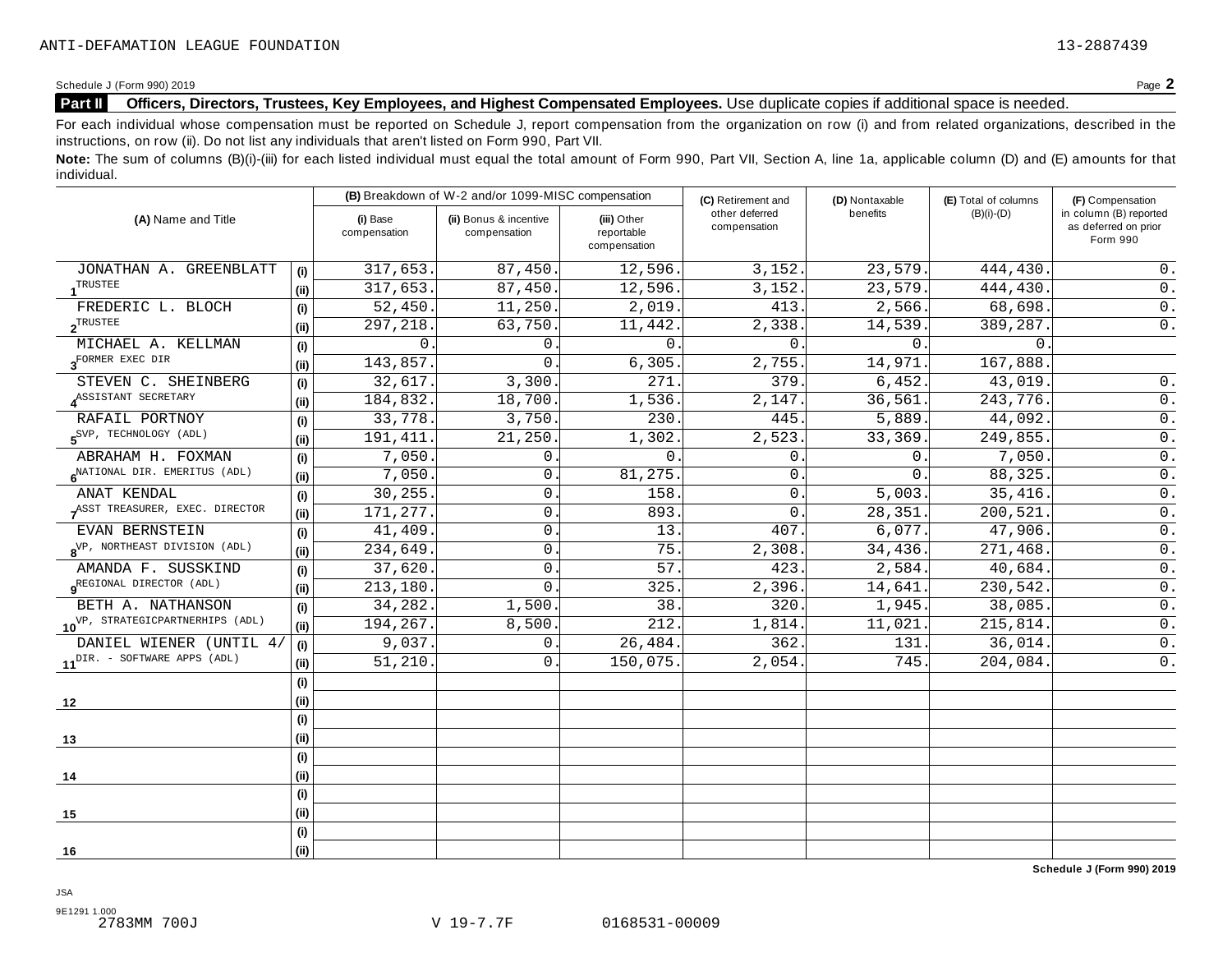ANTI-DEFAMATION LEAGUE FOUNDATION 13-2887439

Schedule J (Form 990) 2019 Page **2**

## Part II Officers, Directors, Trustees, Key Employees, and Highest Compensated Employees. Use duplicate copies if additional space is needed.

For each individual whose compensation must be reported on Schedule J, report compensation from the organization on row (i) and from related organizations, described in the instructions, on row (ii). Do not list any individuals that aren't listed on Form 990, Part VII.

**Note:** The sum of columns (B)(i)-(iii) for each listed individual must equal the total amount of Form 990, Part VII, Section A, line 1a, applicable column (D) and (E) amounts for that individual.

| (A) Name and Title | | (B) Breakdown of W-2 and/or 1099-MISC compensation | | | (C) Retirement and other deferred compensation | (D) Nontaxable benefits | (E) Total of columns (B)(i)-(D) | (F) Compensation in column (B) reported as deferred on prior Form 990 |
|---|---|---|---|---|---|---|---|---|
| | | (i) Base compensation | (ii) Bonus & incentive compensation | (iii) Other reportable compensation | | | | |
| 1 JONATHAN A. GREENBLATT | (i) | 317,653. | 87,450. | 12,596. | 3,152. | 23,579. | 444,430. | 0. |
| TRUSTEE | (ii) | 317,653. | 87,450. | 12,596. | 3,152. | 23,579. | 444,430. | 0. |
| 2 FREDERIC L. BLOCH | (i) | 52,450. | 11,250. | 2,019. | 413. | 2,566. | 68,698. | 0. |
| TRUSTEE | (ii) | 297,218. | 63,750. | 11,442. | 2,338. | 14,539. | 389,287. | 0. |
| 3 MICHAEL A. KELLMAN | (i) | 0. | 0. | 0. | 0. | 0. | 0. | |
| FORMER EXEC DIR | (ii) | 143,857. | 0. | 6,305. | 2,755. | 14,971. | 167,888. | |
| 4 STEVEN C. SHEINBERG | (i) | 32,617. | 3,300. | 271. | 379. | 6,452. | 43,019. | 0. |
| ASSISTANT SECRETARY | (ii) | 184,832. | 18,700. | 1,536. | 2,147. | 36,561. | 243,776. | 0. |
| 5 RAFAIL PORTNOY | (i) | 33,778. | 3,750. | 230. | 445. | 5,889. | 44,092. | 0. |
| SVP, TECHNOLOGY (ADL) | (ii) | 191,411. | 21,250. | 1,302. | 2,523. | 33,369. | 249,855. | 0. |
| 6 ABRAHAM H. FOXMAN | (i) | 7,050. | 0. | 0. | 0. | 0. | 7,050. | 0. |
| NATIONAL DIR. EMERITUS (ADL) | (ii) | 7,050. | 0. | 81,275. | 0. | 0. | 88,325. | 0. |
| 7 ANAT KENDAL | (i) | 30,255. | 0. | 158. | 0. | 5,003. | 35,416. | 0. |
| ASST TREASURER, EXEC. DIRECTOR | (ii) | 171,277. | 0. | 893. | 0. | 28,351. | 200,521. | 0. |
| 8 EVAN BERNSTEIN | (i) | 41,409. | 0. | 13. | 407. | 6,077. | 47,906. | 0. |
| VP, NORTHEAST DIVISION (ADL) | (ii) | 234,649. | 0. | 75. | 2,308. | 34,436. | 271,468. | 0. |
| 9 AMANDA F. SUSSKIND | (i) | 37,620. | 0. | 57. | 423. | 2,584. | 40,684. | 0. |
| REGIONAL DIRECTOR (ADL) | (ii) | 213,180. | 0. | 325. | 2,396. | 14,641. | 230,542. | 0. |
| 10 BETH A. NATHANSON | (i) | 34,282. | 1,500. | 38. | 320. | 1,945. | 38,085. | 0. |
| VP, STRATEGICPARTNERHIPS (ADL) | (ii) | 194,267. | 8,500. | 212. | 1,814. | 11,021. | 215,814. | 0. |
| 11 DANIEL WIENER (UNTIL 4/ | (i) | 9,037. | 0. | 26,484. | 362. | 131. | 36,014. | 0. |
| DIR. - SOFTWARE APPS (ADL) | (ii) | 51,210. | 0. | 150,075. | 2,054. | 745. | 204,084. | 0. |
| 12 | (i) | | | | | | | |
| | (ii) | | | | | | | |
| 13 | (i) | | | | | | | |
| | (ii) | | | | | | | |
| 14 | (i) | | | | | | | |
| | (ii) | | | | | | | |
| 15 | (i) | | | | | | | |
| | (ii) | | | | | | | |
| 16 | (i) | | | | | | | |
| | (ii) | | | | | | | |

**Schedule J (Form 990) 2019**

JSA
9E1291 1.000
2783MM 700J V 19-7.7F 0168531-00009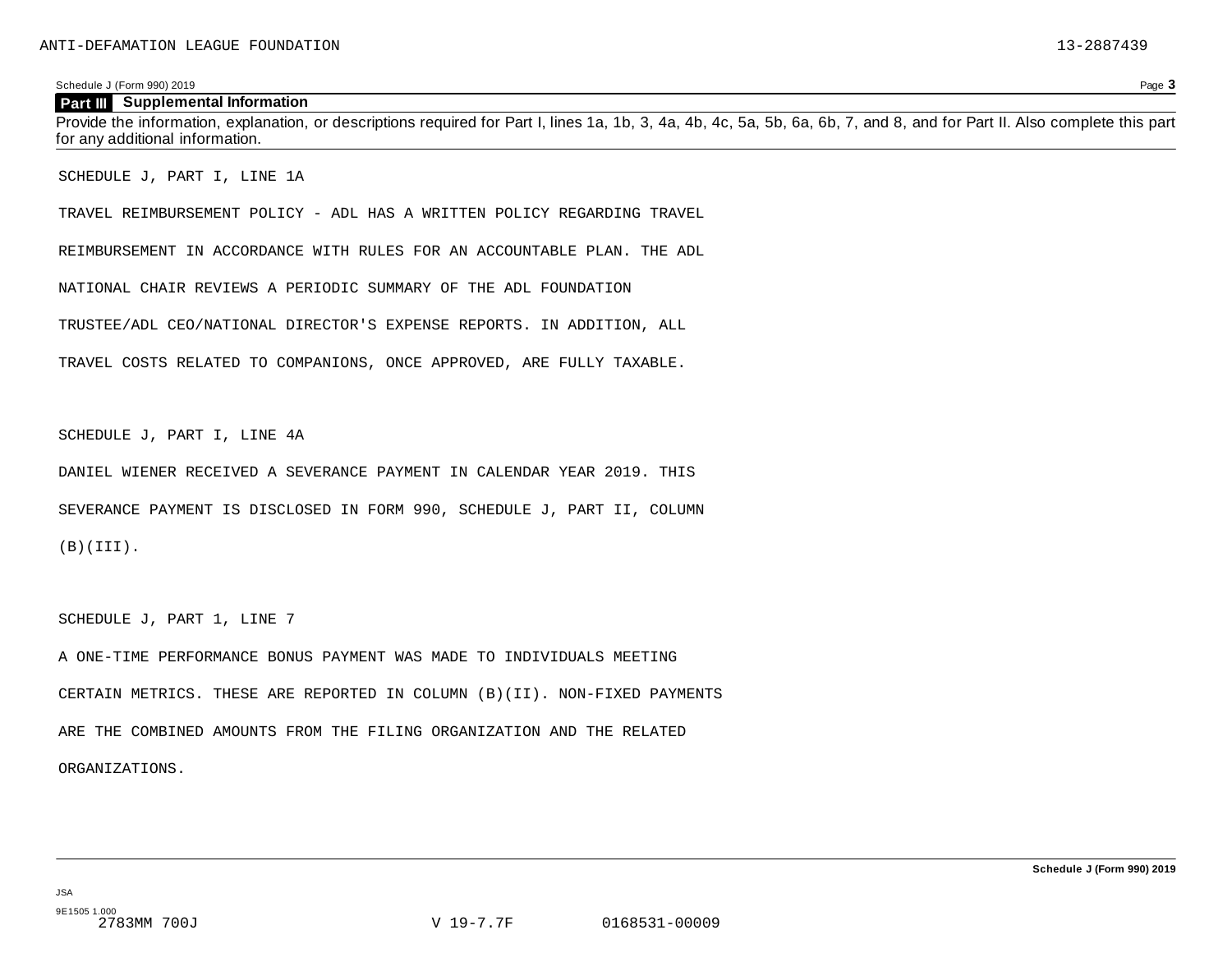ANTI-DEFAMATION LEAGUE FOUNDATION 13-2887439

Schedule J (Form 990) 2019 Page **3**

## Part III Supplemental Information

Provide the information, explanation, or descriptions required for Part I, lines 1a, 1b, 3, 4a, 4b, 4c, 5a, 5b, 6a, 6b, 7, and 8, and for Part II. Also complete this part for any additional information.

SCHEDULE J, PART I, LINE 1A

TRAVEL REIMBURSEMENT POLICY - ADL HAS A WRITTEN POLICY REGARDING TRAVEL REIMBURSEMENT IN ACCORDANCE WITH RULES FOR AN ACCOUNTABLE PLAN. THE ADL NATIONAL CHAIR REVIEWS A PERIODIC SUMMARY OF THE ADL FOUNDATION TRUSTEE/ADL CEO/NATIONAL DIRECTOR'S EXPENSE REPORTS. IN ADDITION, ALL TRAVEL COSTS RELATED TO COMPANIONS, ONCE APPROVED, ARE FULLY TAXABLE.

SCHEDULE J, PART I, LINE 4A

DANIEL WIENER RECEIVED A SEVERANCE PAYMENT IN CALENDAR YEAR 2019. THIS SEVERANCE PAYMENT IS DISCLOSED IN FORM 990, SCHEDULE J, PART II, COLUMN (B)(III).

SCHEDULE J, PART 1, LINE 7

A ONE-TIME PERFORMANCE BONUS PAYMENT WAS MADE TO INDIVIDUALS MEETING CERTAIN METRICS. THESE ARE REPORTED IN COLUMN (B)(II). NON-FIXED PAYMENTS ARE THE COMBINED AMOUNTS FROM THE FILING ORGANIZATION AND THE RELATED ORGANIZATIONS.

**Schedule J (Form 990) 2019**

JSA
9E1505 1.000
2783MM 700J V 19-7.7F 0168531-00009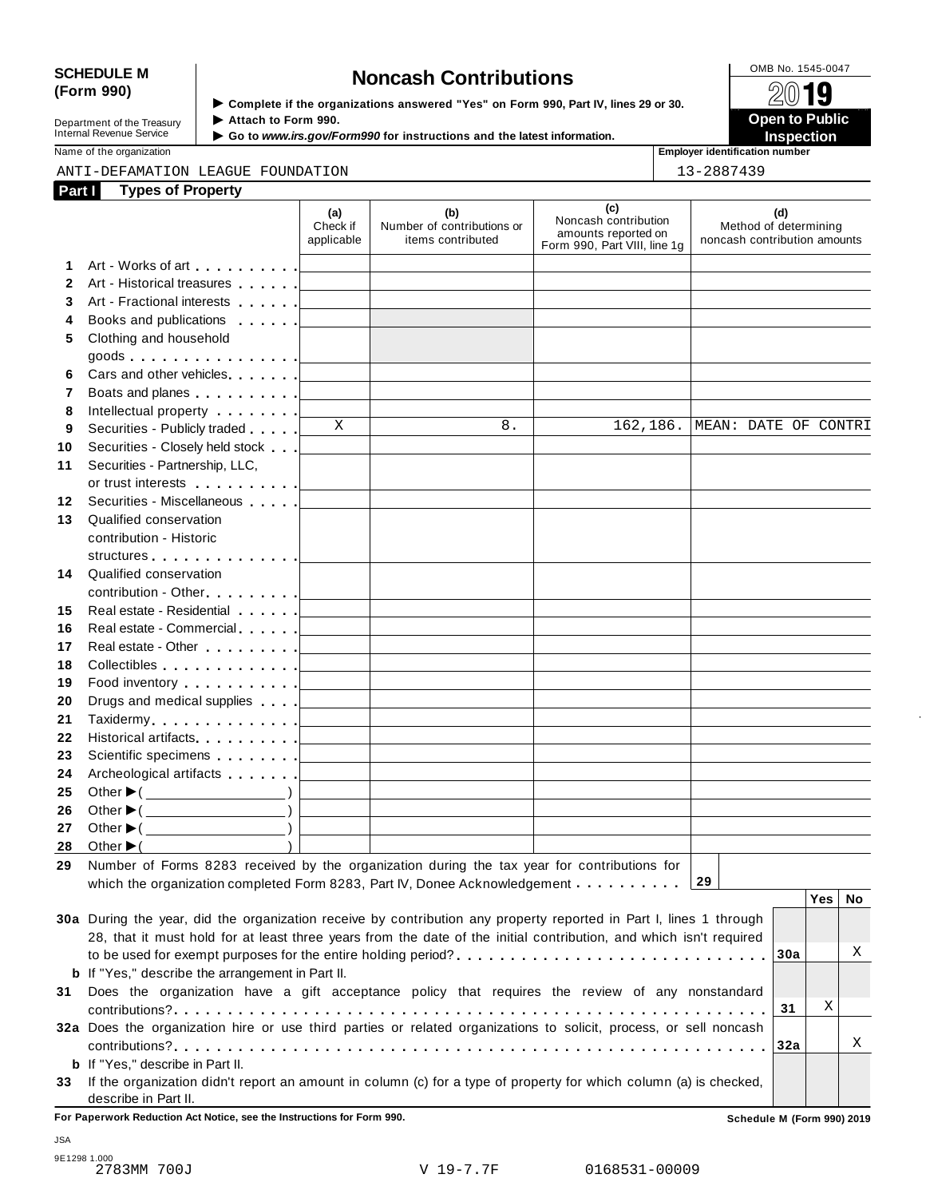**SCHEDULE M (Form 990)**

Department of the Treasury
Internal Revenue Service

# Noncash Contributions

▶ Complete if the organizations answered "Yes" on Form 990, Part IV, lines 29 or 30.
▶ Attach to Form 990.
▶ Go to *www.irs.gov/Form990* for instructions and the latest information.

OMB No. 1545-0047

**2019**

**Open to Public Inspection**

Name of the organization: ANTI-DEFAMATION LEAGUE FOUNDATION

Employer identification number: 13-2887439

**Part I — Types of Property**

| | | (a) Check if applicable | (b) Number of contributions or items contributed | (c) Noncash contribution amounts reported on Form 990, Part VIII, line 1g | (d) Method of determining noncash contribution amounts |
|---|---|---|---|---|---|
| 1 | Art - Works of art | | | | |
| 2 | Art - Historical treasures | | | | |
| 3 | Art - Fractional interests | | | | |
| 4 | Books and publications | | | | |
| 5 | Clothing and household goods | | | | |
| 6 | Cars and other vehicles | | | | |
| 7 | Boats and planes | | | | |
| 8 | Intellectual property | | | | |
| 9 | Securities - Publicly traded | X | 8. | 162,186. | MEAN: DATE OF CONTRI |
| 10 | Securities - Closely held stock | | | | |
| 11 | Securities - Partnership, LLC, or trust interests | | | | |
| 12 | Securities - Miscellaneous | | | | |
| 13 | Qualified conservation contribution - Historic structures | | | | |
| 14 | Qualified conservation contribution - Other | | | | |
| 15 | Real estate - Residential | | | | |
| 16 | Real estate - Commercial | | | | |
| 17 | Real estate - Other | | | | |
| 18 | Collectibles | | | | |
| 19 | Food inventory | | | | |
| 20 | Drugs and medical supplies | | | | |
| 21 | Taxidermy | | | | |
| 22 | Historical artifacts | | | | |
| 23 | Scientific specimens | | | | |
| 24 | Archeological artifacts | | | | |
| 25 | Other ▶ ( ) | | | | |
| 26 | Other ▶ ( ) | | | | |
| 27 | Other ▶ ( ) | | | | |
| 28 | Other ▶ ( ) | | | | |

**29** Number of Forms 8283 received by the organization during the tax year for contributions for which the organization completed Form 8283, Part IV, Donee Acknowledgement . . . **29**

| | | | Yes | No |
|---|---|---|---|---|
| **30a** | During the year, did the organization receive by contribution any property reported in Part I, lines 1 through 28, that it must hold for at least three years from the date of the initial contribution, and which isn't required to be used for exempt purposes for the entire holding period? | 30a | | X |
| **b** | If "Yes," describe the arrangement in Part II. | | | |
| **31** | Does the organization have a gift acceptance policy that requires the review of any nonstandard contributions? | 31 | X | |
| **32a** | Does the organization hire or use third parties or related organizations to solicit, process, or sell noncash contributions? | 32a | | X |
| **b** | If "Yes," describe in Part II. | | | |
| **33** | If the organization didn't report an amount in column (c) for a type of property for which column (a) is checked, describe in Part II. | | | |

**For Paperwork Reduction Act Notice, see the Instructions for Form 990.** **Schedule M (Form 990) 2019**

JSA
9E1298 1.000
2783MM 700J V 19-7.7F 0168531-00009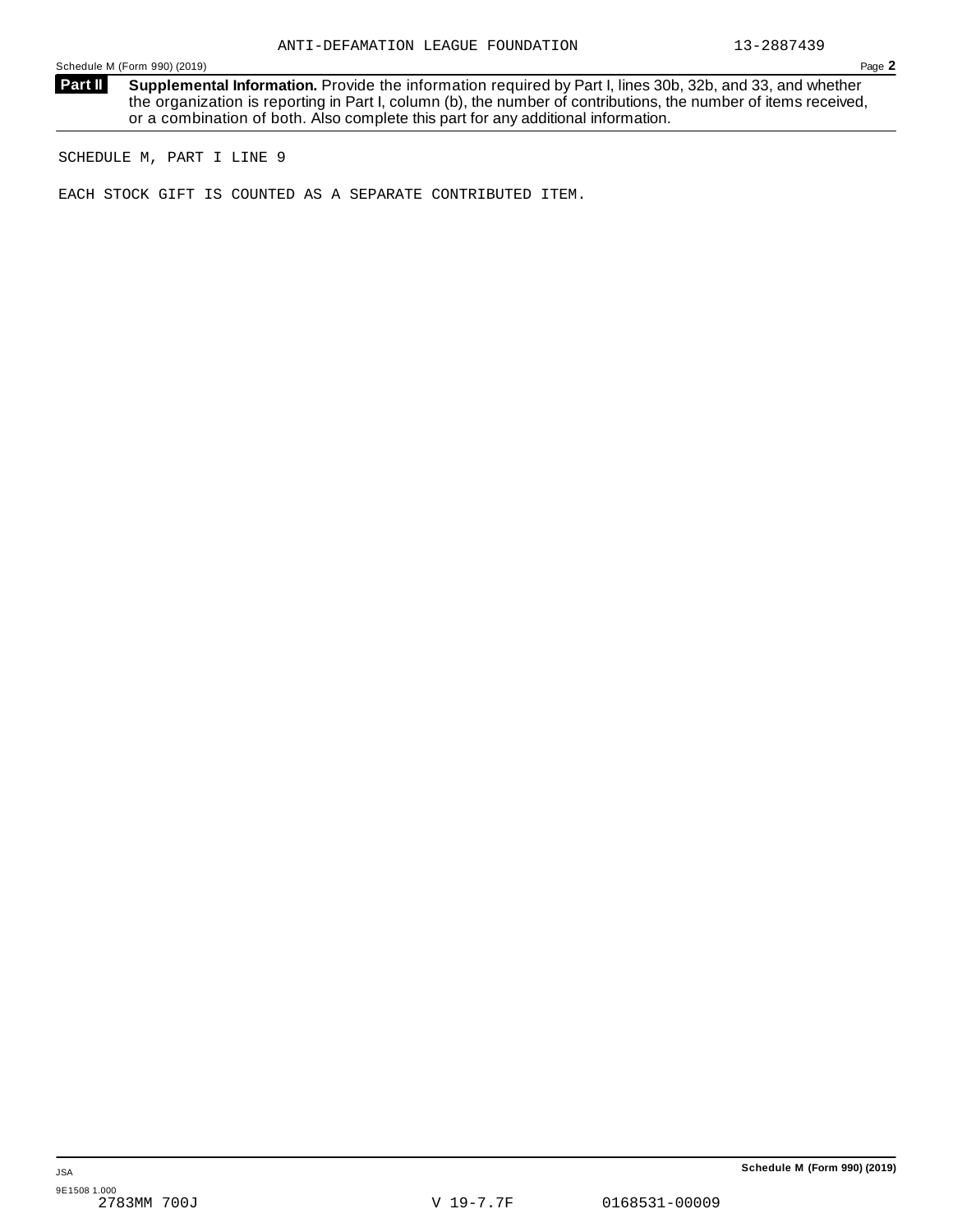ANTI-DEFAMATION LEAGUE FOUNDATION 13-2887439

Schedule M (Form 990) (2019) Page **2**

**Part II** **Supplemental Information.** Provide the information required by Part I, lines 30b, 32b, and 33, and whether the organization is reporting in Part I, column (b), the number of contributions, the number of items received, or a combination of both. Also complete this part for any additional information.

SCHEDULE M, PART I LINE 9

EACH STOCK GIFT IS COUNTED AS A SEPARATE CONTRIBUTED ITEM.

JSA **Schedule M (Form 990) (2019)**

9E1508 1.000
2783MM 700J V 19-7.7F 0168531-00009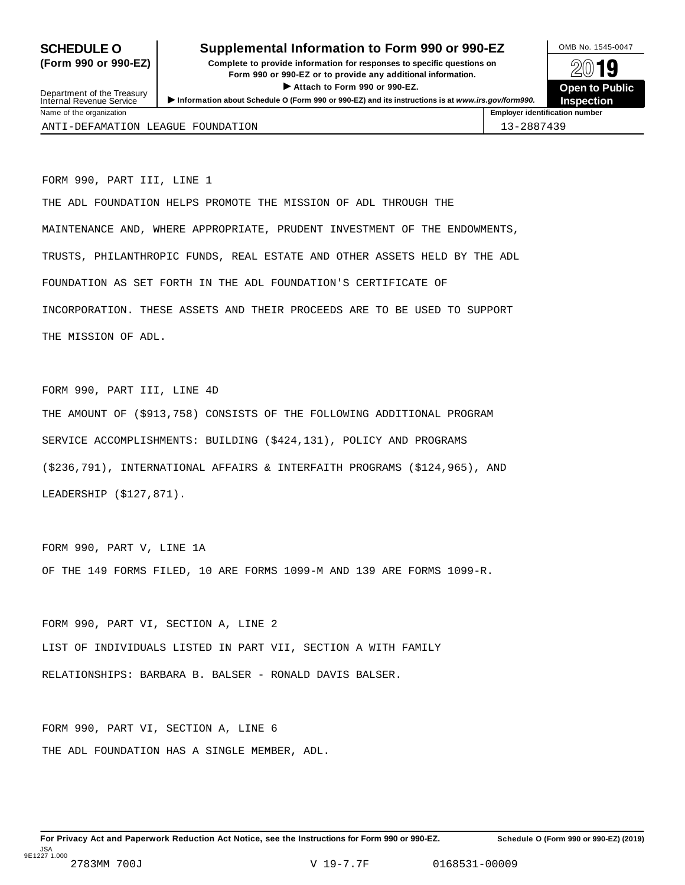**SCHEDULE O (Form 990 or 990-EZ)**

Department of the Treasury
Internal Revenue Service

# Supplemental Information to Form 990 or 990-EZ

**Complete to provide information for responses to specific questions on Form 990 or 990-EZ or to provide any additional information.**

▶ **Attach to Form 990 or 990-EZ.**

▶ **Information about Schedule O (Form 990 or 990-EZ) and its instructions is at *www.irs.gov/form990.***

OMB No. 1545-0047

**2019**

**Open to Public Inspection**

| Name of the organization | Employer identification number |
|---|---|
| ANTI-DEFAMATION LEAGUE FOUNDATION | 13-2887439 |

FORM 990, PART III, LINE 1

THE ADL FOUNDATION HELPS PROMOTE THE MISSION OF ADL THROUGH THE MAINTENANCE AND, WHERE APPROPRIATE, PRUDENT INVESTMENT OF THE ENDOWMENTS, TRUSTS, PHILANTHROPIC FUNDS, REAL ESTATE AND OTHER ASSETS HELD BY THE ADL FOUNDATION AS SET FORTH IN THE ADL FOUNDATION'S CERTIFICATE OF INCORPORATION. THESE ASSETS AND THEIR PROCEEDS ARE TO BE USED TO SUPPORT THE MISSION OF ADL.

FORM 990, PART III, LINE 4D

THE AMOUNT OF ($913,758) CONSISTS OF THE FOLLOWING ADDITIONAL PROGRAM SERVICE ACCOMPLISHMENTS: BUILDING ($424,131), POLICY AND PROGRAMS ($236,791), INTERNATIONAL AFFAIRS & INTERFAITH PROGRAMS ($124,965), AND LEADERSHIP ($127,871).

FORM 990, PART V, LINE 1A

OF THE 149 FORMS FILED, 10 ARE FORMS 1099-M AND 139 ARE FORMS 1099-R.

FORM 990, PART VI, SECTION A, LINE 2

LIST OF INDIVIDUALS LISTED IN PART VII, SECTION A WITH FAMILY RELATIONSHIPS: BARBARA B. BALSER - RONALD DAVIS BALSER.

FORM 990, PART VI, SECTION A, LINE 6

THE ADL FOUNDATION HAS A SINGLE MEMBER, ADL.

**For Privacy Act and Paperwork Reduction Act Notice, see the Instructions for Form 990 or 990-EZ.** **Schedule O (Form 990 or 990-EZ) (2019)**

JSA
9E1227 1.000
2783MM 700J V 19-7.7F 0168531-00009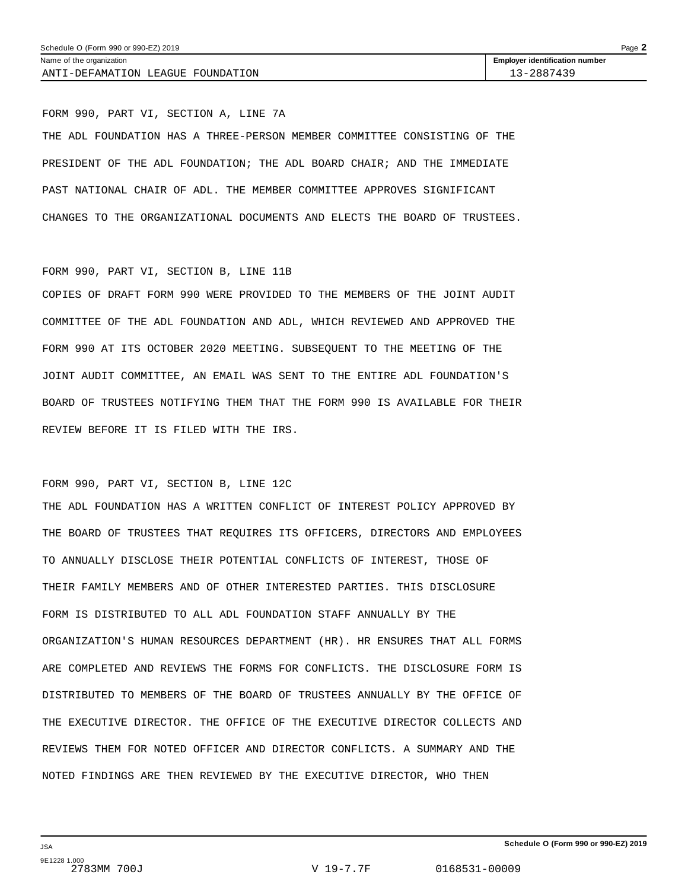Name of the organization: ANTI-DEFAMATION LEAGUE FOUNDATION

Employer identification number: 13-2887439

FORM 990, PART VI, SECTION A, LINE 7A

THE ADL FOUNDATION HAS A THREE-PERSON MEMBER COMMITTEE CONSISTING OF THE PRESIDENT OF THE ADL FOUNDATION; THE ADL BOARD CHAIR; AND THE IMMEDIATE PAST NATIONAL CHAIR OF ADL. THE MEMBER COMMITTEE APPROVES SIGNIFICANT CHANGES TO THE ORGANIZATIONAL DOCUMENTS AND ELECTS THE BOARD OF TRUSTEES.

FORM 990, PART VI, SECTION B, LINE 11B

COPIES OF DRAFT FORM 990 WERE PROVIDED TO THE MEMBERS OF THE JOINT AUDIT COMMITTEE OF THE ADL FOUNDATION AND ADL, WHICH REVIEWED AND APPROVED THE FORM 990 AT ITS OCTOBER 2020 MEETING. SUBSEQUENT TO THE MEETING OF THE JOINT AUDIT COMMITTEE, AN EMAIL WAS SENT TO THE ENTIRE ADL FOUNDATION'S BOARD OF TRUSTEES NOTIFYING THEM THAT THE FORM 990 IS AVAILABLE FOR THEIR REVIEW BEFORE IT IS FILED WITH THE IRS.

FORM 990, PART VI, SECTION B, LINE 12C

THE ADL FOUNDATION HAS A WRITTEN CONFLICT OF INTEREST POLICY APPROVED BY THE BOARD OF TRUSTEES THAT REQUIRES ITS OFFICERS, DIRECTORS AND EMPLOYEES TO ANNUALLY DISCLOSE THEIR POTENTIAL CONFLICTS OF INTEREST, THOSE OF THEIR FAMILY MEMBERS AND OF OTHER INTERESTED PARTIES. THIS DISCLOSURE FORM IS DISTRIBUTED TO ALL ADL FOUNDATION STAFF ANNUALLY BY THE ORGANIZATION'S HUMAN RESOURCES DEPARTMENT (HR). HR ENSURES THAT ALL FORMS ARE COMPLETED AND REVIEWS THE FORMS FOR CONFLICTS. THE DISCLOSURE FORM IS DISTRIBUTED TO MEMBERS OF THE BOARD OF TRUSTEES ANNUALLY BY THE OFFICE OF THE EXECUTIVE DIRECTOR. THE OFFICE OF THE EXECUTIVE DIRECTOR COLLECTS AND REVIEWS THEM FOR NOTED OFFICER AND DIRECTOR CONFLICTS. A SUMMARY AND THE NOTED FINDINGS ARE THEN REVIEWED BY THE EXECUTIVE DIRECTOR, WHO THEN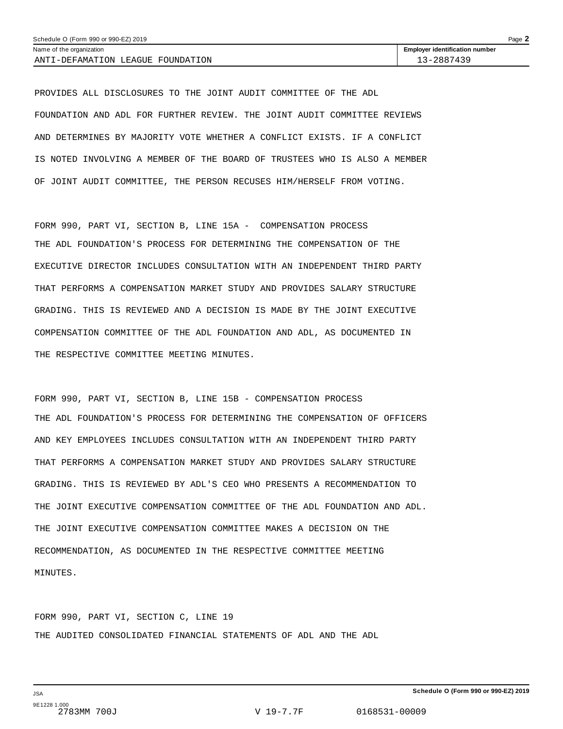PROVIDES ALL DISCLOSURES TO THE JOINT AUDIT COMMITTEE OF THE ADL FOUNDATION AND ADL FOR FURTHER REVIEW. THE JOINT AUDIT COMMITTEE REVIEWS AND DETERMINES BY MAJORITY VOTE WHETHER A CONFLICT EXISTS. IF A CONFLICT IS NOTED INVOLVING A MEMBER OF THE BOARD OF TRUSTEES WHO IS ALSO A MEMBER OF JOINT AUDIT COMMITTEE, THE PERSON RECUSES HIM/HERSELF FROM VOTING.

FORM 990, PART VI, SECTION B, LINE 15A - COMPENSATION PROCESS

THE ADL FOUNDATION'S PROCESS FOR DETERMINING THE COMPENSATION OF THE EXECUTIVE DIRECTOR INCLUDES CONSULTATION WITH AN INDEPENDENT THIRD PARTY THAT PERFORMS A COMPENSATION MARKET STUDY AND PROVIDES SALARY STRUCTURE GRADING. THIS IS REVIEWED AND A DECISION IS MADE BY THE JOINT EXECUTIVE COMPENSATION COMMITTEE OF THE ADL FOUNDATION AND ADL, AS DOCUMENTED IN THE RESPECTIVE COMMITTEE MEETING MINUTES.

FORM 990, PART VI, SECTION B, LINE 15B - COMPENSATION PROCESS

THE ADL FOUNDATION'S PROCESS FOR DETERMINING THE COMPENSATION OF OFFICERS AND KEY EMPLOYEES INCLUDES CONSULTATION WITH AN INDEPENDENT THIRD PARTY THAT PERFORMS A COMPENSATION MARKET STUDY AND PROVIDES SALARY STRUCTURE GRADING. THIS IS REVIEWED BY ADL'S CEO WHO PRESENTS A RECOMMENDATION TO THE JOINT EXECUTIVE COMPENSATION COMMITTEE OF THE ADL FOUNDATION AND ADL. THE JOINT EXECUTIVE COMPENSATION COMMITTEE MAKES A DECISION ON THE RECOMMENDATION, AS DOCUMENTED IN THE RESPECTIVE COMMITTEE MEETING MINUTES.

FORM 990, PART VI, SECTION C, LINE 19

THE AUDITED CONSOLIDATED FINANCIAL STATEMENTS OF ADL AND THE ADL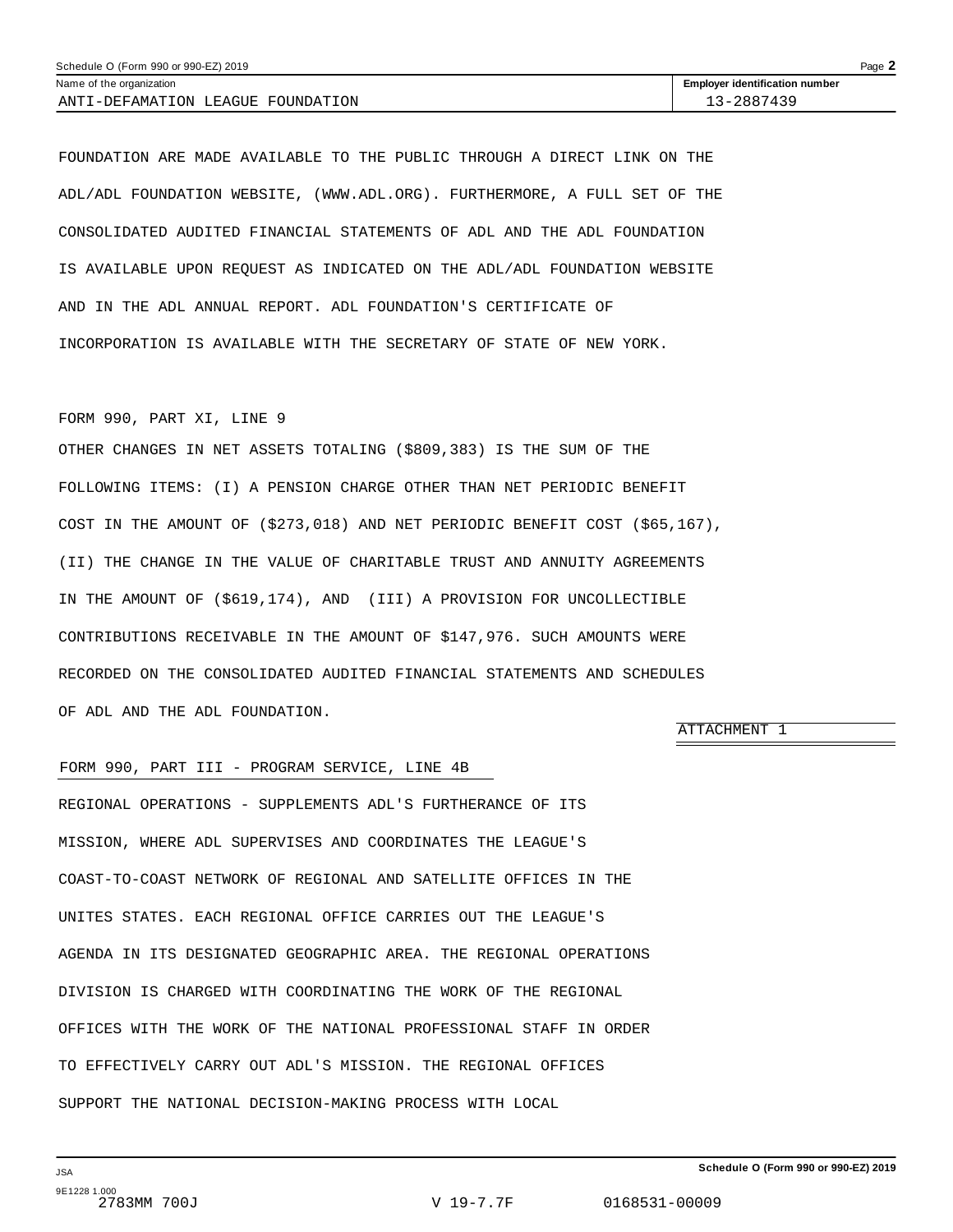FOUNDATION ARE MADE AVAILABLE TO THE PUBLIC THROUGH A DIRECT LINK ON THE ADL/ADL FOUNDATION WEBSITE, (WWW.ADL.ORG). FURTHERMORE, A FULL SET OF THE CONSOLIDATED AUDITED FINANCIAL STATEMENTS OF ADL AND THE ADL FOUNDATION IS AVAILABLE UPON REQUEST AS INDICATED ON THE ADL/ADL FOUNDATION WEBSITE AND IN THE ADL ANNUAL REPORT. ADL FOUNDATION'S CERTIFICATE OF INCORPORATION IS AVAILABLE WITH THE SECRETARY OF STATE OF NEW YORK.

FORM 990, PART XI, LINE 9

OTHER CHANGES IN NET ASSETS TOTALING ($809,383) IS THE SUM OF THE FOLLOWING ITEMS: (I) A PENSION CHARGE OTHER THAN NET PERIODIC BENEFIT COST IN THE AMOUNT OF ($273,018) AND NET PERIODIC BENEFIT COST ($65,167), (II) THE CHANGE IN THE VALUE OF CHARITABLE TRUST AND ANNUITY AGREEMENTS IN THE AMOUNT OF ($619,174), AND (III) A PROVISION FOR UNCOLLECTIBLE CONTRIBUTIONS RECEIVABLE IN THE AMOUNT OF $147,976. SUCH AMOUNTS WERE RECORDED ON THE CONSOLIDATED AUDITED FINANCIAL STATEMENTS AND SCHEDULES OF ADL AND THE ADL FOUNDATION.

ATTACHMENT 1

FORM 990, PART III - PROGRAM SERVICE, LINE 4B

REGIONAL OPERATIONS - SUPPLEMENTS ADL'S FURTHERANCE OF ITS MISSION, WHERE ADL SUPERVISES AND COORDINATES THE LEAGUE'S COAST-TO-COAST NETWORK OF REGIONAL AND SATELLITE OFFICES IN THE UNITES STATES. EACH REGIONAL OFFICE CARRIES OUT THE LEAGUE'S AGENDA IN ITS DESIGNATED GEOGRAPHIC AREA. THE REGIONAL OPERATIONS DIVISION IS CHARGED WITH COORDINATING THE WORK OF THE REGIONAL OFFICES WITH THE WORK OF THE NATIONAL PROFESSIONAL STAFF IN ORDER TO EFFECTIVELY CARRY OUT ADL'S MISSION. THE REGIONAL OFFICES SUPPORT THE NATIONAL DECISION-MAKING PROCESS WITH LOCAL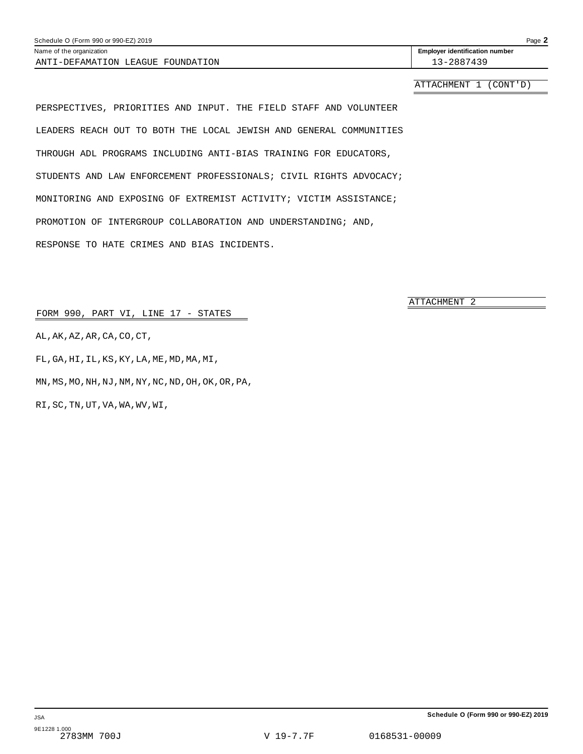Name of the organization: ANTI-DEFAMATION LEAGUE FOUNDATION

Employer identification number: 13-2887439

ATTACHMENT 1 (CONT'D)

PERSPECTIVES, PRIORITIES AND INPUT. THE FIELD STAFF AND VOLUNTEER LEADERS REACH OUT TO BOTH THE LOCAL JEWISH AND GENERAL COMMUNITIES THROUGH ADL PROGRAMS INCLUDING ANTI-BIAS TRAINING FOR EDUCATORS, STUDENTS AND LAW ENFORCEMENT PROFESSIONALS; CIVIL RIGHTS ADVOCACY; MONITORING AND EXPOSING OF EXTREMIST ACTIVITY; VICTIM ASSISTANCE; PROMOTION OF INTERGROUP COLLABORATION AND UNDERSTANDING; AND, RESPONSE TO HATE CRIMES AND BIAS INCIDENTS.

ATTACHMENT 2

FORM 990, PART VI, LINE 17 - STATES

AL,AK,AZ,AR,CA,CO,CT,

FL,GA,HI,IL,KS,KY,LA,ME,MD,MA,MI,

MN,MS,MO,NH,NJ,NM,NY,NC,ND,OH,OK,OR,PA,

RI,SC,TN,UT,VA,WA,WV,WI,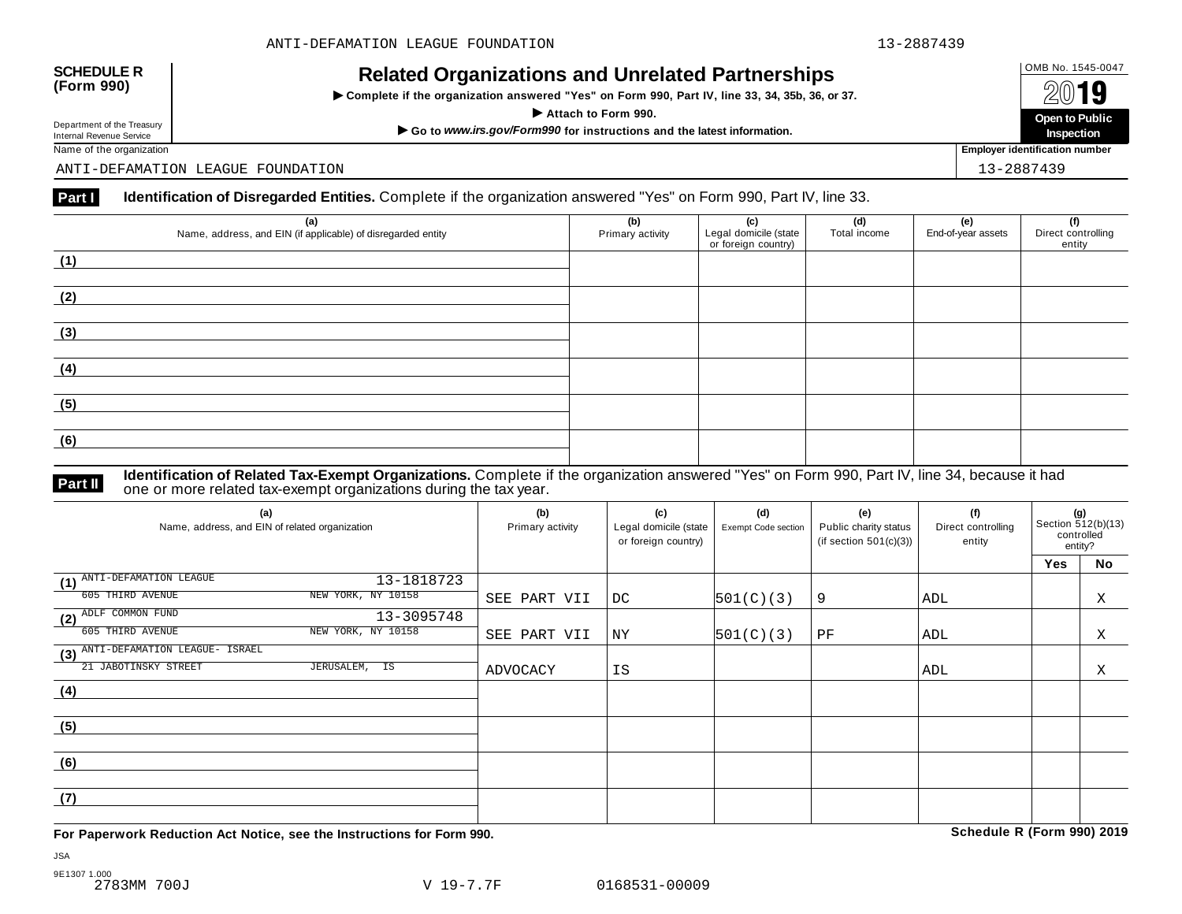**SCHEDULE R (Form 990)**

Department of the Treasury
Internal Revenue Service

# Related Organizations and Unrelated Partnerships

▶ **Complete if the organization answered "Yes" on Form 990, Part IV, line 33, 34, 35b, 36, or 37.**

▶ **Attach to Form 990.**

▶ **Go to *www.irs.gov/Form990* for instructions and the latest information.**

OMB No. 1545-0047

**2019**

**Open to Public Inspection**

Name of the organization: ANTI-DEFAMATION LEAGUE FOUNDATION

**Employer identification number**: 13-2887439

**Part I** **Identification of Disregarded Entities.** Complete if the organization answered "Yes" on Form 990, Part IV, line 33.

| (a) Name, address, and EIN (if applicable) of disregarded entity | (b) Primary activity | (c) Legal domicile (state or foreign country) | (d) Total income | (e) End-of-year assets | (f) Direct controlling entity |
|---|---|---|---|---|---|
| (1) | | | | | |
| (2) | | | | | |
| (3) | | | | | |
| (4) | | | | | |
| (5) | | | | | |
| (6) | | | | | |

**Part II** **Identification of Related Tax-Exempt Organizations.** Complete if the organization answered "Yes" on Form 990, Part IV, line 34, because it had one or more related tax-exempt organizations during the tax year.

| (a) Name, address, and EIN of related organization | (b) Primary activity | (c) Legal domicile (state or foreign country) | (d) Exempt Code section | (e) Public charity status (if section 501(c)(3)) | (f) Direct controlling entity | (g) Section 512(b)(13) controlled entity? Yes | No |
|---|---|---|---|---|---|---|---|
| (1) ANTI-DEFAMATION LEAGUE 13-1818723<br>605 THIRD AVENUE NEW YORK, NY 10158 | SEE PART VII | DC | 501(C)(3) | 9 | ADL | | X |
| (2) ADLF COMMON FUND 13-3095748<br>605 THIRD AVENUE NEW YORK, NY 10158 | SEE PART VII | NY | 501(C)(3) | PF | ADL | | X |
| (3) ANTI-DEFAMATION LEAGUE- ISRAEL<br>21 JABOTINSKY STREET JERUSALEM, IS | ADVOCACY | IS | | | ADL | | X |
| (4) | | | | | | | |
| (5) | | | | | | | |
| (6) | | | | | | | |
| (7) | | | | | | | |

**For Paperwork Reduction Act Notice, see the Instructions for Form 990.** **Schedule R (Form 990) 2019**

JSA
9E1307 1.000
2783MM 700J V 19-7.7F 0168531-00009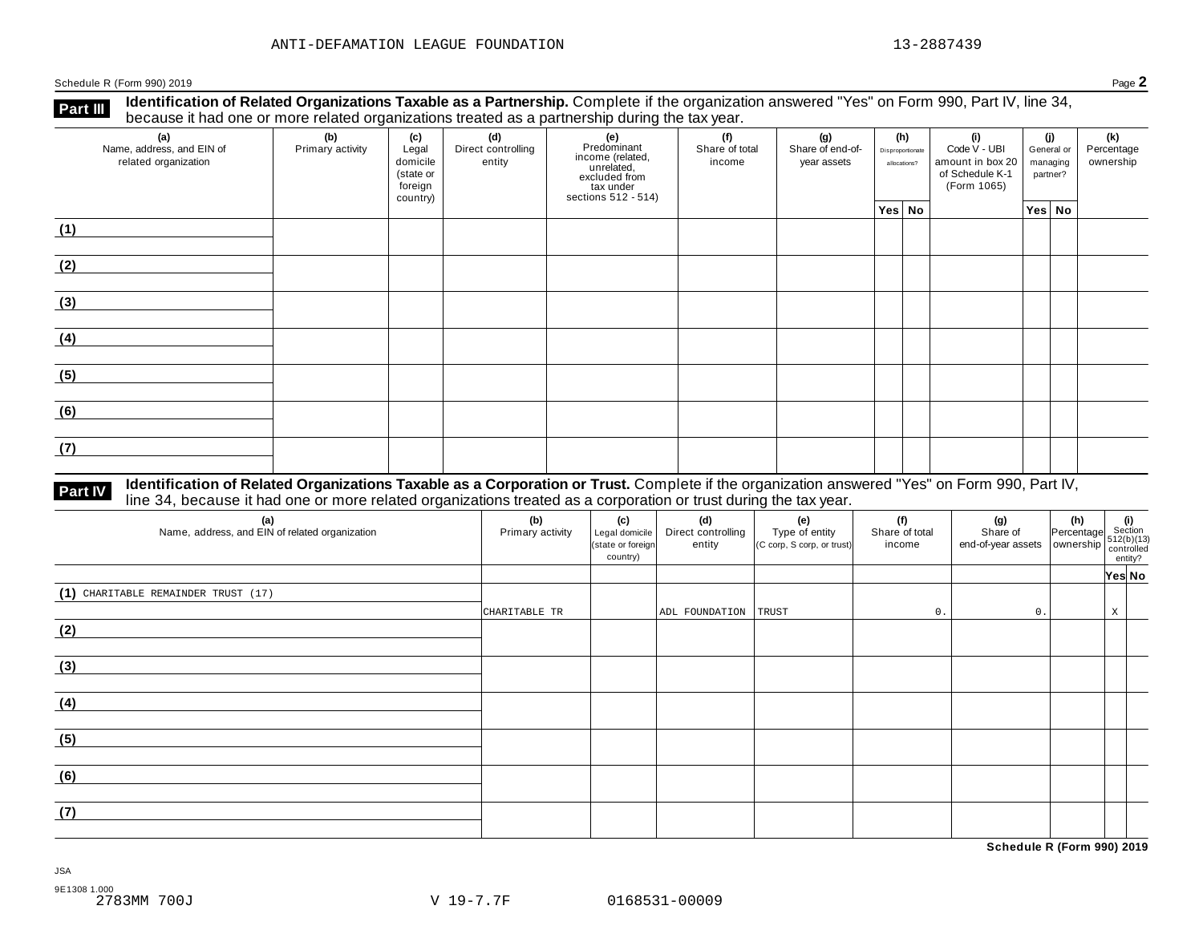ANTI-DEFAMATION LEAGUE FOUNDATION 13-2887439

Schedule R (Form 990) 2019 Page **2**

## Part III Identification of Related Organizations Taxable as a Partnership.

Complete if the organization answered "Yes" on Form 990, Part IV, line 34, because it had one or more related organizations treated as a partnership during the tax year.

| (a) Name, address, and EIN of related organization | (b) Primary activity | (c) Legal domicile (state or foreign country) | (d) Direct controlling entity | (e) Predominant income (related, unrelated, excluded from tax under sections 512 - 514) | (f) Share of total income | (g) Share of end-of-year assets | (h) Disproportionate allocations? Yes | (h) No | (i) Code V - UBI amount in box 20 of Schedule K-1 (Form 1065) | (j) General or managing partner? Yes | (j) No | (k) Percentage ownership |
|---|---|---|---|---|---|---|---|---|---|---|---|---|
| (1) | | | | | | | | | | | | |
| (2) | | | | | | | | | | | | |
| (3) | | | | | | | | | | | | |
| (4) | | | | | | | | | | | | |
| (5) | | | | | | | | | | | | |
| (6) | | | | | | | | | | | | |
| (7) | | | | | | | | | | | | |

## Part IV Identification of Related Organizations Taxable as a Corporation or Trust.

Complete if the organization answered "Yes" on Form 990, Part IV, line 34, because it had one or more related organizations treated as a corporation or trust during the tax year.

| (a) Name, address, and EIN of related organization | (b) Primary activity | (c) Legal domicile (state or foreign country) | (d) Direct controlling entity | (e) Type of entity (C corp, S corp, or trust) | (f) Share of total income | (g) Share of end-of-year assets | (h) Percentage ownership | (i) Section 512(b)(13) controlled entity? Yes | (i) No |
|---|---|---|---|---|---|---|---|---|---|
| (1) CHARITABLE REMAINDER TRUST (17) | CHARITABLE TR | | ADL FOUNDATION | TRUST | 0. | 0. | | X | |
| (2) | | | | | | | | | |
| (3) | | | | | | | | | |
| (4) | | | | | | | | | |
| (5) | | | | | | | | | |
| (6) | | | | | | | | | |
| (7) | | | | | | | | | |

**Schedule R (Form 990) 2019**

JSA
9E1308 1.000
2783MM 700J V 19-7.7F 0168531-00009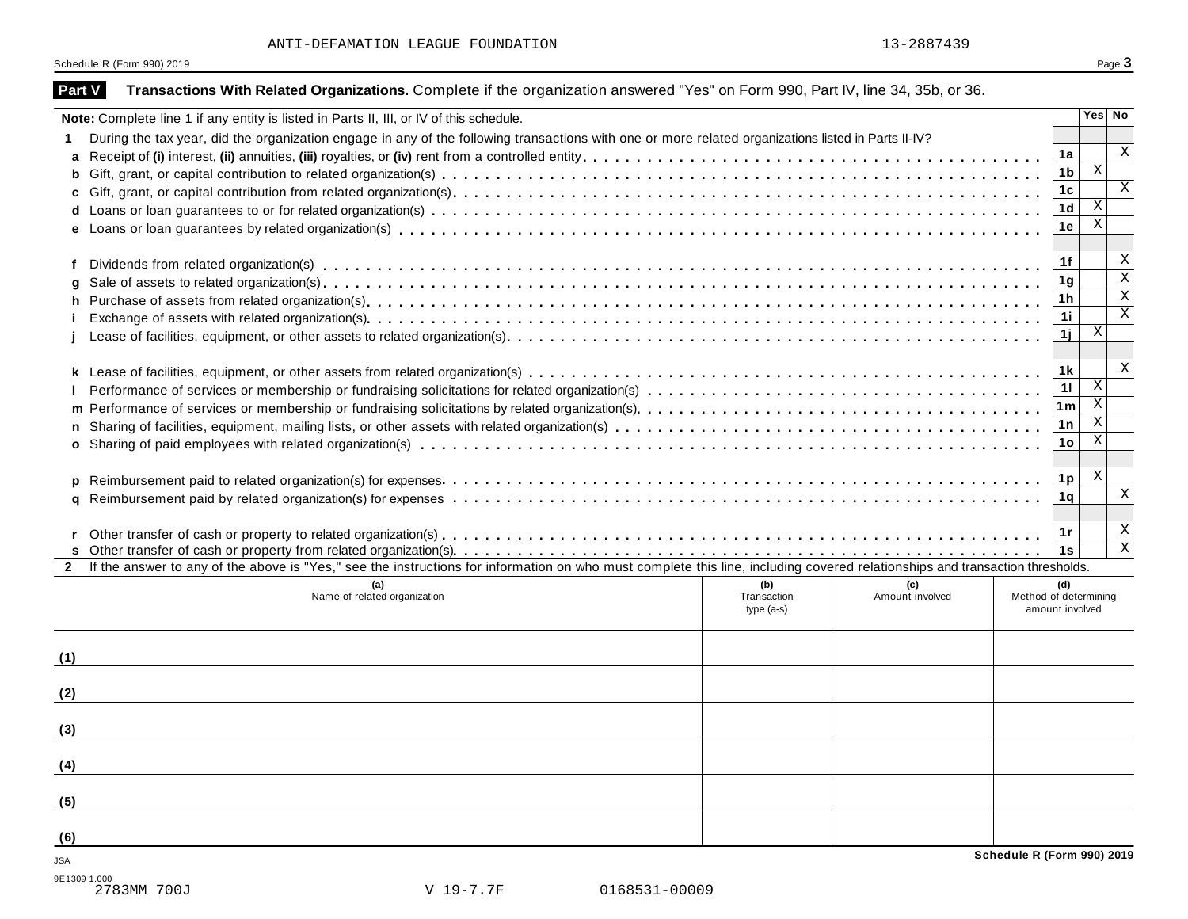ANTI-DEFAMATION LEAGUE FOUNDATION 13-2887439

Schedule R (Form 990) 2019

## Part V Transactions With Related Organizations. Complete if the organization answered "Yes" on Form 990, Part IV, line 34, 35b, or 36.

| **Note:** Complete line 1 if any entity is listed in Parts II, III, or IV of this schedule. | | Yes | No |
|---|---|---|---|
| **1** During the tax year, did the organization engage in any of the following transactions with one or more related organizations listed in Parts II-IV? | | | |
| **a** Receipt of **(i)** interest, **(ii)** annuities, **(iii)** royalties, or **(iv)** rent from a controlled entity | 1a | | X |
| **b** Gift, grant, or capital contribution to related organization(s) | 1b | X | |
| **c** Gift, grant, or capital contribution from related organization(s) | 1c | | X |
| **d** Loans or loan guarantees to or for related organization(s) | 1d | X | |
| **e** Loans or loan guarantees by related organization(s) | 1e | X | |
| **f** Dividends from related organization(s) | 1f | | X |
| **g** Sale of assets to related organization(s) | 1g | | X |
| **h** Purchase of assets from related organization(s) | 1h | | X |
| **i** Exchange of assets with related organization(s) | 1i | | X |
| **j** Lease of facilities, equipment, or other assets to related organization(s) | 1j | X | |
| **k** Lease of facilities, equipment, or other assets from related organization(s) | 1k | | X |
| **l** Performance of services or membership or fundraising solicitations for related organization(s) | 1l | X | |
| **m** Performance of services or membership or fundraising solicitations by related organization(s) | 1m | X | |
| **n** Sharing of facilities, equipment, mailing lists, or other assets with related organization(s) | 1n | X | |
| **o** Sharing of paid employees with related organization(s) | 1o | X | |
| **p** Reimbursement paid to related organization(s) for expenses | 1p | X | |
| **q** Reimbursement paid by related organization(s) for expenses | 1q | | X |
| **r** Other transfer of cash or property to related organization(s) | 1r | | X |
| **s** Other transfer of cash or property from related organization(s) | 1s | | X |

**2** If the answer to any of the above is "Yes," see the instructions for information on who must complete this line, including covered relationships and transaction thresholds.

| | (a) Name of related organization | (b) Transaction type (a-s) | (c) Amount involved | (d) Method of determining amount involved |
|---|---|---|---|---|
| (1) | | | | |
| (2) | | | | |
| (3) | | | | |
| (4) | | | | |
| (5) | | | | |
| (6) | | | | |

Schedule R (Form 990) 2019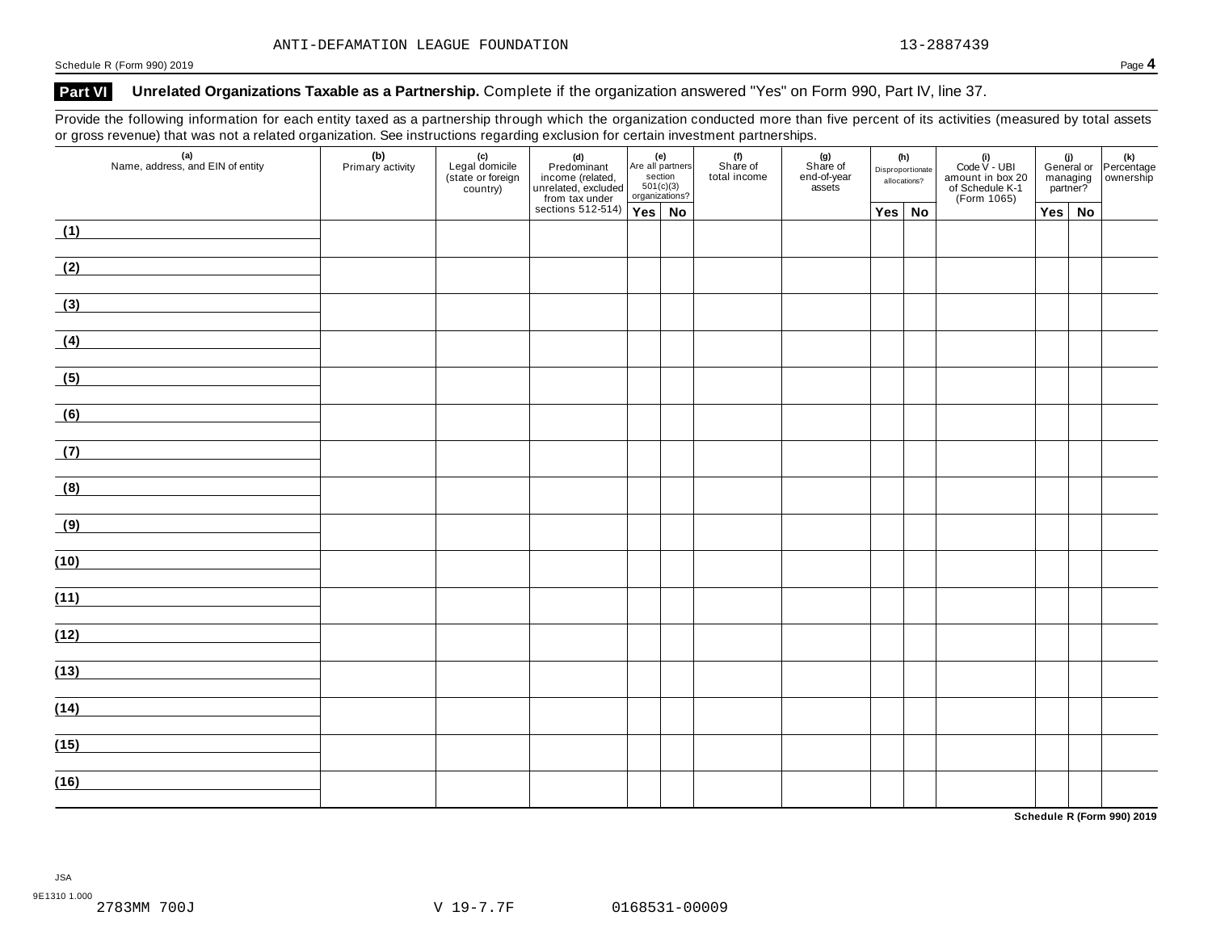ANTI-DEFAMATION LEAGUE FOUNDATION 13-2887439

Schedule R (Form 990) 2019 Page **4**

## Part VI Unrelated Organizations Taxable as a Partnership. Complete if the organization answered "Yes" on Form 990, Part IV, line 37.

Provide the following information for each entity taxed as a partnership through which the organization conducted more than five percent of its activities (measured by total assets or gross revenue) that was not a related organization. See instructions regarding exclusion for certain investment partnerships.

| (a) Name, address, and EIN of entity | (b) Primary activity | (c) Legal domicile (state or foreign country) | (d) Predominant income (related, unrelated, excluded from tax under sections 512-514) | (e) Are all partners section 501(c)(3) organizations? | | (f) Share of total income | (g) Share of end-of-year assets | (h) Disproportionate allocations? | | (i) Code V - UBI amount in box 20 of Schedule K-1 (Form 1065) | (j) General or managing partner? | | (k) Percentage ownership |
|---|---|---|---|---|---|---|---|---|---|---|---|---|---|
| | | | | Yes | No | | | Yes | No | | Yes | No | |
| (1) | | | | | | | | | | | | | |
| (2) | | | | | | | | | | | | | |
| (3) | | | | | | | | | | | | | |
| (4) | | | | | | | | | | | | | |
| (5) | | | | | | | | | | | | | |
| (6) | | | | | | | | | | | | | |
| (7) | | | | | | | | | | | | | |
| (8) | | | | | | | | | | | | | |
| (9) | | | | | | | | | | | | | |
| (10) | | | | | | | | | | | | | |
| (11) | | | | | | | | | | | | | |
| (12) | | | | | | | | | | | | | |
| (13) | | | | | | | | | | | | | |
| (14) | | | | | | | | | | | | | |
| (15) | | | | | | | | | | | | | |
| (16) | | | | | | | | | | | | | |

**Schedule R (Form 990) 2019**

JSA
9E1310 1.000
2783MM 700J V 19-7.7F 0168531-00009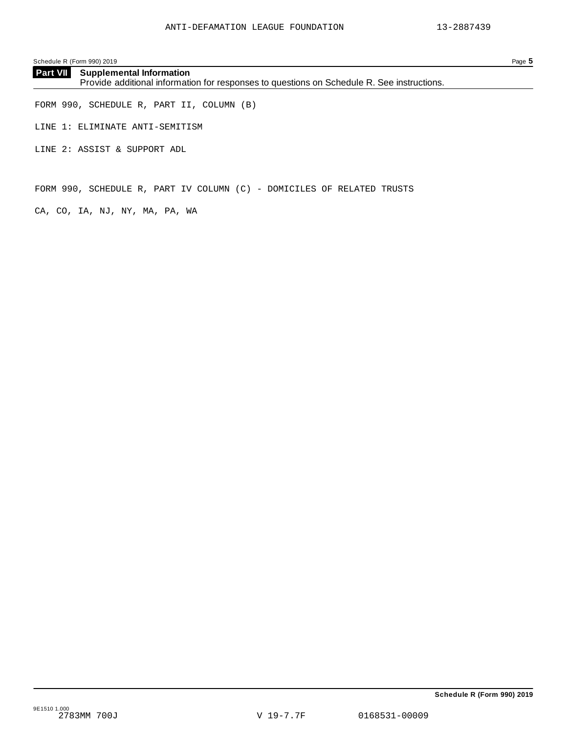## Part VII Supplemental Information

Provide additional information for responses to questions on Schedule R. See instructions.

FORM 990, SCHEDULE R, PART II, COLUMN (B)

LINE 1: ELIMINATE ANTI-SEMITISM

LINE 2: ASSIST & SUPPORT ADL

FORM 990, SCHEDULE R, PART IV COLUMN (C) - DOMICILES OF RELATED TRUSTS

CA, CO, IA, NJ, NY, MA, PA, WA